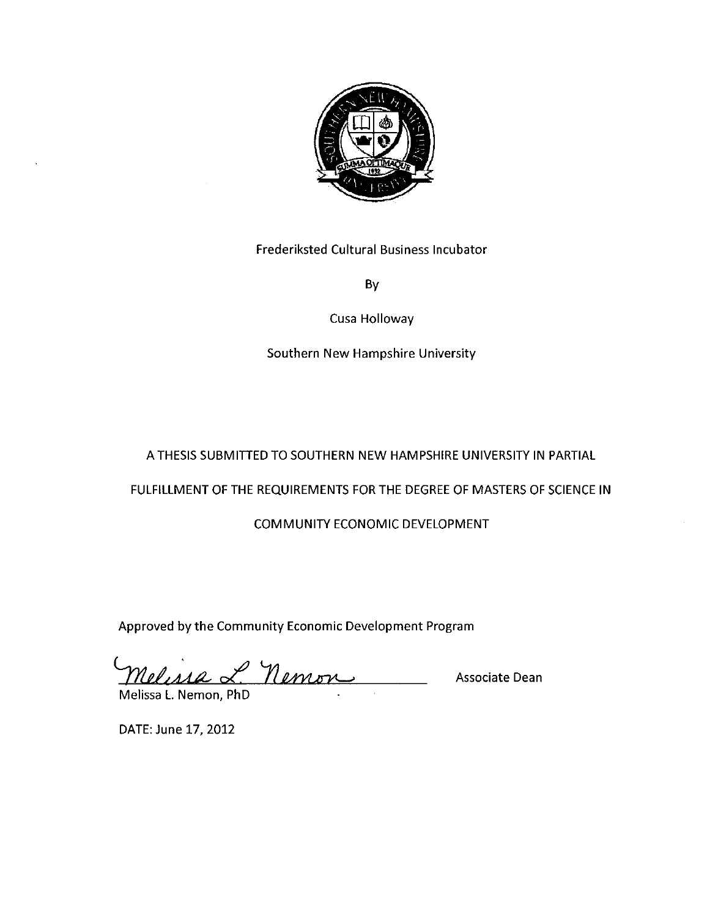Frederiksted Cultural Business Incubator

By

Cusa Holloway

Southern New Hampshire University

A THESIS SUBMITTED TO SOUTHERN NEW HAMPSHIRE UNIVERSITY IN PARTIAL FULFILLMENT OF THE REQUIREMENTS FOR THE DEGREE OF MASTERS OF SCIENCE IN COMMUNITY ECONOMIC DEVELOPMENT

Approved by the Community Economic Development Program

Melissa L. Nemon — Associate Dean

Melissa L. Nemon, PhD

DATE: June 17, 2012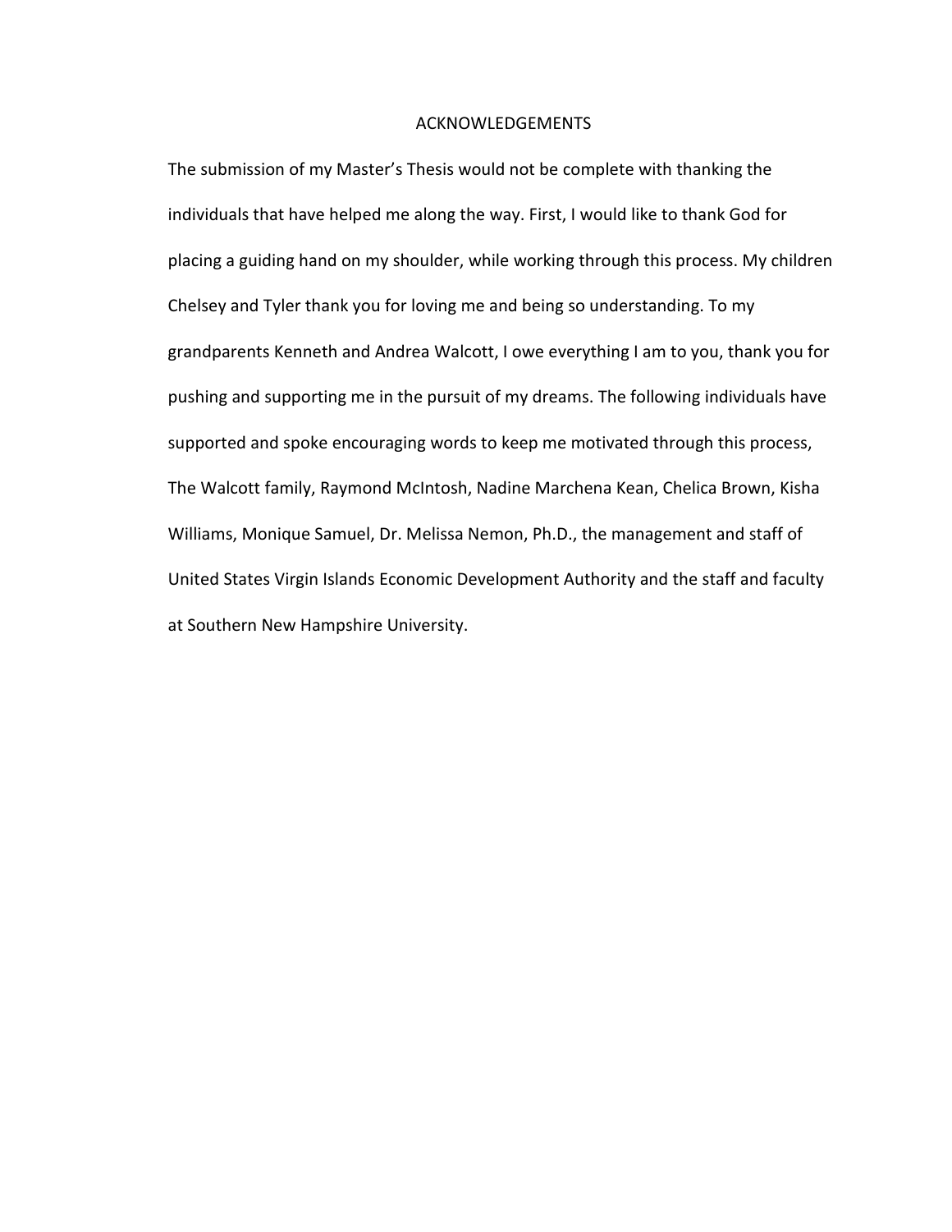# ACKNOWLEDGEMENTS

The submission of my Master's Thesis would not be complete with thanking the individuals that have helped me along the way. First, I would like to thank God for placing a guiding hand on my shoulder, while working through this process. My children Chelsey and Tyler thank you for loving me and being so understanding. To my grandparents Kenneth and Andrea Walcott, I owe everything I am to you, thank you for pushing and supporting me in the pursuit of my dreams. The following individuals have supported and spoke encouraging words to keep me motivated through this process, The Walcott family, Raymond McIntosh, Nadine Marchena Kean, Chelica Brown, Kisha Williams, Monique Samuel, Dr. Melissa Nemon, Ph.D., the management and staff of United States Virgin Islands Economic Development Authority and the staff and faculty at Southern New Hampshire University.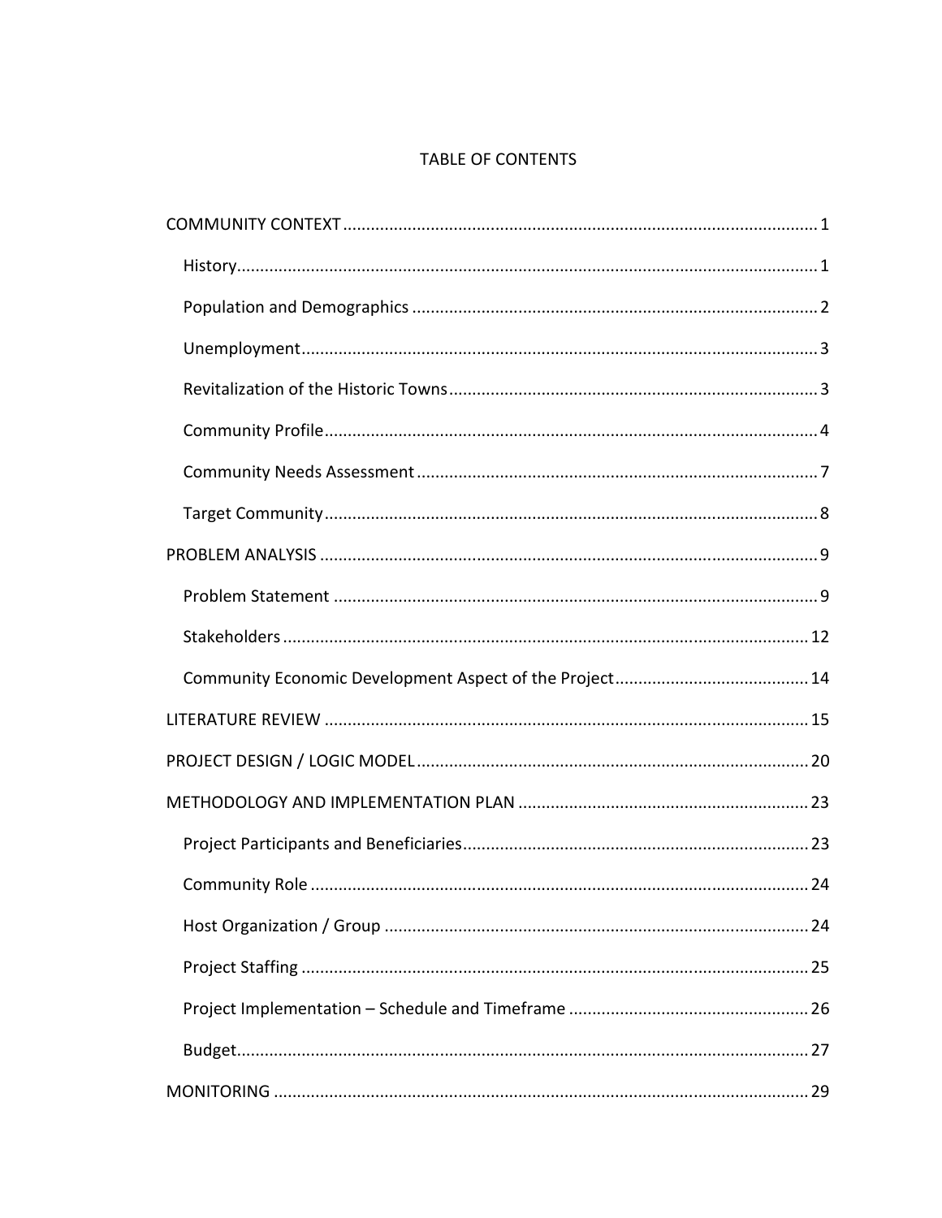# TABLE OF CONTENTS

- COMMUNITY CONTEXT ..... 1
  - History ..... 1
  - Population and Demographics ..... 2
  - Unemployment ..... 3
  - Revitalization of the Historic Towns ..... 3
  - Community Profile ..... 4
  - Community Needs Assessment ..... 7
  - Target Community ..... 8
- PROBLEM ANALYSIS ..... 9
  - Problem Statement ..... 9
  - Stakeholders ..... 12
  - Community Economic Development Aspect of the Project ..... 14
- LITERATURE REVIEW ..... 15
- PROJECT DESIGN / LOGIC MODEL ..... 20
- METHODOLOGY AND IMPLEMENTATION PLAN ..... 23
  - Project Participants and Beneficiaries ..... 23
  - Community Role ..... 24
  - Host Organization / Group ..... 24
  - Project Staffing ..... 25
  - Project Implementation – Schedule and Timeframe ..... 26
  - Budget ..... 27
- MONITORING ..... 29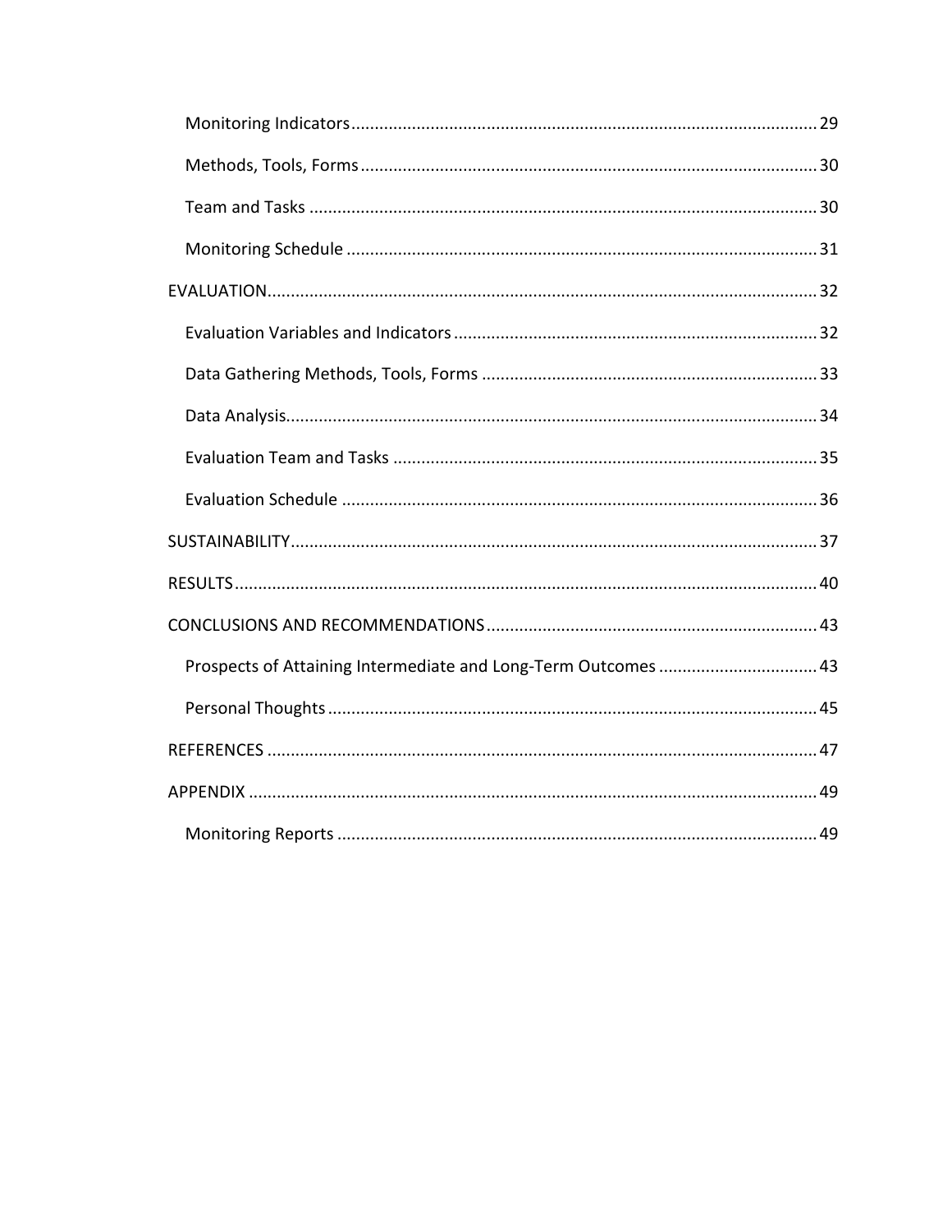- Monitoring Indicators ..... 29
- Methods, Tools, Forms ..... 30
- Team and Tasks ..... 30
- Monitoring Schedule ..... 31

EVALUATION ..... 32

- Evaluation Variables and Indicators ..... 32
- Data Gathering Methods, Tools, Forms ..... 33
- Data Analysis ..... 34
- Evaluation Team and Tasks ..... 35
- Evaluation Schedule ..... 36

SUSTAINABILITY ..... 37

RESULTS ..... 40

CONCLUSIONS AND RECOMMENDATIONS ..... 43

- Prospects of Attaining Intermediate and Long-Term Outcomes ..... 43
- Personal Thoughts ..... 45

REFERENCES ..... 47

APPENDIX ..... 49

- Monitoring Reports ..... 49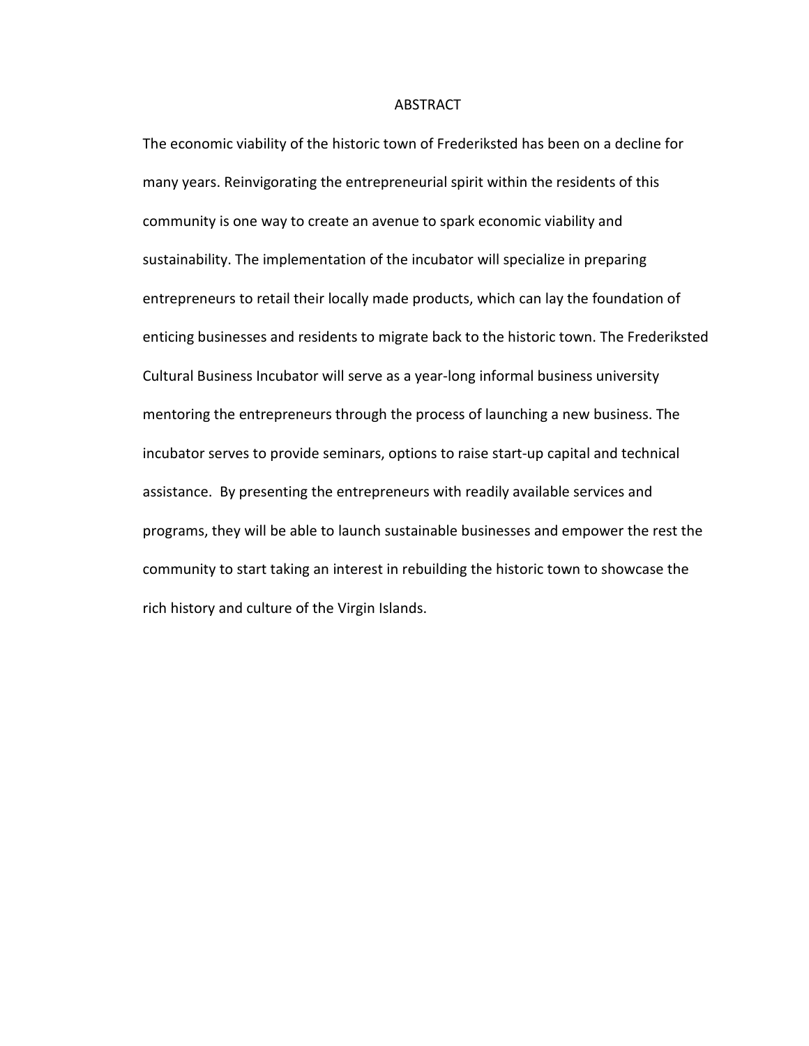# ABSTRACT

The economic viability of the historic town of Frederiksted has been on a decline for many years. Reinvigorating the entrepreneurial spirit within the residents of this community is one way to create an avenue to spark economic viability and sustainability. The implementation of the incubator will specialize in preparing entrepreneurs to retail their locally made products, which can lay the foundation of enticing businesses and residents to migrate back to the historic town. The Frederiksted Cultural Business Incubator will serve as a year-long informal business university mentoring the entrepreneurs through the process of launching a new business. The incubator serves to provide seminars, options to raise start-up capital and technical assistance. By presenting the entrepreneurs with readily available services and programs, they will be able to launch sustainable businesses and empower the rest the community to start taking an interest in rebuilding the historic town to showcase the rich history and culture of the Virgin Islands.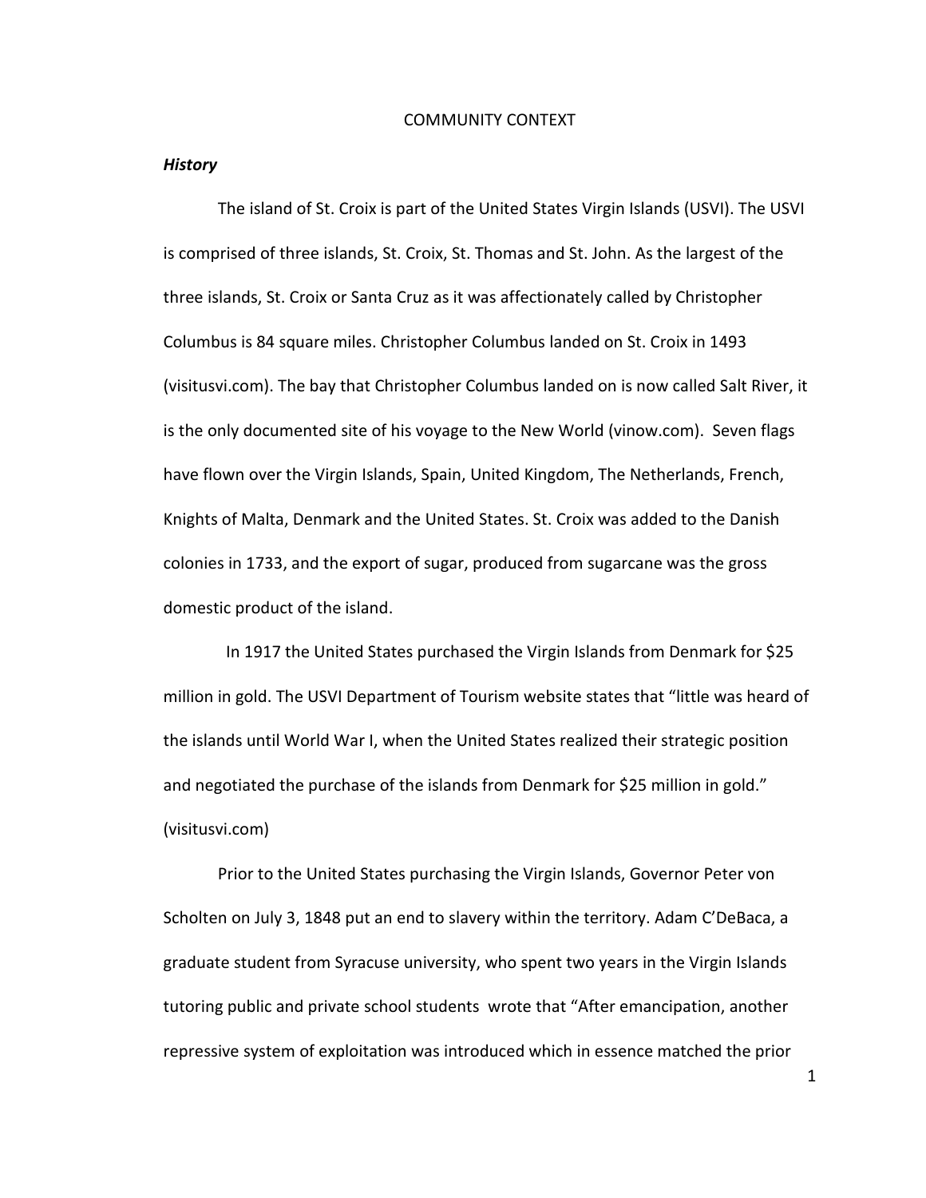COMMUNITY CONTEXT

***History***

The island of St. Croix is part of the United States Virgin Islands (USVI). The USVI is comprised of three islands, St. Croix, St. Thomas and St. John. As the largest of the three islands, St. Croix or Santa Cruz as it was affectionately called by Christopher Columbus is 84 square miles. Christopher Columbus landed on St. Croix in 1493 (visitusvi.com). The bay that Christopher Columbus landed on is now called Salt River, it is the only documented site of his voyage to the New World (vinow.com). Seven flags have flown over the Virgin Islands, Spain, United Kingdom, The Netherlands, French, Knights of Malta, Denmark and the United States. St. Croix was added to the Danish colonies in 1733, and the export of sugar, produced from sugarcane was the gross domestic product of the island.

In 1917 the United States purchased the Virgin Islands from Denmark for $25 million in gold. The USVI Department of Tourism website states that "little was heard of the islands until World War I, when the United States realized their strategic position and negotiated the purchase of the islands from Denmark for $25 million in gold." (visitusvi.com)

Prior to the United States purchasing the Virgin Islands, Governor Peter von Scholten on July 3, 1848 put an end to slavery within the territory. Adam C'DeBaca, a graduate student from Syracuse university, who spent two years in the Virgin Islands tutoring public and private school students wrote that "After emancipation, another repressive system of exploitation was introduced which in essence matched the prior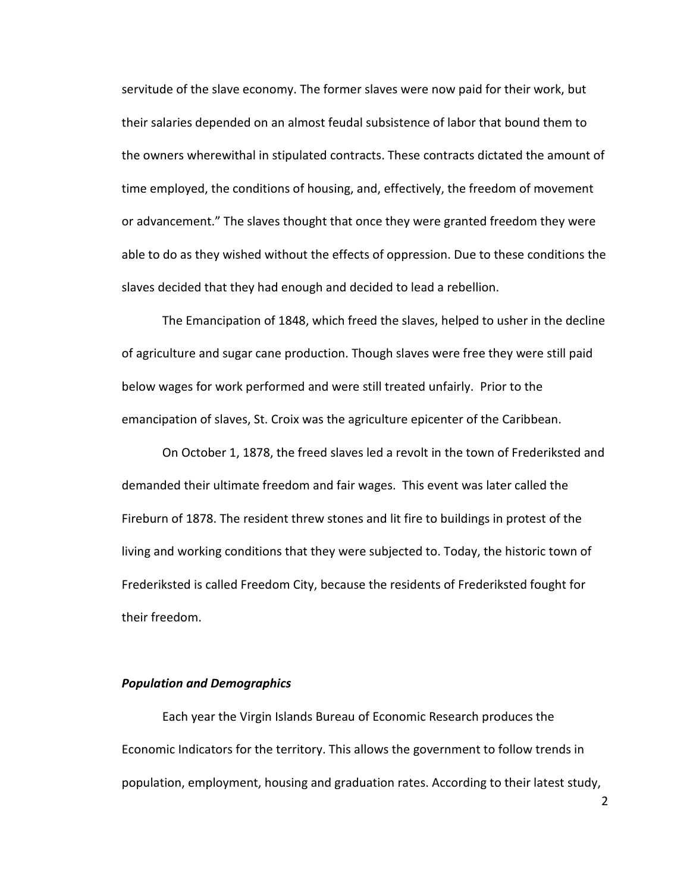servitude of the slave economy. The former slaves were now paid for their work, but their salaries depended on an almost feudal subsistence of labor that bound them to the owners wherewithal in stipulated contracts. These contracts dictated the amount of time employed, the conditions of housing, and, effectively, the freedom of movement or advancement." The slaves thought that once they were granted freedom they were able to do as they wished without the effects of oppression. Due to these conditions the slaves decided that they had enough and decided to lead a rebellion.

The Emancipation of 1848, which freed the slaves, helped to usher in the decline of agriculture and sugar cane production. Though slaves were free they were still paid below wages for work performed and were still treated unfairly. Prior to the emancipation of slaves, St. Croix was the agriculture epicenter of the Caribbean.

On October 1, 1878, the freed slaves led a revolt in the town of Frederiksted and demanded their ultimate freedom and fair wages. This event was later called the Fireburn of 1878. The resident threw stones and lit fire to buildings in protest of the living and working conditions that they were subjected to. Today, the historic town of Frederiksted is called Freedom City, because the residents of Frederiksted fought for their freedom.

### *Population and Demographics*

Each year the Virgin Islands Bureau of Economic Research produces the Economic Indicators for the territory. This allows the government to follow trends in population, employment, housing and graduation rates. According to their latest study,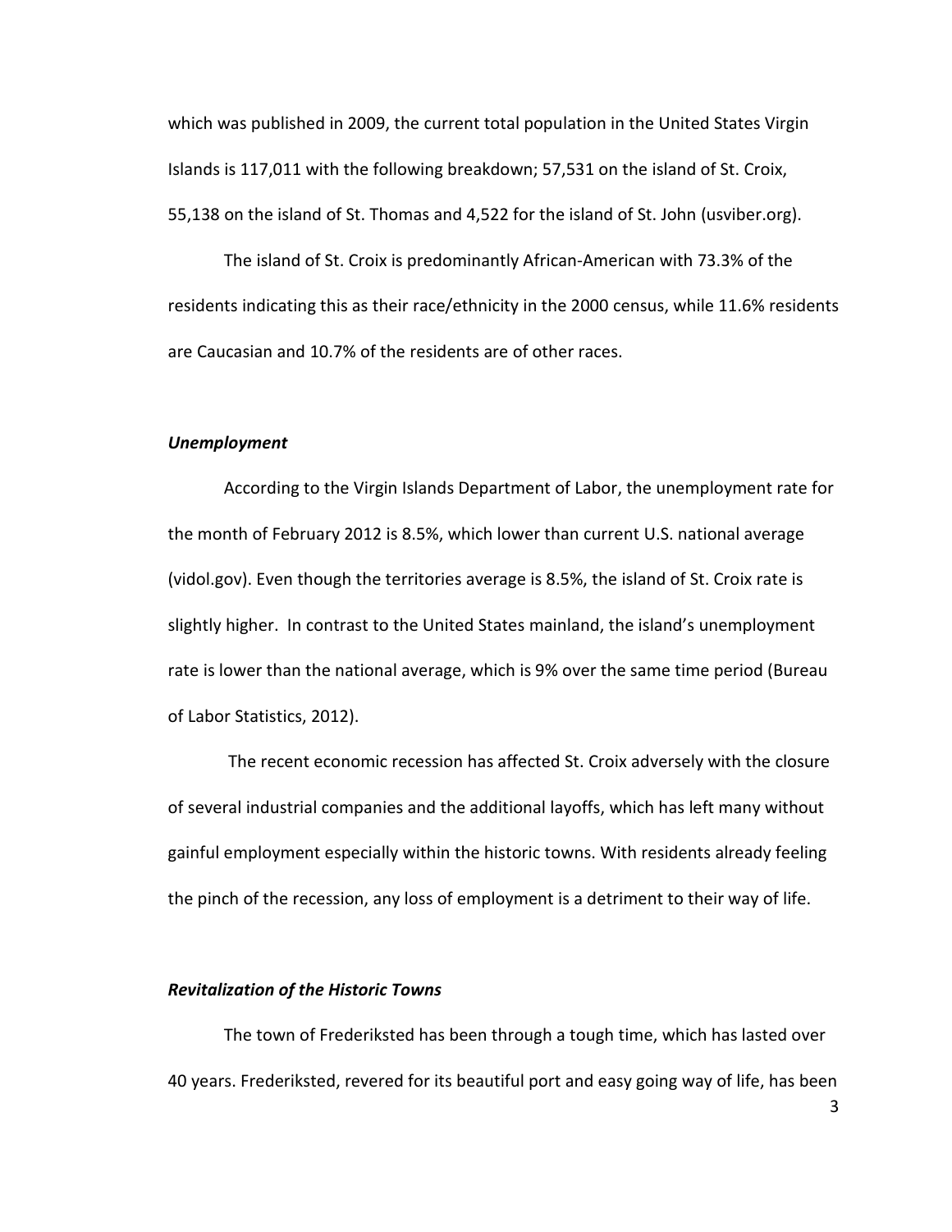which was published in 2009, the current total population in the United States Virgin Islands is 117,011 with the following breakdown; 57,531 on the island of St. Croix, 55,138 on the island of St. Thomas and 4,522 for the island of St. John (usviber.org).

The island of St. Croix is predominantly African-American with 73.3% of the residents indicating this as their race/ethnicity in the 2000 census, while 11.6% residents are Caucasian and 10.7% of the residents are of other races.

### *Unemployment*

According to the Virgin Islands Department of Labor, the unemployment rate for the month of February 2012 is 8.5%, which lower than current U.S. national average (vidol.gov). Even though the territories average is 8.5%, the island of St. Croix rate is slightly higher. In contrast to the United States mainland, the island's unemployment rate is lower than the national average, which is 9% over the same time period (Bureau of Labor Statistics, 2012).

The recent economic recession has affected St. Croix adversely with the closure of several industrial companies and the additional layoffs, which has left many without gainful employment especially within the historic towns. With residents already feeling the pinch of the recession, any loss of employment is a detriment to their way of life.

### *Revitalization of the Historic Towns*

The town of Frederiksted has been through a tough time, which has lasted over 40 years. Frederiksted, revered for its beautiful port and easy going way of life, has been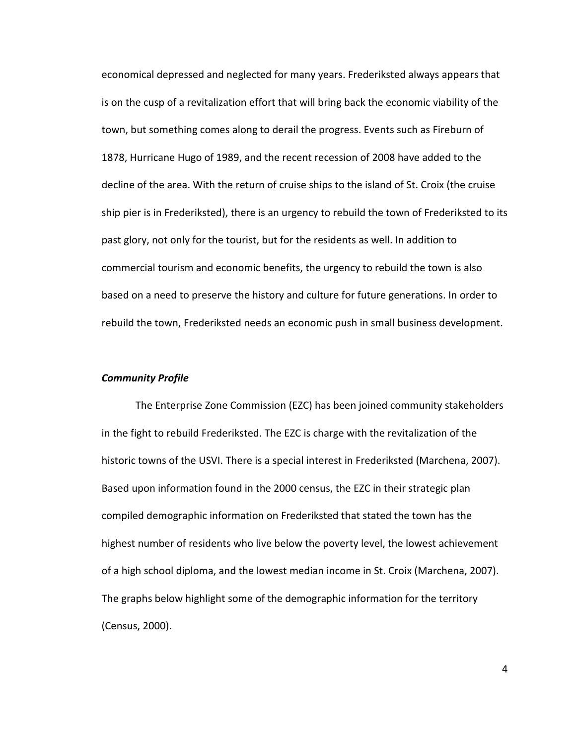economical depressed and neglected for many years. Frederiksted always appears that is on the cusp of a revitalization effort that will bring back the economic viability of the town, but something comes along to derail the progress. Events such as Fireburn of 1878, Hurricane Hugo of 1989, and the recent recession of 2008 have added to the decline of the area. With the return of cruise ships to the island of St. Croix (the cruise ship pier is in Frederiksted), there is an urgency to rebuild the town of Frederiksted to its past glory, not only for the tourist, but for the residents as well. In addition to commercial tourism and economic benefits, the urgency to rebuild the town is also based on a need to preserve the history and culture for future generations. In order to rebuild the town, Frederiksted needs an economic push in small business development.

### *Community Profile*

The Enterprise Zone Commission (EZC) has been joined community stakeholders in the fight to rebuild Frederiksted. The EZC is charge with the revitalization of the historic towns of the USVI. There is a special interest in Frederiksted (Marchena, 2007). Based upon information found in the 2000 census, the EZC in their strategic plan compiled demographic information on Frederiksted that stated the town has the highest number of residents who live below the poverty level, the lowest achievement of a high school diploma, and the lowest median income in St. Croix (Marchena, 2007). The graphs below highlight some of the demographic information for the territory (Census, 2000).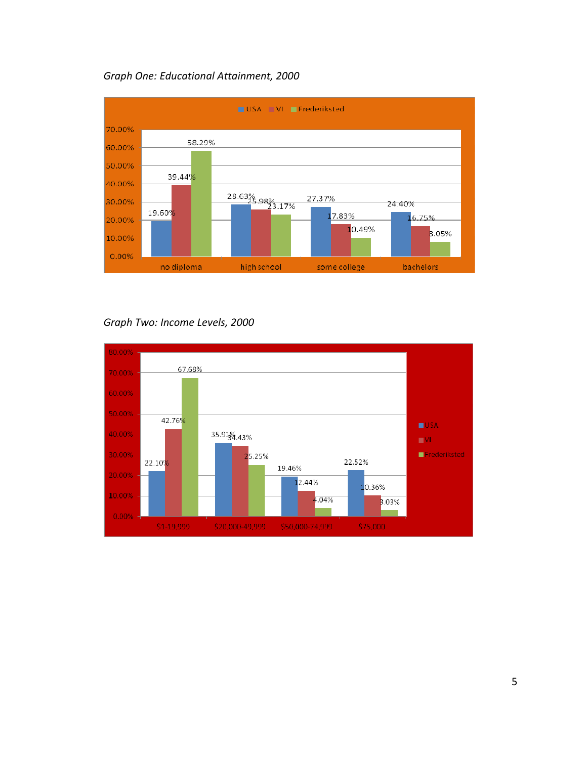*Graph One: Educational Attainment, 2000*

| | USA | VI | Frederiksted |
|---|---|---|---|
| no diploma | 19.60% | 39.44% | 58.29% |
| high school | 28.63% | 25.98% | 23.17% |
| some college | 27.37% | 17.83% | 10.49% |
| bachelors | 24.40% | 16.75% | 8.05% |

*Graph Two: Income Levels, 2000*

| | USA | VI | Frederiksted |
|---|---|---|---|
| $1-19,999 | 22.10% | 42.76% | 67.68% |
| $20,000-49,999 | 35.91% | 34.43% | 25.25% |
| $50,000-74,999 | 19.46% | 12.44% | 4.04% |
| $75,000 | 22.52% | 10.36% | 3.03% |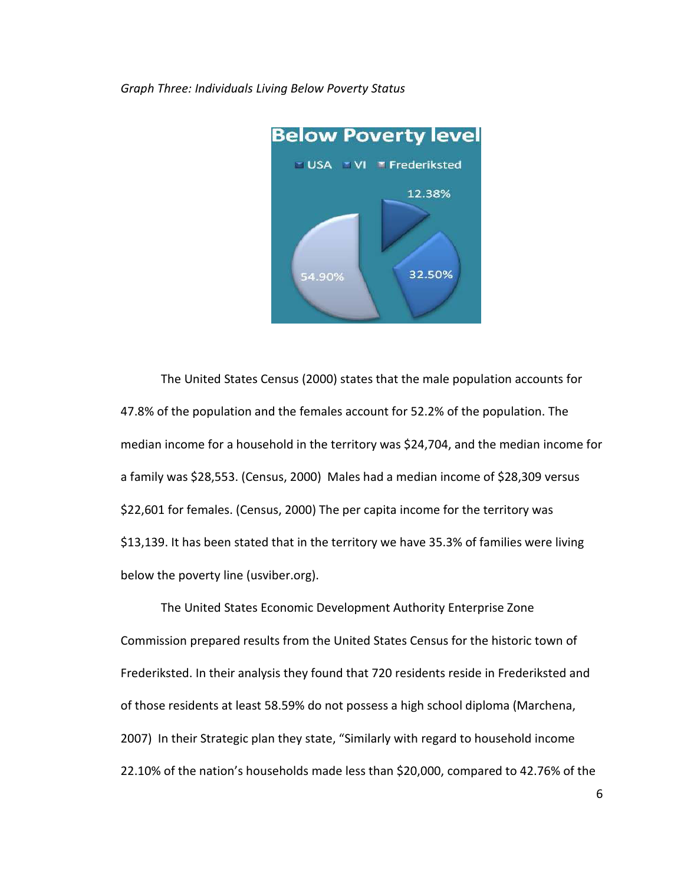*Graph Three: Individuals Living Below Poverty Status*

The United States Census (2000) states that the male population accounts for 47.8% of the population and the females account for 52.2% of the population. The median income for a household in the territory was $24,704, and the median income for a family was $28,553. (Census, 2000) Males had a median income of $28,309 versus $22,601 for females. (Census, 2000) The per capita income for the territory was $13,139. It has been stated that in the territory we have 35.3% of families were living below the poverty line (usviber.org).

The United States Economic Development Authority Enterprise Zone Commission prepared results from the United States Census for the historic town of Frederiksted. In their analysis they found that 720 residents reside in Frederiksted and of those residents at least 58.59% do not possess a high school diploma (Marchena, 2007) In their Strategic plan they state, "Similarly with regard to household income 22.10% of the nation's households made less than $20,000, compared to 42.76% of the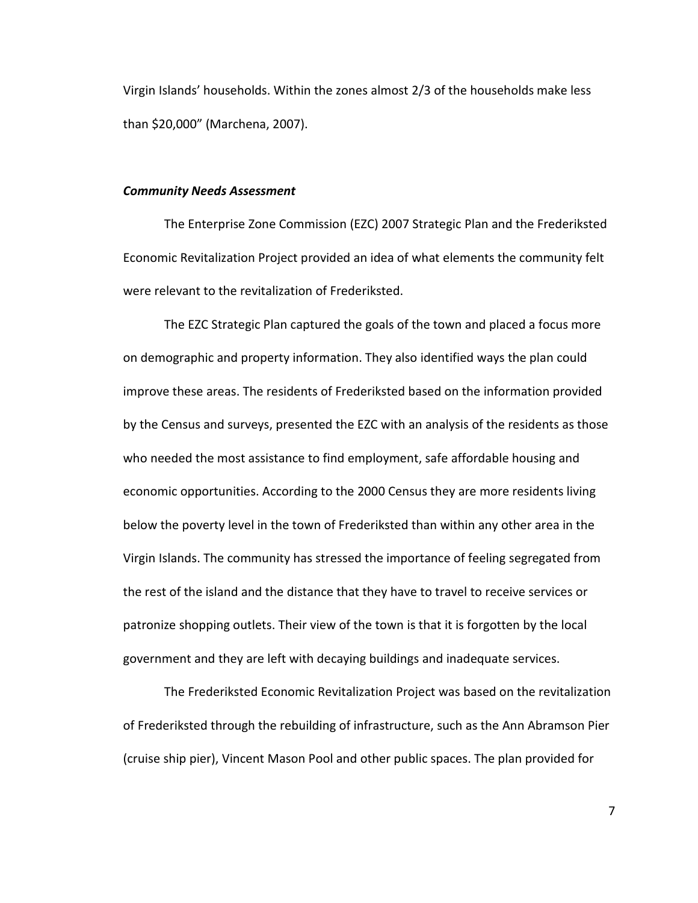Virgin Islands' households. Within the zones almost 2/3 of the households make less than $20,000" (Marchena, 2007).

### *Community Needs Assessment*

The Enterprise Zone Commission (EZC) 2007 Strategic Plan and the Frederiksted Economic Revitalization Project provided an idea of what elements the community felt were relevant to the revitalization of Frederiksted.

The EZC Strategic Plan captured the goals of the town and placed a focus more on demographic and property information. They also identified ways the plan could improve these areas. The residents of Frederiksted based on the information provided by the Census and surveys, presented the EZC with an analysis of the residents as those who needed the most assistance to find employment, safe affordable housing and economic opportunities. According to the 2000 Census they are more residents living below the poverty level in the town of Frederiksted than within any other area in the Virgin Islands. The community has stressed the importance of feeling segregated from the rest of the island and the distance that they have to travel to receive services or patronize shopping outlets. Their view of the town is that it is forgotten by the local government and they are left with decaying buildings and inadequate services.

The Frederiksted Economic Revitalization Project was based on the revitalization of Frederiksted through the rebuilding of infrastructure, such as the Ann Abramson Pier (cruise ship pier), Vincent Mason Pool and other public spaces. The plan provided for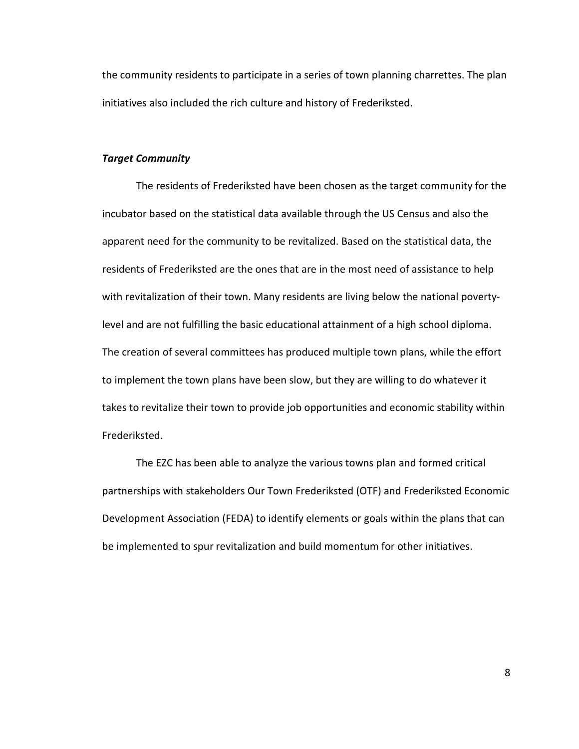the community residents to participate in a series of town planning charrettes. The plan initiatives also included the rich culture and history of Frederiksted.

### ***Target Community***

The residents of Frederiksted have been chosen as the target community for the incubator based on the statistical data available through the US Census and also the apparent need for the community to be revitalized. Based on the statistical data, the residents of Frederiksted are the ones that are in the most need of assistance to help with revitalization of their town. Many residents are living below the national poverty-level and are not fulfilling the basic educational attainment of a high school diploma. The creation of several committees has produced multiple town plans, while the effort to implement the town plans have been slow, but they are willing to do whatever it takes to revitalize their town to provide job opportunities and economic stability within Frederiksted.

The EZC has been able to analyze the various towns plan and formed critical partnerships with stakeholders Our Town Frederiksted (OTF) and Frederiksted Economic Development Association (FEDA) to identify elements or goals within the plans that can be implemented to spur revitalization and build momentum for other initiatives.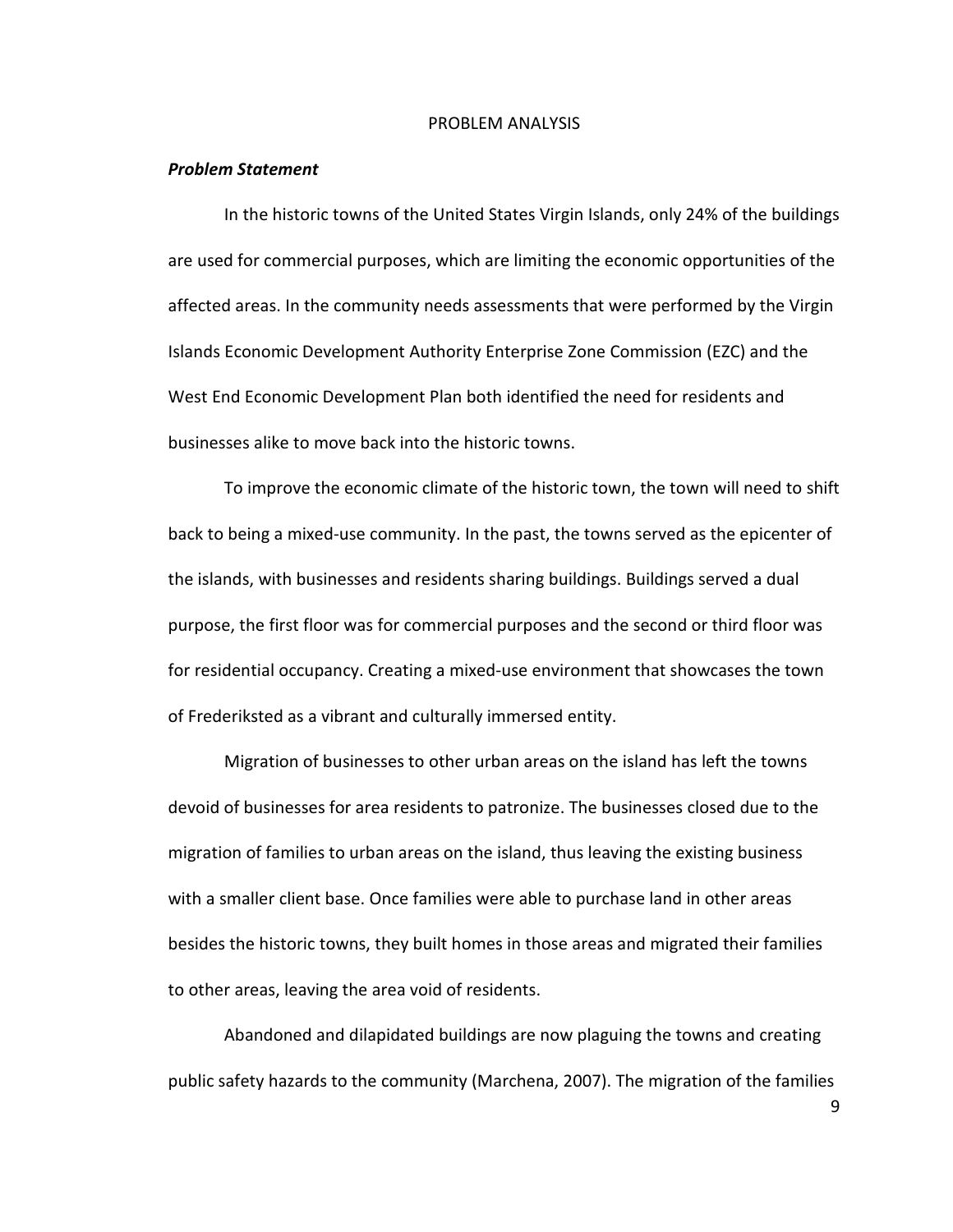# PROBLEM ANALYSIS

### *Problem Statement*

In the historic towns of the United States Virgin Islands, only 24% of the buildings are used for commercial purposes, which are limiting the economic opportunities of the affected areas. In the community needs assessments that were performed by the Virgin Islands Economic Development Authority Enterprise Zone Commission (EZC) and the West End Economic Development Plan both identified the need for residents and businesses alike to move back into the historic towns.

To improve the economic climate of the historic town, the town will need to shift back to being a mixed-use community. In the past, the towns served as the epicenter of the islands, with businesses and residents sharing buildings. Buildings served a dual purpose, the first floor was for commercial purposes and the second or third floor was for residential occupancy. Creating a mixed-use environment that showcases the town of Frederiksted as a vibrant and culturally immersed entity.

Migration of businesses to other urban areas on the island has left the towns devoid of businesses for area residents to patronize. The businesses closed due to the migration of families to urban areas on the island, thus leaving the existing business with a smaller client base. Once families were able to purchase land in other areas besides the historic towns, they built homes in those areas and migrated their families to other areas, leaving the area void of residents.

Abandoned and dilapidated buildings are now plaguing the towns and creating public safety hazards to the community (Marchena, 2007). The migration of the families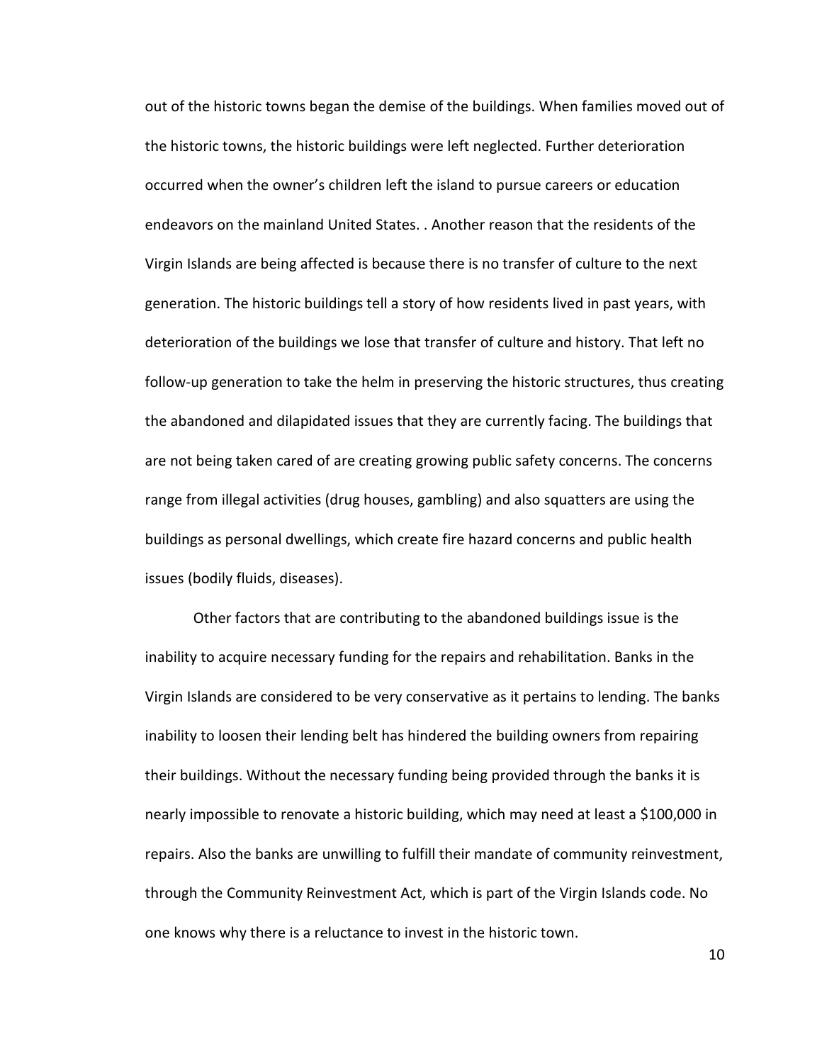out of the historic towns began the demise of the buildings. When families moved out of the historic towns, the historic buildings were left neglected. Further deterioration occurred when the owner's children left the island to pursue careers or education endeavors on the mainland United States. . Another reason that the residents of the Virgin Islands are being affected is because there is no transfer of culture to the next generation. The historic buildings tell a story of how residents lived in past years, with deterioration of the buildings we lose that transfer of culture and history. That left no follow-up generation to take the helm in preserving the historic structures, thus creating the abandoned and dilapidated issues that they are currently facing. The buildings that are not being taken cared of are creating growing public safety concerns. The concerns range from illegal activities (drug houses, gambling) and also squatters are using the buildings as personal dwellings, which create fire hazard concerns and public health issues (bodily fluids, diseases).

Other factors that are contributing to the abandoned buildings issue is the inability to acquire necessary funding for the repairs and rehabilitation. Banks in the Virgin Islands are considered to be very conservative as it pertains to lending. The banks inability to loosen their lending belt has hindered the building owners from repairing their buildings. Without the necessary funding being provided through the banks it is nearly impossible to renovate a historic building, which may need at least a $100,000 in repairs. Also the banks are unwilling to fulfill their mandate of community reinvestment, through the Community Reinvestment Act, which is part of the Virgin Islands code. No one knows why there is a reluctance to invest in the historic town.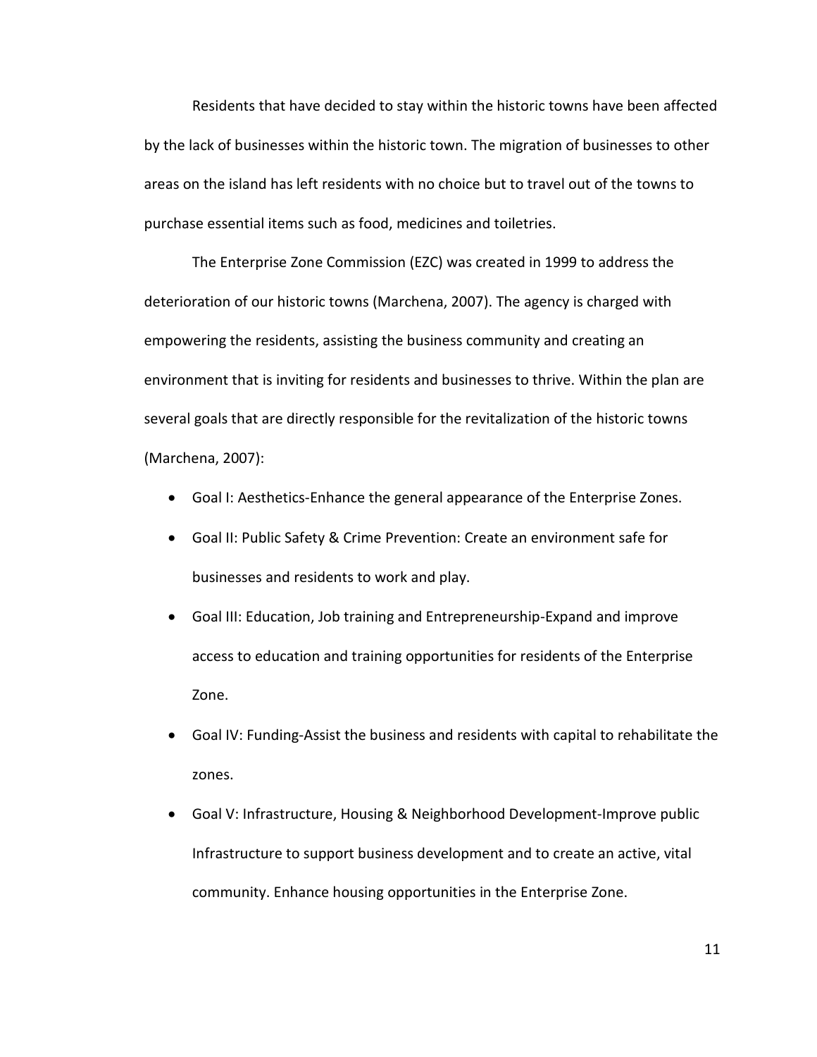Residents that have decided to stay within the historic towns have been affected by the lack of businesses within the historic town. The migration of businesses to other areas on the island has left residents with no choice but to travel out of the towns to purchase essential items such as food, medicines and toiletries.

The Enterprise Zone Commission (EZC) was created in 1999 to address the deterioration of our historic towns (Marchena, 2007). The agency is charged with empowering the residents, assisting the business community and creating an environment that is inviting for residents and businesses to thrive. Within the plan are several goals that are directly responsible for the revitalization of the historic towns (Marchena, 2007):

- Goal I: Aesthetics-Enhance the general appearance of the Enterprise Zones.
- Goal II: Public Safety & Crime Prevention: Create an environment safe for businesses and residents to work and play.
- Goal III: Education, Job training and Entrepreneurship-Expand and improve access to education and training opportunities for residents of the Enterprise Zone.
- Goal IV: Funding-Assist the business and residents with capital to rehabilitate the zones.
- Goal V: Infrastructure, Housing & Neighborhood Development-Improve public Infrastructure to support business development and to create an active, vital community. Enhance housing opportunities in the Enterprise Zone.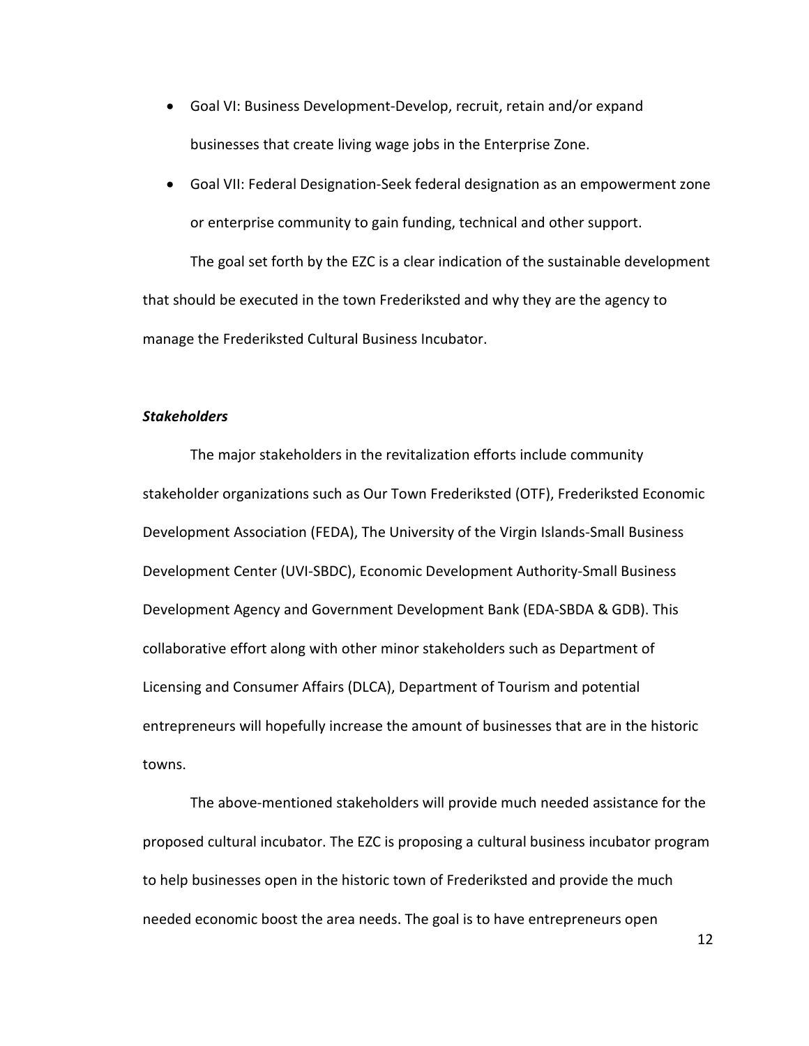- Goal VI: Business Development-Develop, recruit, retain and/or expand businesses that create living wage jobs in the Enterprise Zone.
- Goal VII: Federal Designation-Seek federal designation as an empowerment zone or enterprise community to gain funding, technical and other support.

The goal set forth by the EZC is a clear indication of the sustainable development that should be executed in the town Frederiksted and why they are the agency to manage the Frederiksted Cultural Business Incubator.

***Stakeholders***

The major stakeholders in the revitalization efforts include community stakeholder organizations such as Our Town Frederiksted (OTF), Frederiksted Economic Development Association (FEDA), The University of the Virgin Islands-Small Business Development Center (UVI-SBDC), Economic Development Authority-Small Business Development Agency and Government Development Bank (EDA-SBDA & GDB). This collaborative effort along with other minor stakeholders such as Department of Licensing and Consumer Affairs (DLCA), Department of Tourism and potential entrepreneurs will hopefully increase the amount of businesses that are in the historic towns.

The above-mentioned stakeholders will provide much needed assistance for the proposed cultural incubator. The EZC is proposing a cultural business incubator program to help businesses open in the historic town of Frederiksted and provide the much needed economic boost the area needs. The goal is to have entrepreneurs open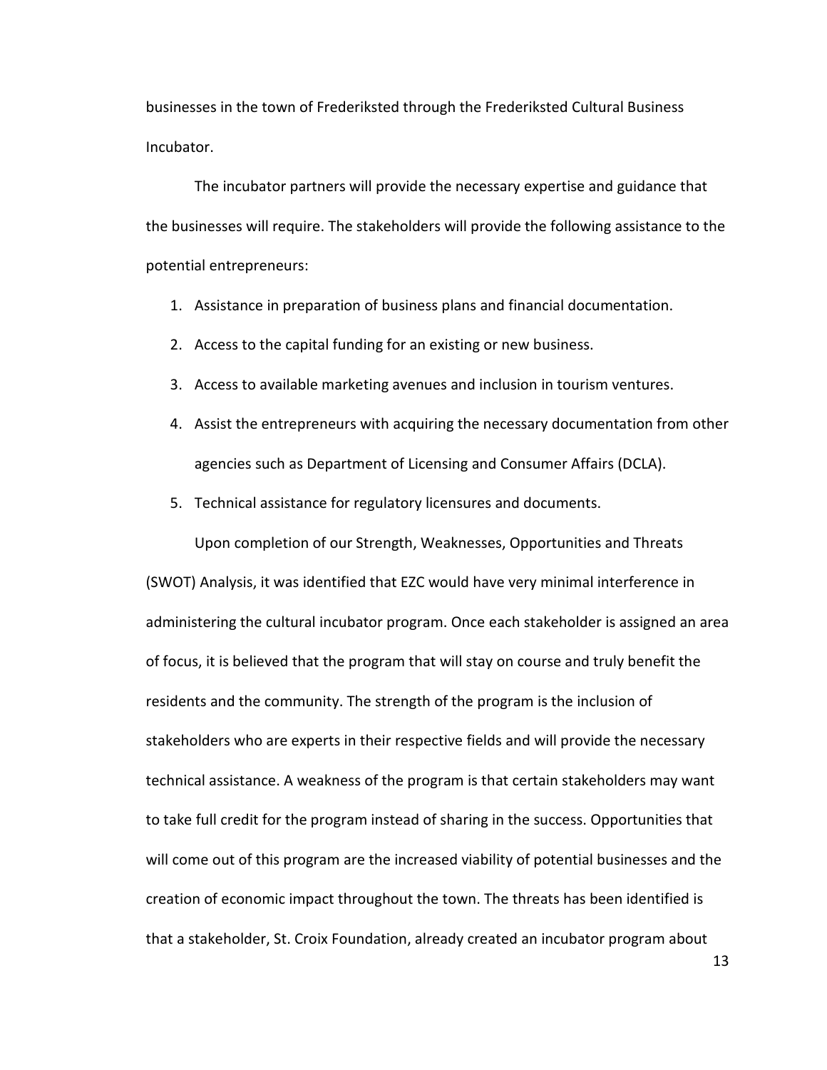businesses in the town of Frederiksted through the Frederiksted Cultural Business Incubator.

The incubator partners will provide the necessary expertise and guidance that the businesses will require. The stakeholders will provide the following assistance to the potential entrepreneurs:

1. Assistance in preparation of business plans and financial documentation.
2. Access to the capital funding for an existing or new business.
3. Access to available marketing avenues and inclusion in tourism ventures.
4. Assist the entrepreneurs with acquiring the necessary documentation from other agencies such as Department of Licensing and Consumer Affairs (DCLA).
5. Technical assistance for regulatory licensures and documents.

Upon completion of our Strength, Weaknesses, Opportunities and Threats (SWOT) Analysis, it was identified that EZC would have very minimal interference in administering the cultural incubator program. Once each stakeholder is assigned an area of focus, it is believed that the program that will stay on course and truly benefit the residents and the community. The strength of the program is the inclusion of stakeholders who are experts in their respective fields and will provide the necessary technical assistance. A weakness of the program is that certain stakeholders may want to take full credit for the program instead of sharing in the success. Opportunities that will come out of this program are the increased viability of potential businesses and the creation of economic impact throughout the town. The threats has been identified is that a stakeholder, St. Croix Foundation, already created an incubator program about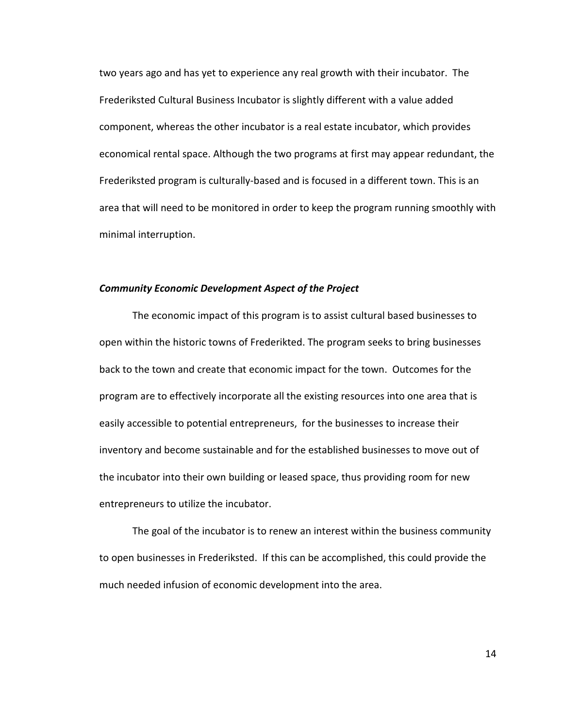two years ago and has yet to experience any real growth with their incubator. The Frederiksted Cultural Business Incubator is slightly different with a value added component, whereas the other incubator is a real estate incubator, which provides economical rental space. Although the two programs at first may appear redundant, the Frederiksted program is culturally-based and is focused in a different town. This is an area that will need to be monitored in order to keep the program running smoothly with minimal interruption.

### ***Community Economic Development Aspect of the Project***

The economic impact of this program is to assist cultural based businesses to open within the historic towns of Frederikted. The program seeks to bring businesses back to the town and create that economic impact for the town. Outcomes for the program are to effectively incorporate all the existing resources into one area that is easily accessible to potential entrepreneurs, for the businesses to increase their inventory and become sustainable and for the established businesses to move out of the incubator into their own building or leased space, thus providing room for new entrepreneurs to utilize the incubator.

The goal of the incubator is to renew an interest within the business community to open businesses in Frederiksted. If this can be accomplished, this could provide the much needed infusion of economic development into the area.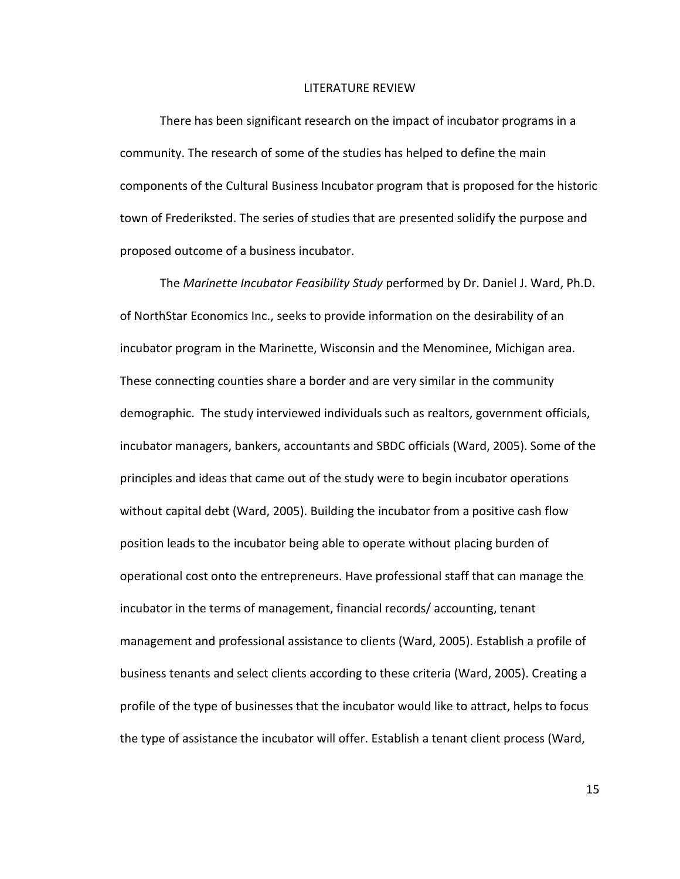## LITERATURE REVIEW

There has been significant research on the impact of incubator programs in a community. The research of some of the studies has helped to define the main components of the Cultural Business Incubator program that is proposed for the historic town of Frederiksted. The series of studies that are presented solidify the purpose and proposed outcome of a business incubator.

The *Marinette Incubator Feasibility Study* performed by Dr. Daniel J. Ward, Ph.D. of NorthStar Economics Inc., seeks to provide information on the desirability of an incubator program in the Marinette, Wisconsin and the Menominee, Michigan area. These connecting counties share a border and are very similar in the community demographic. The study interviewed individuals such as realtors, government officials, incubator managers, bankers, accountants and SBDC officials (Ward, 2005). Some of the principles and ideas that came out of the study were to begin incubator operations without capital debt (Ward, 2005). Building the incubator from a positive cash flow position leads to the incubator being able to operate without placing burden of operational cost onto the entrepreneurs. Have professional staff that can manage the incubator in the terms of management, financial records/ accounting, tenant management and professional assistance to clients (Ward, 2005). Establish a profile of business tenants and select clients according to these criteria (Ward, 2005). Creating a profile of the type of businesses that the incubator would like to attract, helps to focus the type of assistance the incubator will offer. Establish a tenant client process (Ward,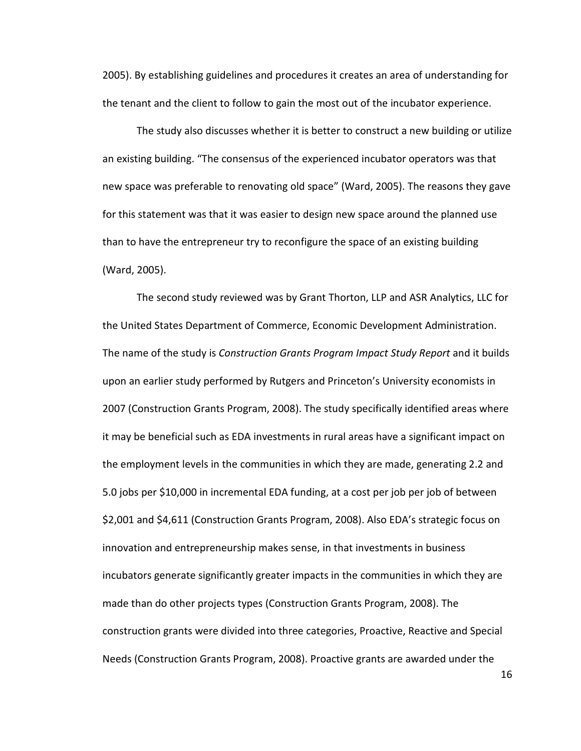2005). By establishing guidelines and procedures it creates an area of understanding for the tenant and the client to follow to gain the most out of the incubator experience.

The study also discusses whether it is better to construct a new building or utilize an existing building. "The consensus of the experienced incubator operators was that new space was preferable to renovating old space" (Ward, 2005). The reasons they gave for this statement was that it was easier to design new space around the planned use than to have the entrepreneur try to reconfigure the space of an existing building (Ward, 2005).

The second study reviewed was by Grant Thorton, LLP and ASR Analytics, LLC for the United States Department of Commerce, Economic Development Administration. The name of the study is *Construction Grants Program Impact Study Report* and it builds upon an earlier study performed by Rutgers and Princeton's University economists in 2007 (Construction Grants Program, 2008). The study specifically identified areas where it may be beneficial such as EDA investments in rural areas have a significant impact on the employment levels in the communities in which they are made, generating 2.2 and 5.0 jobs per $10,000 in incremental EDA funding, at a cost per job per job of between $2,001 and $4,611 (Construction Grants Program, 2008). Also EDA's strategic focus on innovation and entrepreneurship makes sense, in that investments in business incubators generate significantly greater impacts in the communities in which they are made than do other projects types (Construction Grants Program, 2008). The construction grants were divided into three categories, Proactive, Reactive and Special Needs (Construction Grants Program, 2008). Proactive grants are awarded under the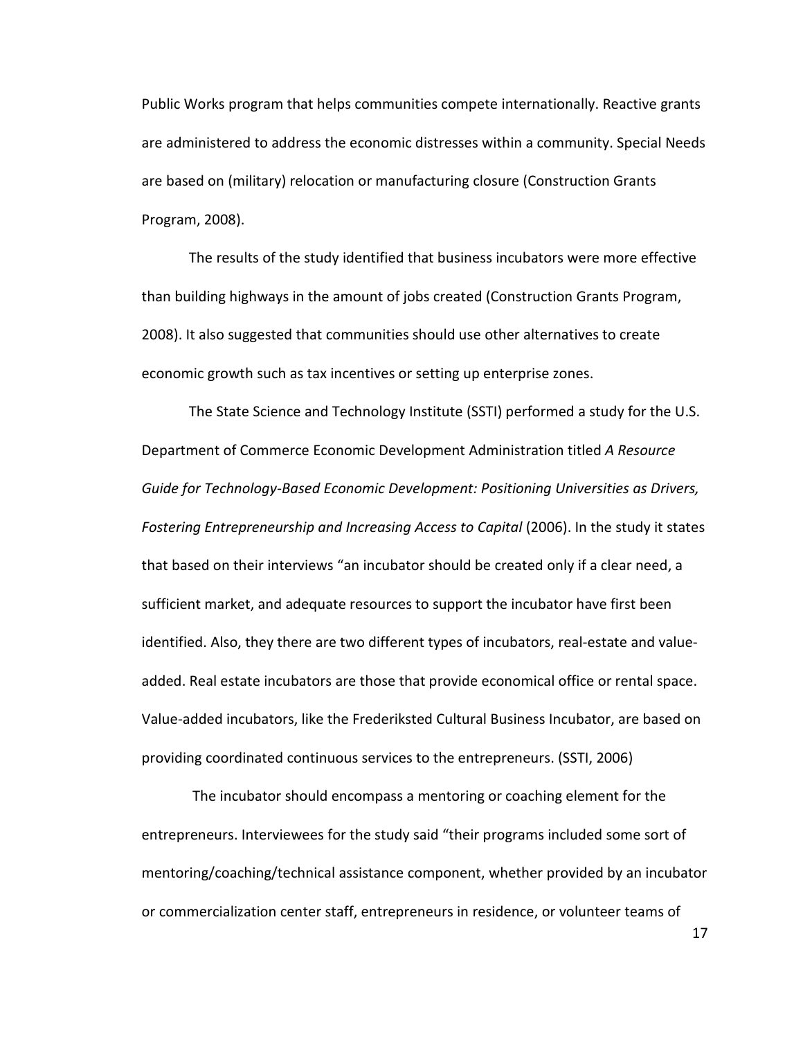Public Works program that helps communities compete internationally. Reactive grants are administered to address the economic distresses within a community. Special Needs are based on (military) relocation or manufacturing closure (Construction Grants Program, 2008).

The results of the study identified that business incubators were more effective than building highways in the amount of jobs created (Construction Grants Program, 2008). It also suggested that communities should use other alternatives to create economic growth such as tax incentives or setting up enterprise zones.

The State Science and Technology Institute (SSTI) performed a study for the U.S. Department of Commerce Economic Development Administration titled *A Resource Guide for Technology-Based Economic Development: Positioning Universities as Drivers, Fostering Entrepreneurship and Increasing Access to Capital* (2006). In the study it states that based on their interviews "an incubator should be created only if a clear need, a sufficient market, and adequate resources to support the incubator have first been identified. Also, they there are two different types of incubators, real-estate and value-added. Real estate incubators are those that provide economical office or rental space. Value-added incubators, like the Frederiksted Cultural Business Incubator, are based on providing coordinated continuous services to the entrepreneurs. (SSTI, 2006)

The incubator should encompass a mentoring or coaching element for the entrepreneurs. Interviewees for the study said "their programs included some sort of mentoring/coaching/technical assistance component, whether provided by an incubator or commercialization center staff, entrepreneurs in residence, or volunteer teams of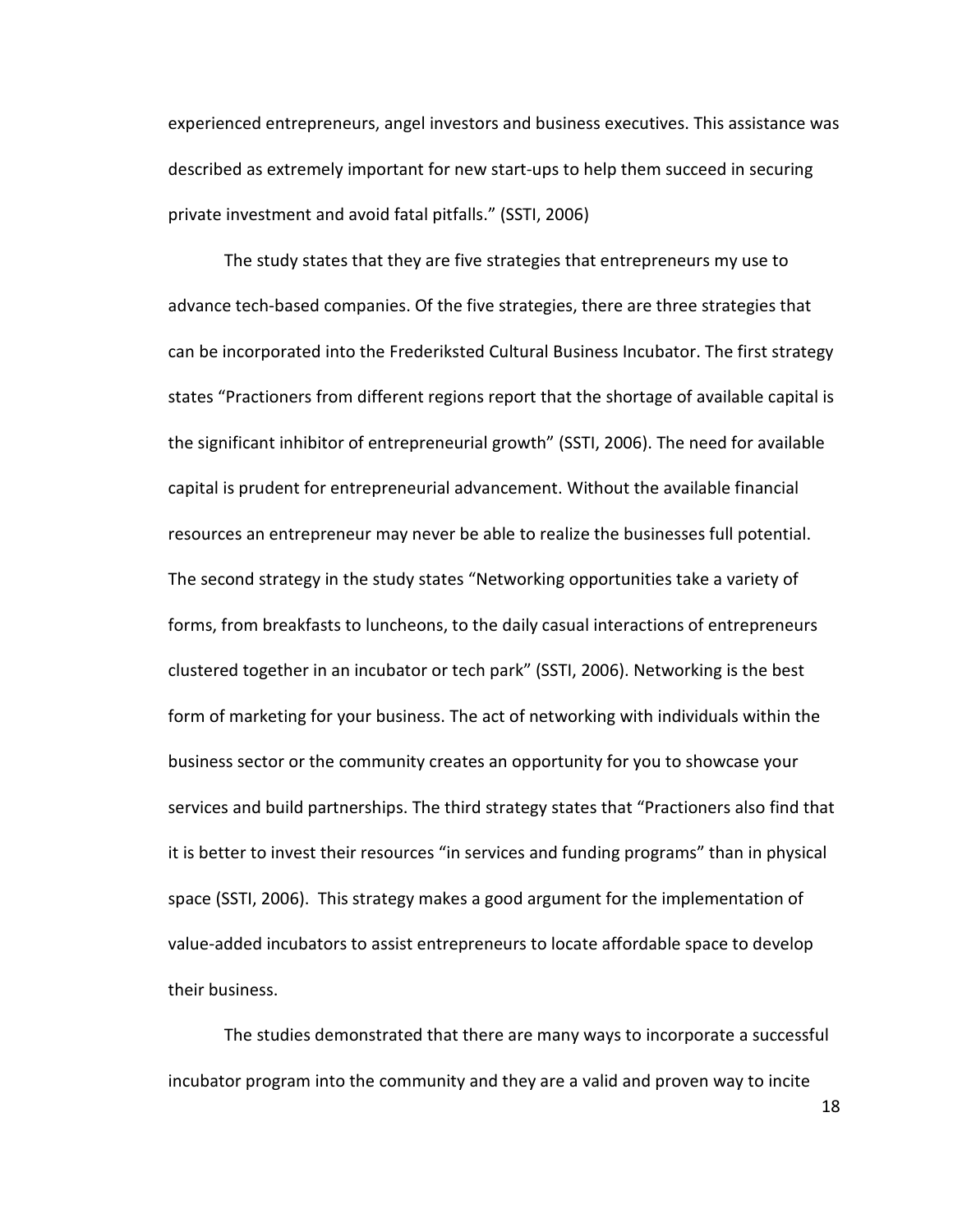experienced entrepreneurs, angel investors and business executives. This assistance was described as extremely important for new start-ups to help them succeed in securing private investment and avoid fatal pitfalls." (SSTI, 2006)

The study states that they are five strategies that entrepreneurs my use to advance tech-based companies. Of the five strategies, there are three strategies that can be incorporated into the Frederiksted Cultural Business Incubator. The first strategy states "Practioners from different regions report that the shortage of available capital is the significant inhibitor of entrepreneurial growth" (SSTI, 2006). The need for available capital is prudent for entrepreneurial advancement. Without the available financial resources an entrepreneur may never be able to realize the businesses full potential. The second strategy in the study states "Networking opportunities take a variety of forms, from breakfasts to luncheons, to the daily casual interactions of entrepreneurs clustered together in an incubator or tech park" (SSTI, 2006). Networking is the best form of marketing for your business. The act of networking with individuals within the business sector or the community creates an opportunity for you to showcase your services and build partnerships. The third strategy states that "Practioners also find that it is better to invest their resources "in services and funding programs" than in physical space (SSTI, 2006). This strategy makes a good argument for the implementation of value-added incubators to assist entrepreneurs to locate affordable space to develop their business.

The studies demonstrated that there are many ways to incorporate a successful incubator program into the community and they are a valid and proven way to incite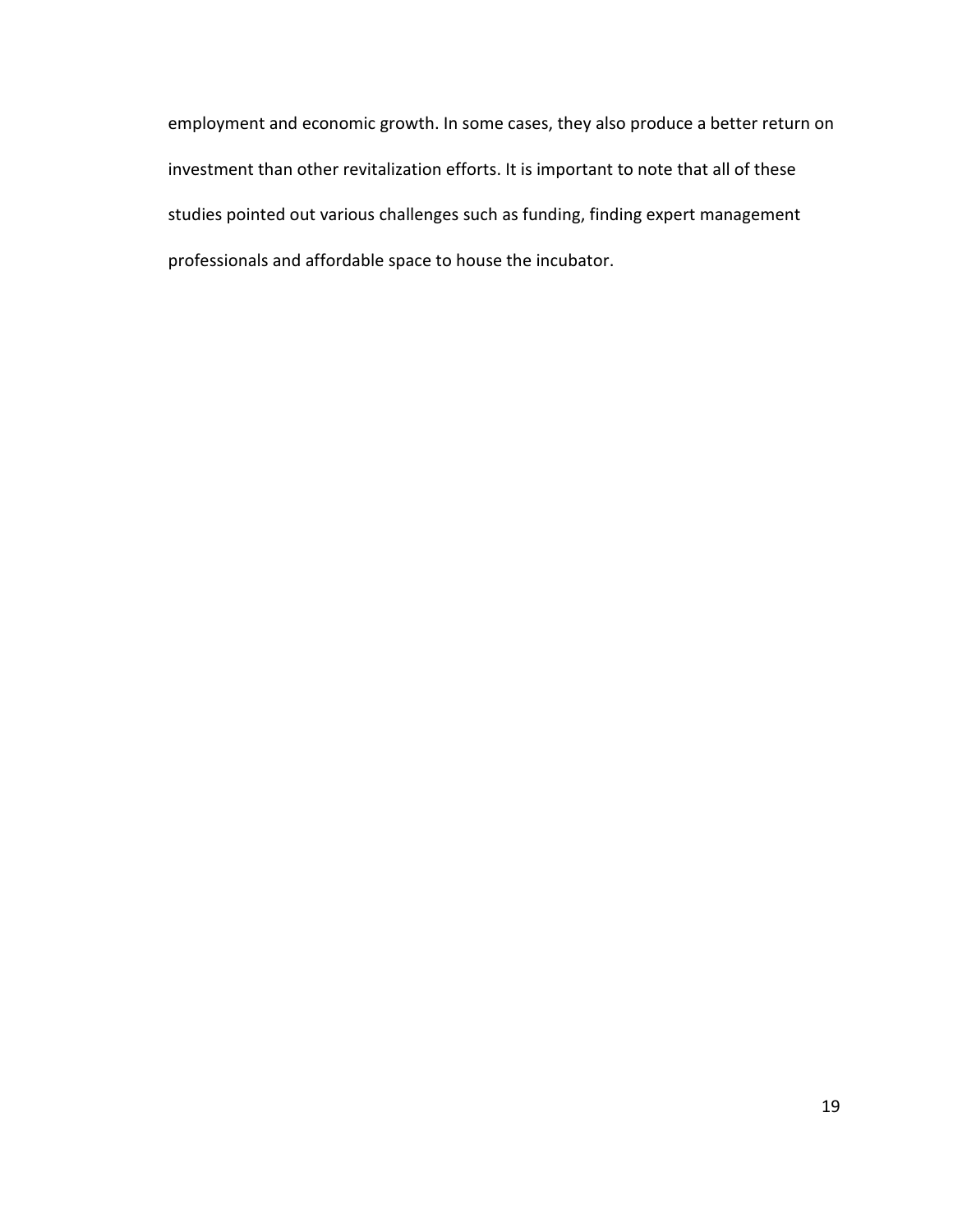employment and economic growth. In some cases, they also produce a better return on investment than other revitalization efforts. It is important to note that all of these studies pointed out various challenges such as funding, finding expert management professionals and affordable space to house the incubator.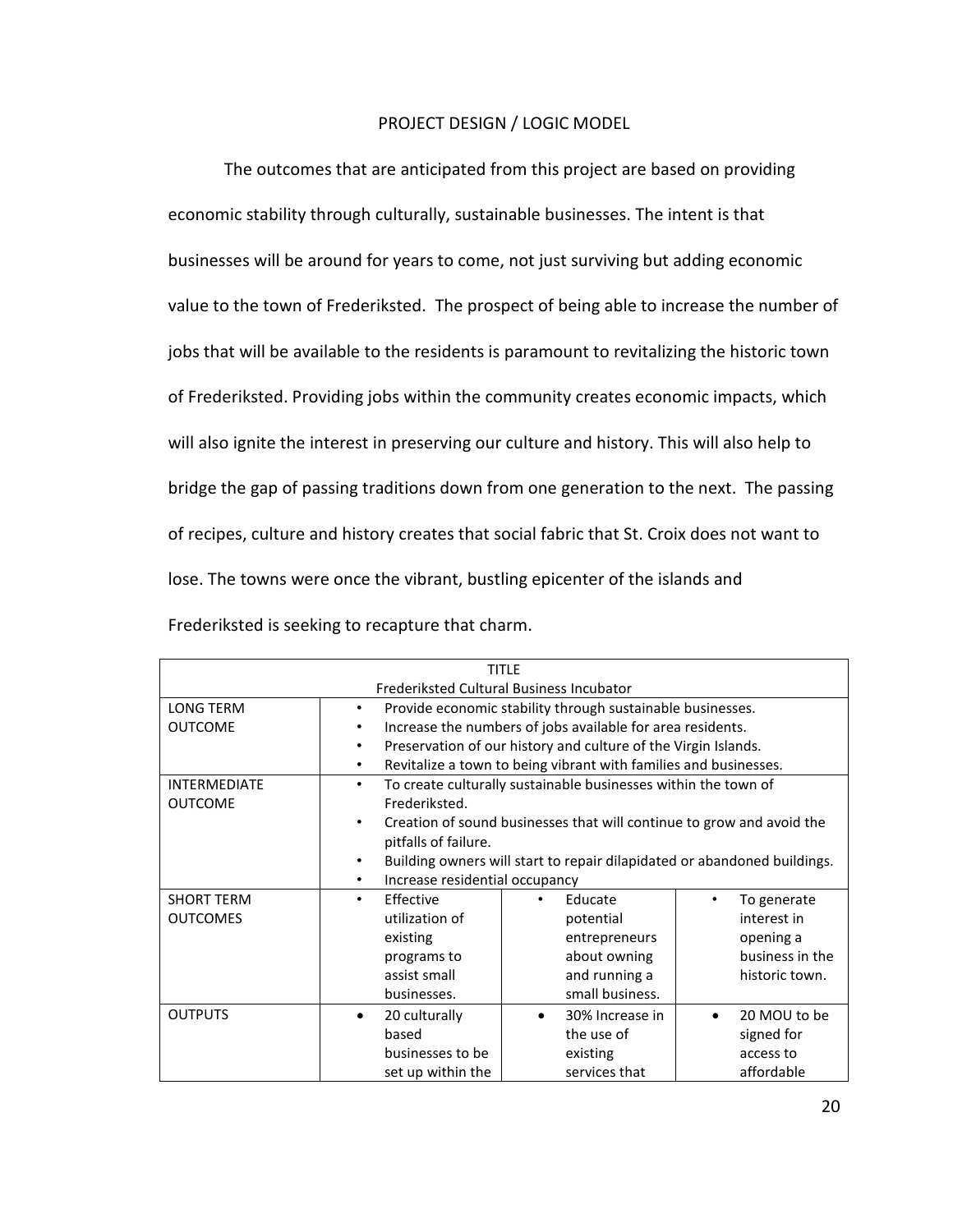## PROJECT DESIGN / LOGIC MODEL

The outcomes that are anticipated from this project are based on providing economic stability through culturally, sustainable businesses. The intent is that businesses will be around for years to come, not just surviving but adding economic value to the town of Frederiksted. The prospect of being able to increase the number of jobs that will be available to the residents is paramount to revitalizing the historic town of Frederiksted. Providing jobs within the community creates economic impacts, which will also ignite the interest in preserving our culture and history. This will also help to bridge the gap of passing traditions down from one generation to the next. The passing of recipes, culture and history creates that social fabric that St. Croix does not want to lose. The towns were once the vibrant, bustling epicenter of the islands and Frederiksted is seeking to recapture that charm.

| TITLE<br>Frederiksted Cultural Business Incubator | | | |
|---|---|---|---|
| LONG TERM OUTCOME | • Provide economic stability through sustainable businesses.<br>• Increase the numbers of jobs available for area residents.<br>• Preservation of our history and culture of the Virgin Islands.<br>• Revitalize a town to being vibrant with families and businesses. | | |
| INTERMEDIATE OUTCOME | • To create culturally sustainable businesses within the town of Frederiksted.<br>• Creation of sound businesses that will continue to grow and avoid the pitfalls of failure.<br>• Building owners will start to repair dilapidated or abandoned buildings.<br>• Increase residential occupancy | | |
| SHORT TERM OUTCOMES | • Effective utilization of existing programs to assist small businesses. | • Educate potential entrepreneurs about owning and running a small business. | • To generate interest in opening a business in the historic town. |
| OUTPUTS | • 20 culturally based businesses to be set up within the | • 30% Increase in the use of existing services that | • 20 MOU to be signed for access to affordable |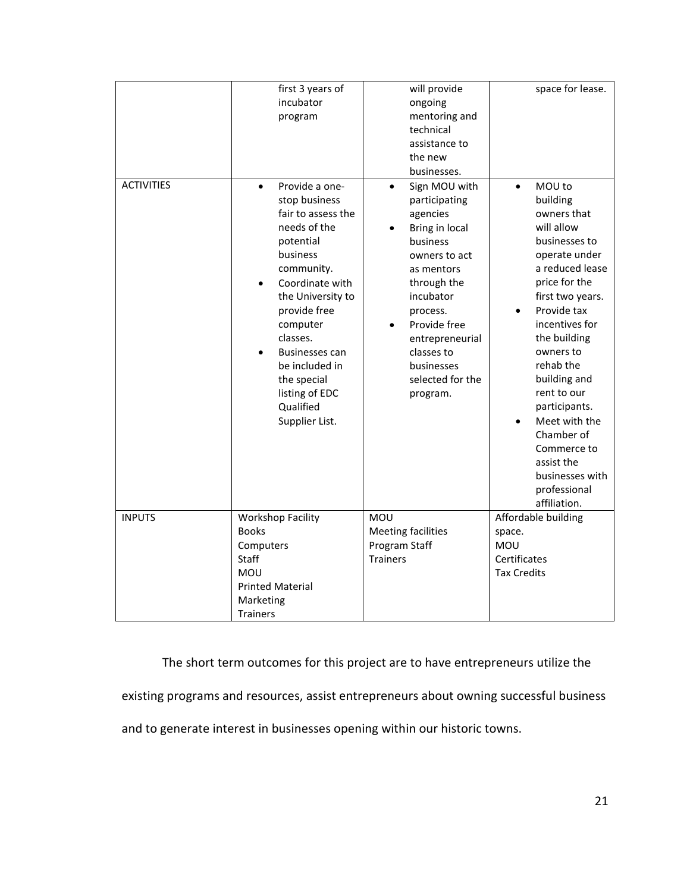| | | | |
|---|---|---|---|
| | first 3 years of incubator program | will provide ongoing mentoring and technical assistance to the new businesses. | space for lease. |
| ACTIVITIES | • Provide a one-stop business fair to assess the needs of the potential business community.<br>• Coordinate with the University to provide free computer classes.<br>• Businesses can be included in the special listing of EDC Qualified Supplier List. | • Sign MOU with participating agencies<br>• Bring in local business owners to act as mentors through the incubator process.<br>• Provide free entrepreneurial classes to businesses selected for the program. | • MOU to building owners that will allow businesses to operate under a reduced lease price for the first two years.<br>• Provide tax incentives for the building owners to rehab the building and rent to our participants.<br>• Meet with the Chamber of Commerce to assist the businesses with professional affiliation. |
| INPUTS | Workshop Facility<br>Books<br>Computers<br>Staff<br>MOU<br>Printed Material<br>Marketing<br>Trainers | MOU<br>Meeting facilities<br>Program Staff<br>Trainers | Affordable building space.<br>MOU<br>Certificates<br>Tax Credits |

The short term outcomes for this project are to have entrepreneurs utilize the existing programs and resources, assist entrepreneurs about owning successful business and to generate interest in businesses opening within our historic towns.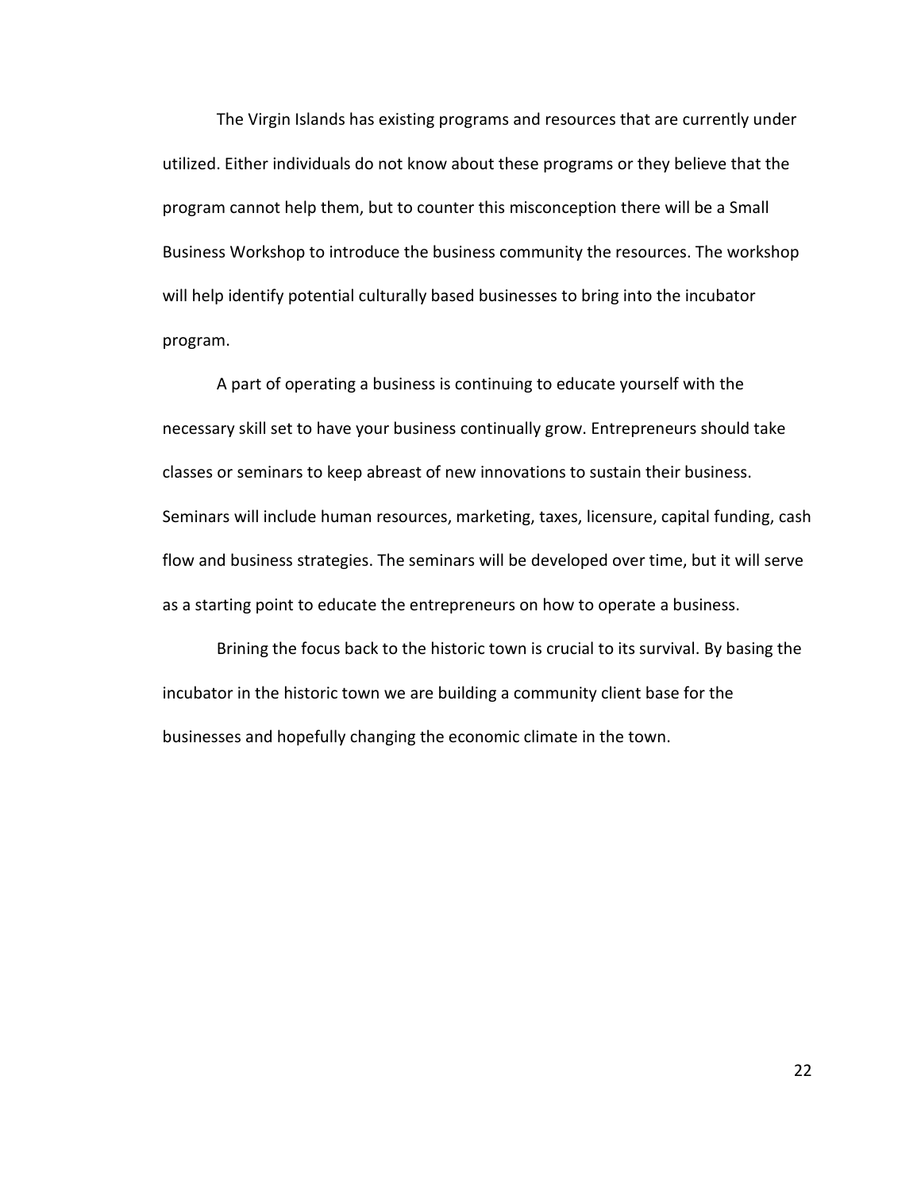The Virgin Islands has existing programs and resources that are currently under utilized. Either individuals do not know about these programs or they believe that the program cannot help them, but to counter this misconception there will be a Small Business Workshop to introduce the business community the resources. The workshop will help identify potential culturally based businesses to bring into the incubator program.

A part of operating a business is continuing to educate yourself with the necessary skill set to have your business continually grow. Entrepreneurs should take classes or seminars to keep abreast of new innovations to sustain their business. Seminars will include human resources, marketing, taxes, licensure, capital funding, cash flow and business strategies. The seminars will be developed over time, but it will serve as a starting point to educate the entrepreneurs on how to operate a business.

Brining the focus back to the historic town is crucial to its survival. By basing the incubator in the historic town we are building a community client base for the businesses and hopefully changing the economic climate in the town.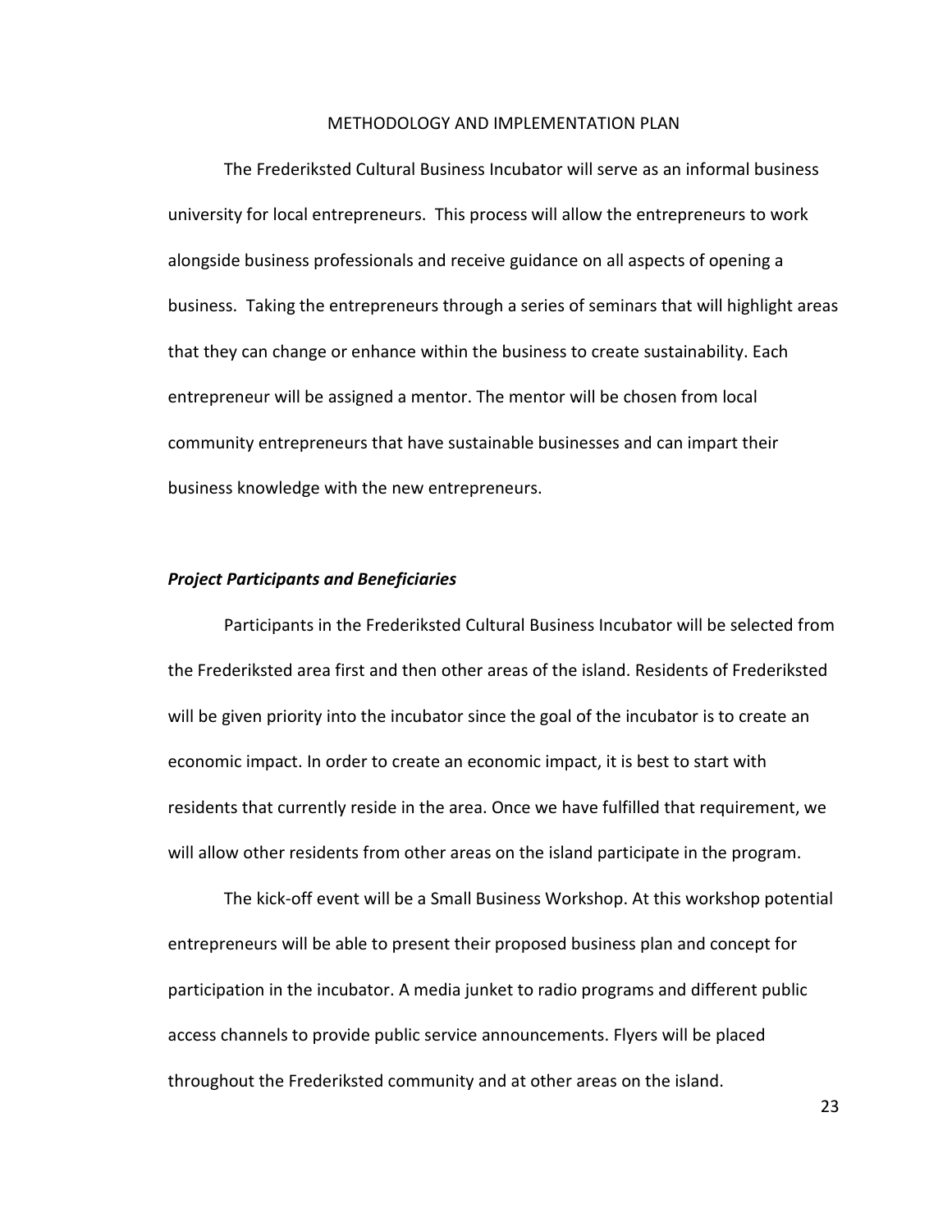# METHODOLOGY AND IMPLEMENTATION PLAN

The Frederiksted Cultural Business Incubator will serve as an informal business university for local entrepreneurs. This process will allow the entrepreneurs to work alongside business professionals and receive guidance on all aspects of opening a business. Taking the entrepreneurs through a series of seminars that will highlight areas that they can change or enhance within the business to create sustainability. Each entrepreneur will be assigned a mentor. The mentor will be chosen from local community entrepreneurs that have sustainable businesses and can impart their business knowledge with the new entrepreneurs.

### *Project Participants and Beneficiaries*

Participants in the Frederiksted Cultural Business Incubator will be selected from the Frederiksted area first and then other areas of the island. Residents of Frederiksted will be given priority into the incubator since the goal of the incubator is to create an economic impact. In order to create an economic impact, it is best to start with residents that currently reside in the area. Once we have fulfilled that requirement, we will allow other residents from other areas on the island participate in the program.

The kick-off event will be a Small Business Workshop. At this workshop potential entrepreneurs will be able to present their proposed business plan and concept for participation in the incubator. A media junket to radio programs and different public access channels to provide public service announcements. Flyers will be placed throughout the Frederiksted community and at other areas on the island.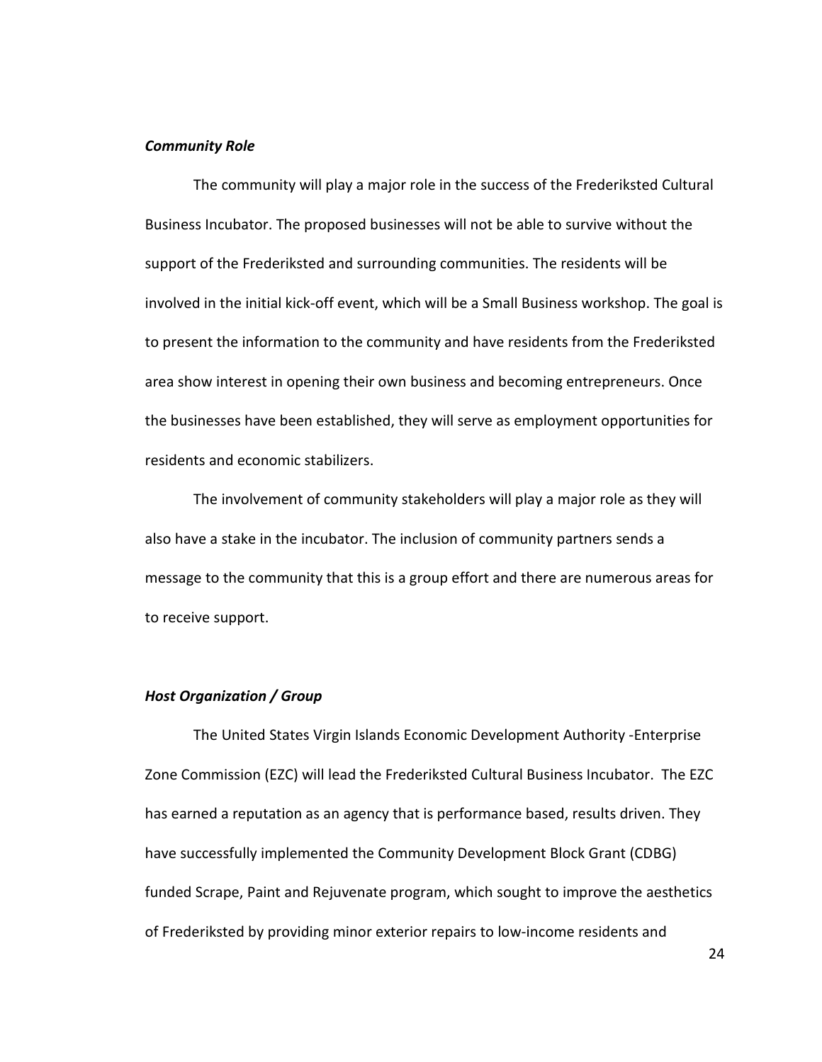***Community Role***

The community will play a major role in the success of the Frederiksted Cultural Business Incubator. The proposed businesses will not be able to survive without the support of the Frederiksted and surrounding communities. The residents will be involved in the initial kick-off event, which will be a Small Business workshop. The goal is to present the information to the community and have residents from the Frederiksted area show interest in opening their own business and becoming entrepreneurs. Once the businesses have been established, they will serve as employment opportunities for residents and economic stabilizers.

The involvement of community stakeholders will play a major role as they will also have a stake in the incubator. The inclusion of community partners sends a message to the community that this is a group effort and there are numerous areas for to receive support.

***Host Organization / Group***

The United States Virgin Islands Economic Development Authority -Enterprise Zone Commission (EZC) will lead the Frederiksted Cultural Business Incubator. The EZC has earned a reputation as an agency that is performance based, results driven. They have successfully implemented the Community Development Block Grant (CDBG) funded Scrape, Paint and Rejuvenate program, which sought to improve the aesthetics of Frederiksted by providing minor exterior repairs to low-income residents and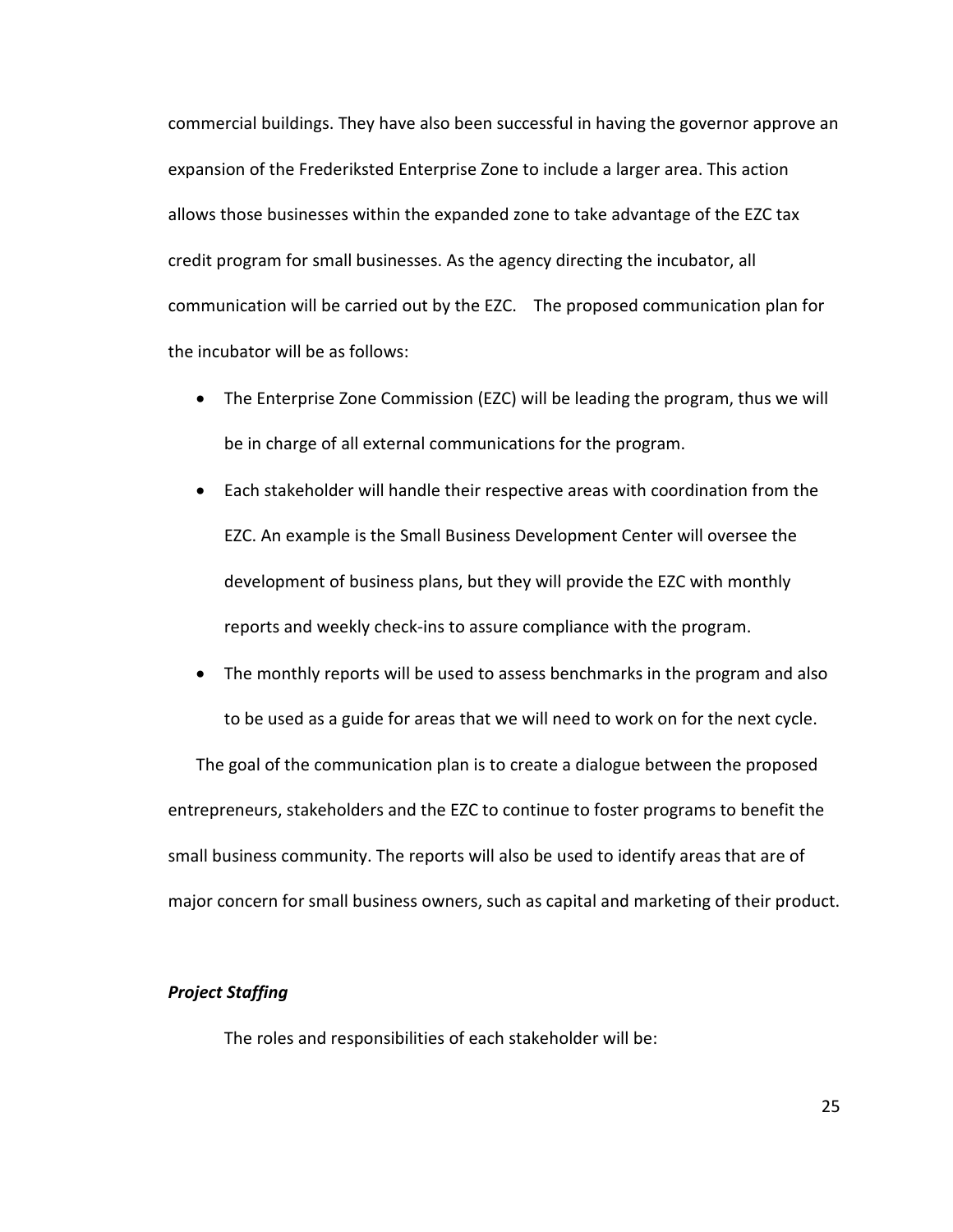commercial buildings. They have also been successful in having the governor approve an expansion of the Frederiksted Enterprise Zone to include a larger area. This action allows those businesses within the expanded zone to take advantage of the EZC tax credit program for small businesses. As the agency directing the incubator, all communication will be carried out by the EZC. The proposed communication plan for the incubator will be as follows:

- The Enterprise Zone Commission (EZC) will be leading the program, thus we will be in charge of all external communications for the program.
- Each stakeholder will handle their respective areas with coordination from the EZC. An example is the Small Business Development Center will oversee the development of business plans, but they will provide the EZC with monthly reports and weekly check-ins to assure compliance with the program.
- The monthly reports will be used to assess benchmarks in the program and also to be used as a guide for areas that we will need to work on for the next cycle.

The goal of the communication plan is to create a dialogue between the proposed entrepreneurs, stakeholders and the EZC to continue to foster programs to benefit the small business community. The reports will also be used to identify areas that are of major concern for small business owners, such as capital and marketing of their product.

***Project Staffing***

The roles and responsibilities of each stakeholder will be: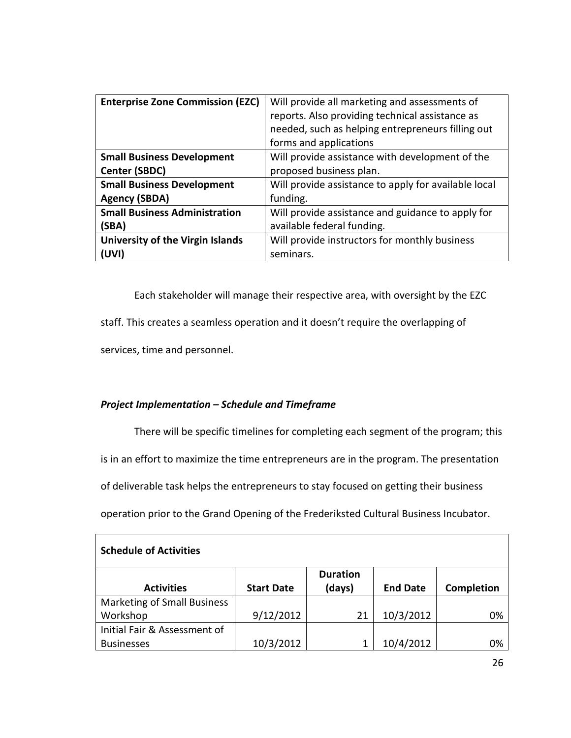| **Enterprise Zone Commission (EZC)** | Will provide all marketing and assessments of reports. Also providing technical assistance as needed, such as helping entrepreneurs filling out forms and applications |
|---|---|
| **Small Business Development Center (SBDC)** | Will provide assistance with development of the proposed business plan. |
| **Small Business Development Agency (SBDA)** | Will provide assistance to apply for available local funding. |
| **Small Business Administration (SBA)** | Will provide assistance and guidance to apply for available federal funding. |
| **University of the Virgin Islands (UVI)** | Will provide instructors for monthly business seminars. |

Each stakeholder will manage their respective area, with oversight by the EZC staff. This creates a seamless operation and it doesn't require the overlapping of services, time and personnel.

***Project Implementation – Schedule and Timeframe***

There will be specific timelines for completing each segment of the program; this is in an effort to maximize the time entrepreneurs are in the program. The presentation of deliverable task helps the entrepreneurs to stay focused on getting their business operation prior to the Grand Opening of the Frederiksted Cultural Business Incubator.

| **Schedule of Activities** | | | | |
|---|---|---|---|---|
| **Activities** | **Start Date** | **Duration (days)** | **End Date** | **Completion** |
| Marketing of Small Business Workshop | 9/12/2012 | 21 | 10/3/2012 | 0% |
| Initial Fair & Assessment of Businesses | 10/3/2012 | 1 | 10/4/2012 | 0% |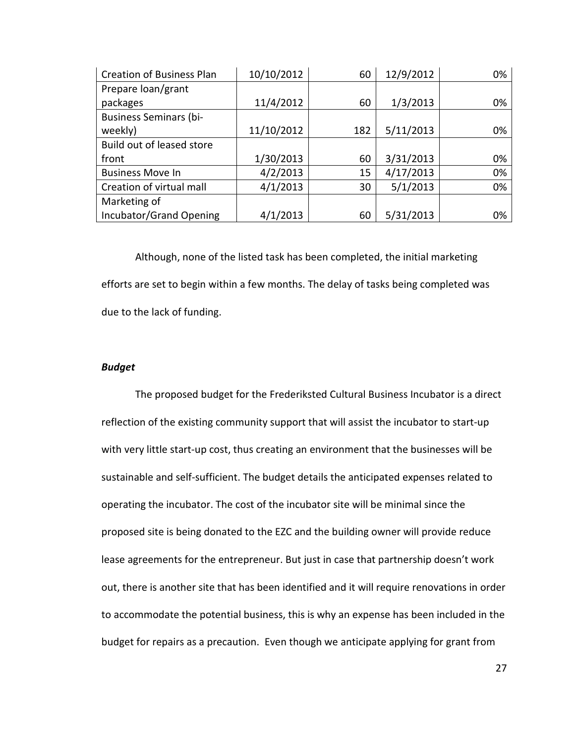| Creation of Business Plan | 10/10/2012 | 60 | 12/9/2012 | 0% |
|---|---|---|---|---|
| Prepare loan/grant packages | 11/4/2012 | 60 | 1/3/2013 | 0% |
| Business Seminars (bi-weekly) | 11/10/2012 | 182 | 5/11/2013 | 0% |
| Build out of leased store front | 1/30/2013 | 60 | 3/31/2013 | 0% |
| Business Move In | 4/2/2013 | 15 | 4/17/2013 | 0% |
| Creation of virtual mall | 4/1/2013 | 30 | 5/1/2013 | 0% |
| Marketing of Incubator/Grand Opening | 4/1/2013 | 60 | 5/31/2013 | 0% |

Although, none of the listed task has been completed, the initial marketing efforts are set to begin within a few months. The delay of tasks being completed was due to the lack of funding.

***Budget***

The proposed budget for the Frederiksted Cultural Business Incubator is a direct reflection of the existing community support that will assist the incubator to start-up with very little start-up cost, thus creating an environment that the businesses will be sustainable and self-sufficient. The budget details the anticipated expenses related to operating the incubator. The cost of the incubator site will be minimal since the proposed site is being donated to the EZC and the building owner will provide reduce lease agreements for the entrepreneur. But just in case that partnership doesn't work out, there is another site that has been identified and it will require renovations in order to accommodate the potential business, this is why an expense has been included in the budget for repairs as a precaution. Even though we anticipate applying for grant from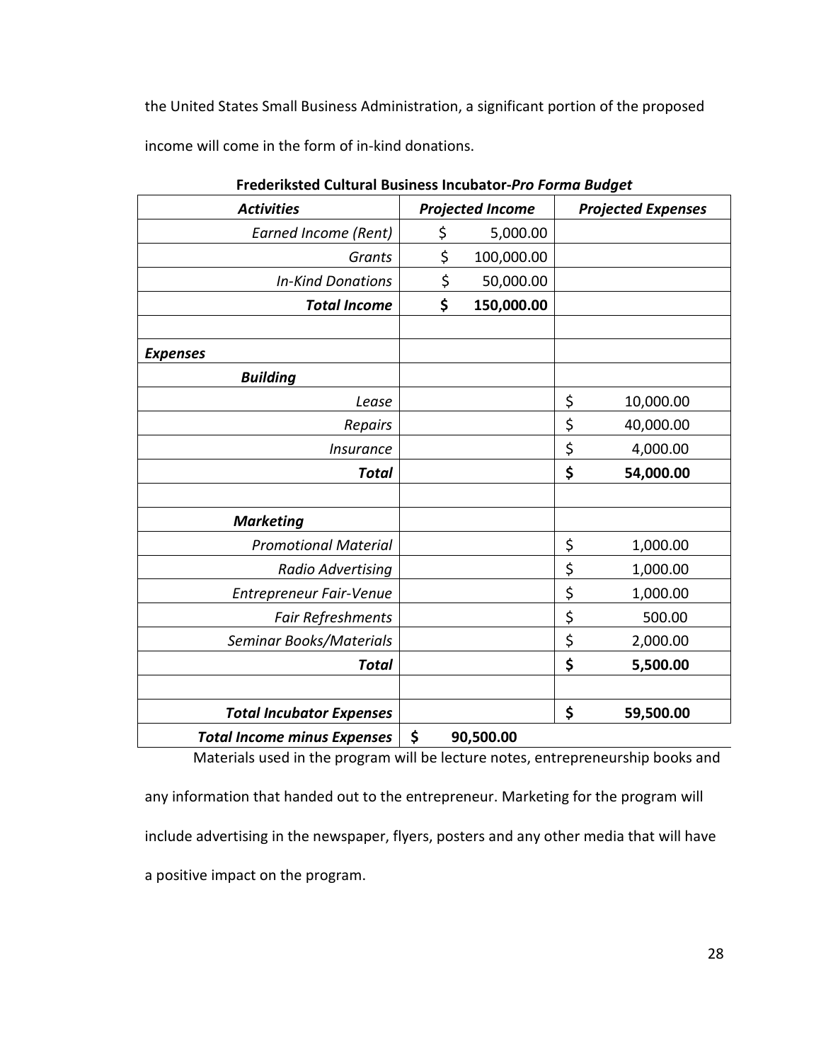the United States Small Business Administration, a significant portion of the proposed income will come in the form of in-kind donations.

**Frederiksted Cultural Business Incubator-*Pro Forma Budget***

| ***Activities*** | ***Projected Income*** | ***Projected Expenses*** |
|---|---|---|
| *Earned Income (Rent)* | $ 5,000.00 | |
| *Grants* | $ 100,000.00 | |
| *In-Kind Donations* | $ 50,000.00 | |
| ***Total Income*** | **$ 150,000.00** | |
| | | |
| ***Expenses*** | | |
| ***Building*** | | |
| *Lease* | | $ 10,000.00 |
| *Repairs* | | $ 40,000.00 |
| *Insurance* | | $ 4,000.00 |
| ***Total*** | | **$ 54,000.00** |
| | | |
| ***Marketing*** | | |
| *Promotional Material* | | $ 1,000.00 |
| *Radio Advertising* | | $ 1,000.00 |
| *Entrepreneur Fair-Venue* | | $ 1,000.00 |
| *Fair Refreshments* | | $ 500.00 |
| *Seminar Books/Materials* | | $ 2,000.00 |
| ***Total*** | | **$ 5,500.00** |
| | | |
| ***Total Incubator Expenses*** | | **$ 59,500.00** |
| ***Total Income minus Expenses*** | **$ 90,500.00** | |

Materials used in the program will be lecture notes, entrepreneurship books and any information that handed out to the entrepreneur. Marketing for the program will include advertising in the newspaper, flyers, posters and any other media that will have a positive impact on the program.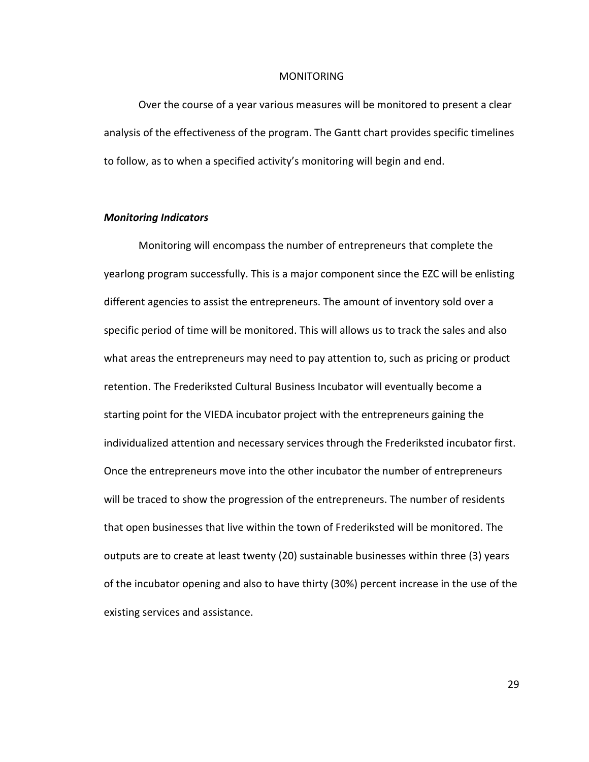# MONITORING

Over the course of a year various measures will be monitored to present a clear analysis of the effectiveness of the program. The Gantt chart provides specific timelines to follow, as to when a specified activity's monitoring will begin and end.

### ***Monitoring Indicators***

Monitoring will encompass the number of entrepreneurs that complete the yearlong program successfully. This is a major component since the EZC will be enlisting different agencies to assist the entrepreneurs. The amount of inventory sold over a specific period of time will be monitored. This will allows us to track the sales and also what areas the entrepreneurs may need to pay attention to, such as pricing or product retention. The Frederiksted Cultural Business Incubator will eventually become a starting point for the VIEDA incubator project with the entrepreneurs gaining the individualized attention and necessary services through the Frederiksted incubator first. Once the entrepreneurs move into the other incubator the number of entrepreneurs will be traced to show the progression of the entrepreneurs. The number of residents that open businesses that live within the town of Frederiksted will be monitored. The outputs are to create at least twenty (20) sustainable businesses within three (3) years of the incubator opening and also to have thirty (30%) percent increase in the use of the existing services and assistance.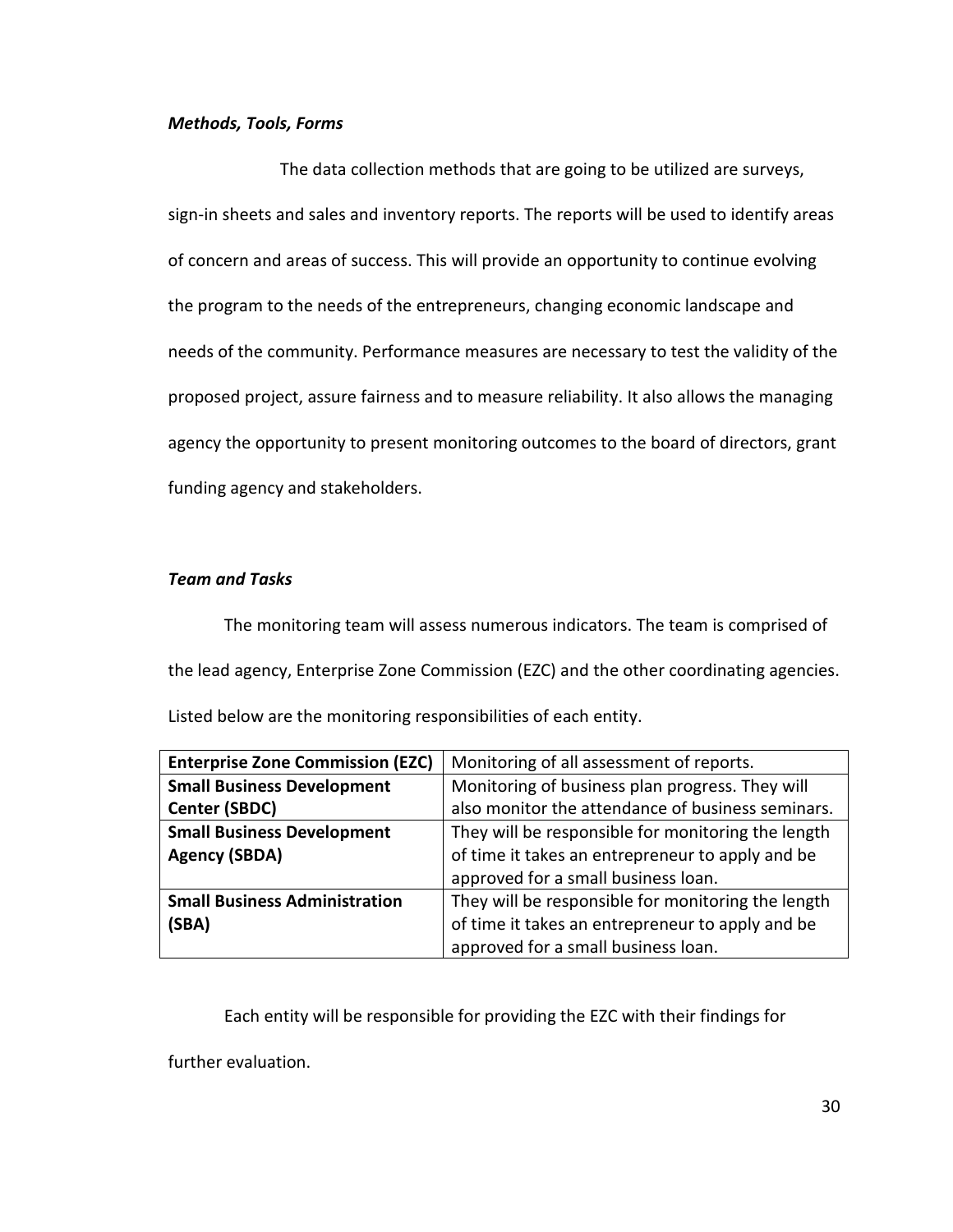### *Methods, Tools, Forms*

The data collection methods that are going to be utilized are surveys, sign-in sheets and sales and inventory reports. The reports will be used to identify areas of concern and areas of success. This will provide an opportunity to continue evolving the program to the needs of the entrepreneurs, changing economic landscape and needs of the community. Performance measures are necessary to test the validity of the proposed project, assure fairness and to measure reliability. It also allows the managing agency the opportunity to present monitoring outcomes to the board of directors, grant funding agency and stakeholders.

### *Team and Tasks*

The monitoring team will assess numerous indicators. The team is comprised of the lead agency, Enterprise Zone Commission (EZC) and the other coordinating agencies. Listed below are the monitoring responsibilities of each entity.

| **Enterprise Zone Commission (EZC)** | Monitoring of all assessment of reports. |
|---|---|
| **Small Business Development Center (SBDC)** | Monitoring of business plan progress. They will also monitor the attendance of business seminars. |
| **Small Business Development Agency (SBDA)** | They will be responsible for monitoring the length of time it takes an entrepreneur to apply and be approved for a small business loan. |
| **Small Business Administration (SBA)** | They will be responsible for monitoring the length of time it takes an entrepreneur to apply and be approved for a small business loan. |

Each entity will be responsible for providing the EZC with their findings for further evaluation.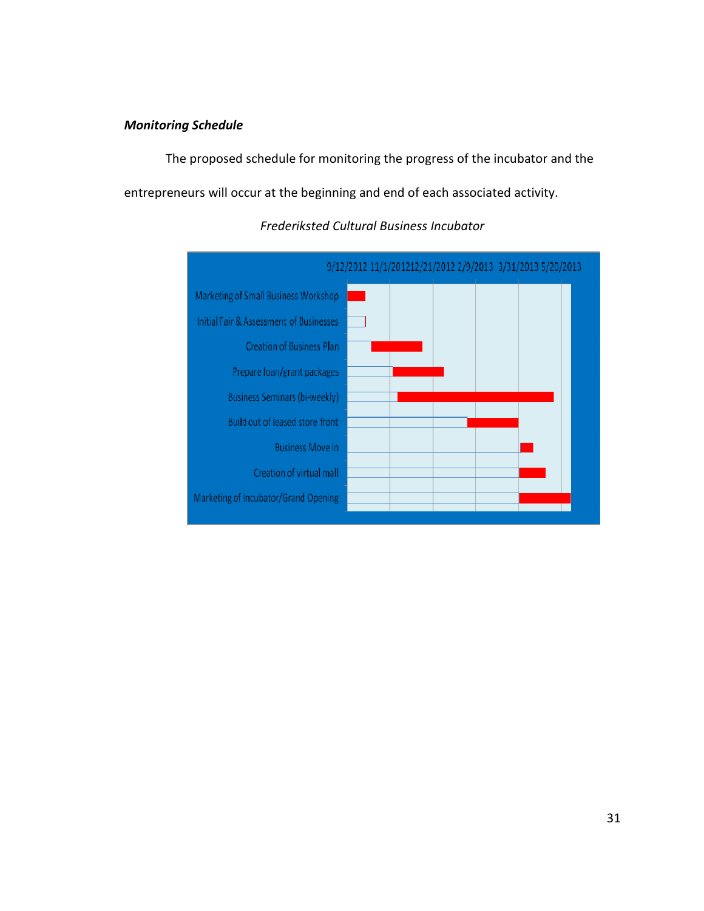***Monitoring Schedule***

The proposed schedule for monitoring the progress of the incubator and the entrepreneurs will occur at the beginning and end of each associated activity.

*Frederiksted Cultural Business Incubator*

| Activity | 9/12/2012 | 11/1/2012 | 12/21/2012 | 2/9/2013 | 3/31/2013 | 5/20/2013 |
|---|---|---|---|---|---|---|
| Marketing of Small Business Workshop | | | | | | |
| Initial Fair & Assessment of Businesses | | | | | | |
| Creation of Business Plan | | | | | | |
| Prepare loan/grant packages | | | | | | |
| Business Seminars (bi-weekly) | | | | | | |
| Build out of leased store front | | | | | | |
| Business Move In | | | | | | |
| Creation of virtual mall | | | | | | |
| Marketing of Incubator/Grand Opening | | | | | | |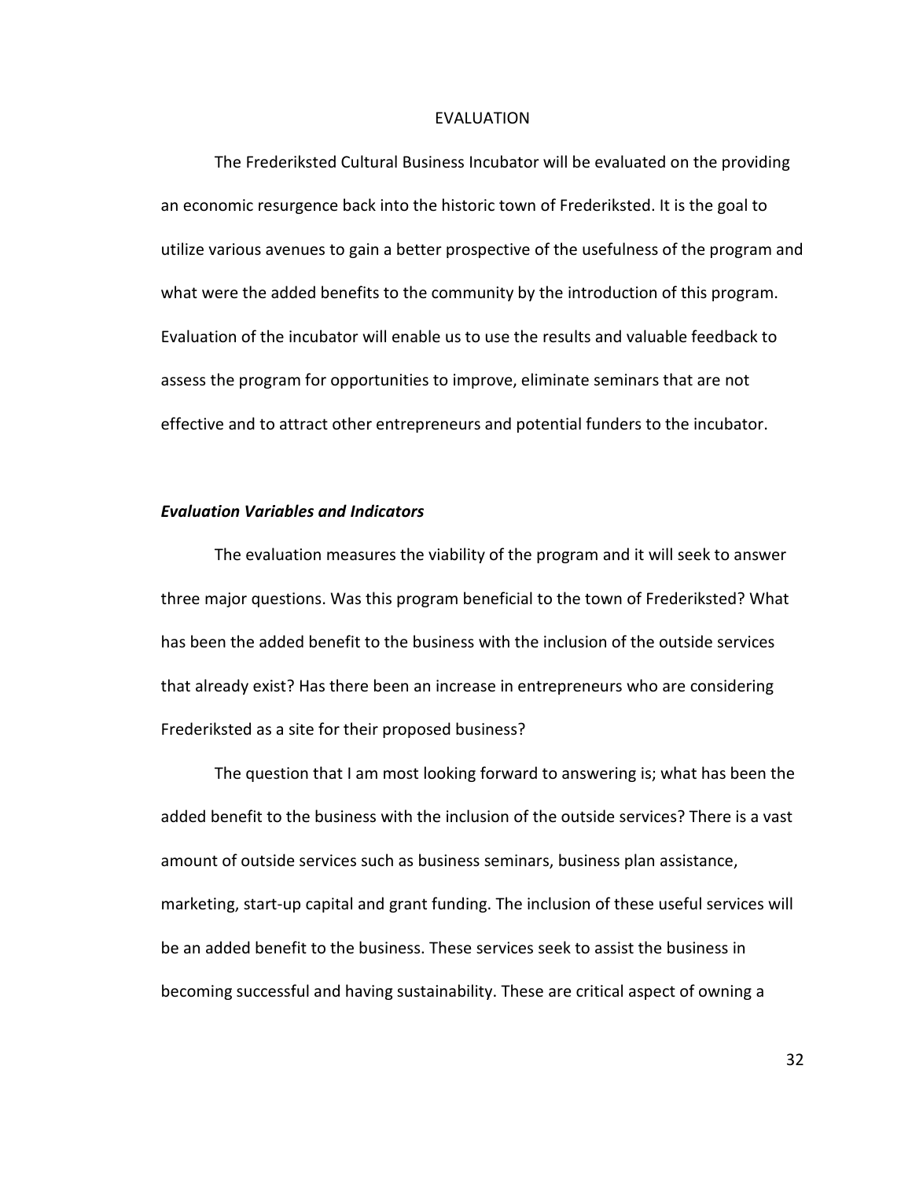# EVALUATION

The Frederiksted Cultural Business Incubator will be evaluated on the providing an economic resurgence back into the historic town of Frederiksted. It is the goal to utilize various avenues to gain a better prospective of the usefulness of the program and what were the added benefits to the community by the introduction of this program. Evaluation of the incubator will enable us to use the results and valuable feedback to assess the program for opportunities to improve, eliminate seminars that are not effective and to attract other entrepreneurs and potential funders to the incubator.

### ***Evaluation Variables and Indicators***

The evaluation measures the viability of the program and it will seek to answer three major questions. Was this program beneficial to the town of Frederiksted? What has been the added benefit to the business with the inclusion of the outside services that already exist? Has there been an increase in entrepreneurs who are considering Frederiksted as a site for their proposed business?

The question that I am most looking forward to answering is; what has been the added benefit to the business with the inclusion of the outside services? There is a vast amount of outside services such as business seminars, business plan assistance, marketing, start-up capital and grant funding. The inclusion of these useful services will be an added benefit to the business. These services seek to assist the business in becoming successful and having sustainability. These are critical aspect of owning a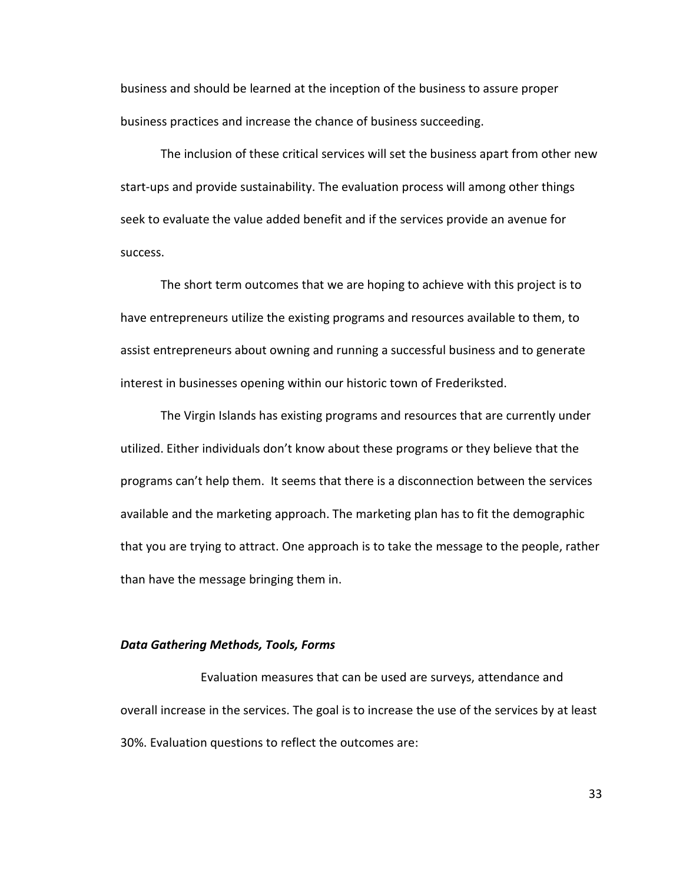business and should be learned at the inception of the business to assure proper business practices and increase the chance of business succeeding.

The inclusion of these critical services will set the business apart from other new start-ups and provide sustainability. The evaluation process will among other things seek to evaluate the value added benefit and if the services provide an avenue for success.

The short term outcomes that we are hoping to achieve with this project is to have entrepreneurs utilize the existing programs and resources available to them, to assist entrepreneurs about owning and running a successful business and to generate interest in businesses opening within our historic town of Frederiksted.

The Virgin Islands has existing programs and resources that are currently under utilized. Either individuals don't know about these programs or they believe that the programs can't help them. It seems that there is a disconnection between the services available and the marketing approach. The marketing plan has to fit the demographic that you are trying to attract. One approach is to take the message to the people, rather than have the message bringing them in.

***Data Gathering Methods, Tools, Forms***

Evaluation measures that can be used are surveys, attendance and overall increase in the services. The goal is to increase the use of the services by at least 30%. Evaluation questions to reflect the outcomes are: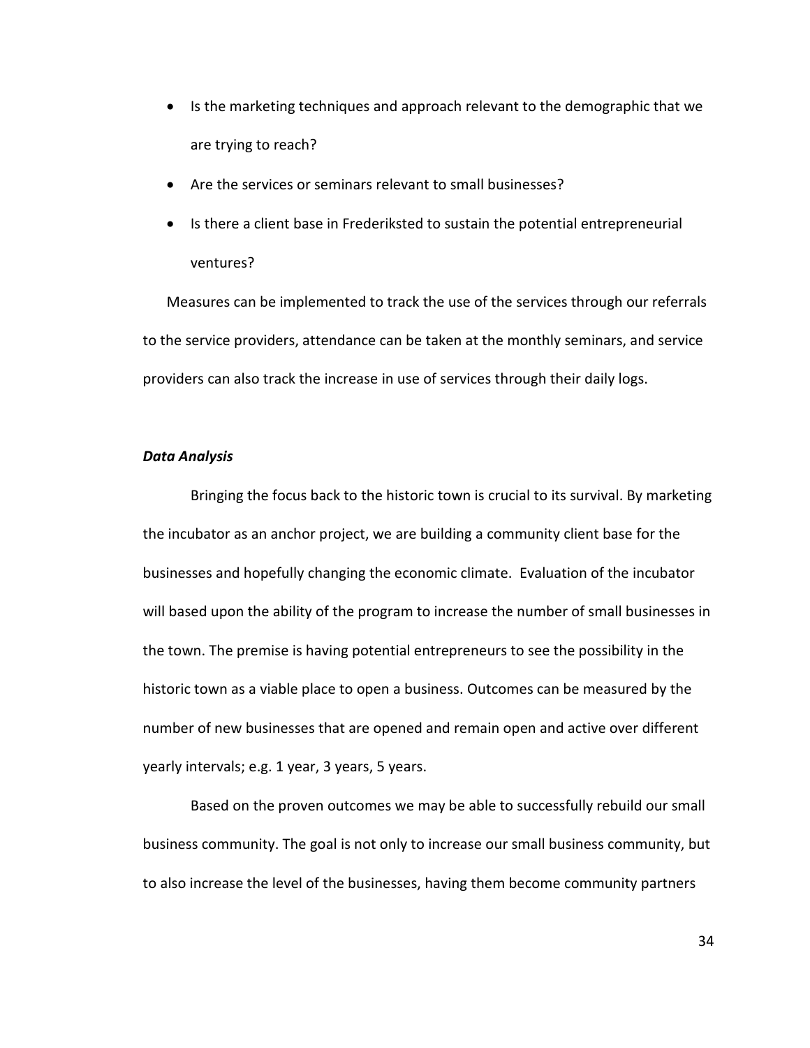- Is the marketing techniques and approach relevant to the demographic that we are trying to reach?
- Are the services or seminars relevant to small businesses?
- Is there a client base in Frederiksted to sustain the potential entrepreneurial ventures?

Measures can be implemented to track the use of the services through our referrals to the service providers, attendance can be taken at the monthly seminars, and service providers can also track the increase in use of services through their daily logs.

### *Data Analysis*

Bringing the focus back to the historic town is crucial to its survival. By marketing the incubator as an anchor project, we are building a community client base for the businesses and hopefully changing the economic climate. Evaluation of the incubator will based upon the ability of the program to increase the number of small businesses in the town. The premise is having potential entrepreneurs to see the possibility in the historic town as a viable place to open a business. Outcomes can be measured by the number of new businesses that are opened and remain open and active over different yearly intervals; e.g. 1 year, 3 years, 5 years.

Based on the proven outcomes we may be able to successfully rebuild our small business community. The goal is not only to increase our small business community, but to also increase the level of the businesses, having them become community partners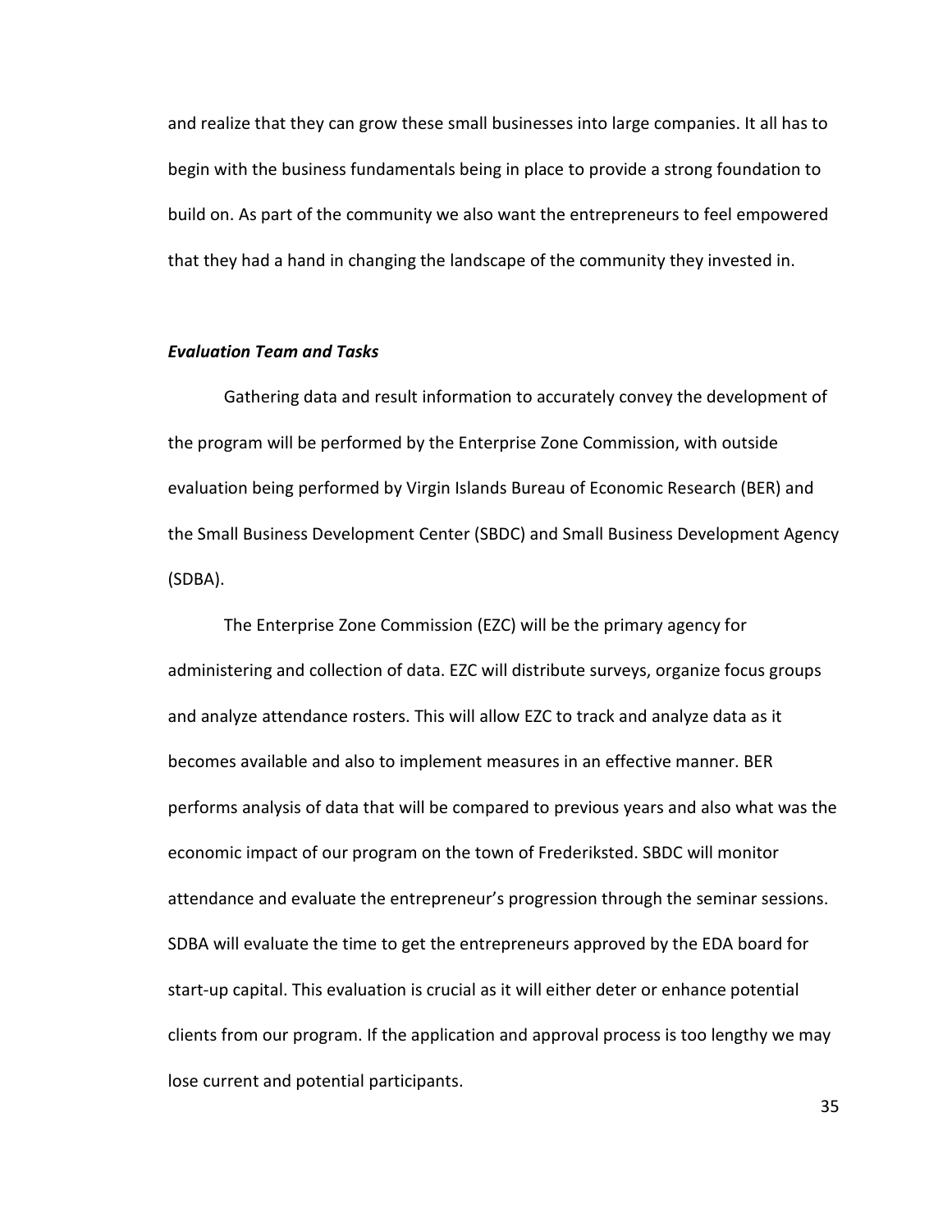and realize that they can grow these small businesses into large companies. It all has to begin with the business fundamentals being in place to provide a strong foundation to build on. As part of the community we also want the entrepreneurs to feel empowered that they had a hand in changing the landscape of the community they invested in.

***Evaluation Team and Tasks***

Gathering data and result information to accurately convey the development of the program will be performed by the Enterprise Zone Commission, with outside evaluation being performed by Virgin Islands Bureau of Economic Research (BER) and the Small Business Development Center (SBDC) and Small Business Development Agency (SDBA).

The Enterprise Zone Commission (EZC) will be the primary agency for administering and collection of data. EZC will distribute surveys, organize focus groups and analyze attendance rosters. This will allow EZC to track and analyze data as it becomes available and also to implement measures in an effective manner. BER performs analysis of data that will be compared to previous years and also what was the economic impact of our program on the town of Frederiksted. SBDC will monitor attendance and evaluate the entrepreneur's progression through the seminar sessions. SDBA will evaluate the time to get the entrepreneurs approved by the EDA board for start-up capital. This evaluation is crucial as it will either deter or enhance potential clients from our program. If the application and approval process is too lengthy we may lose current and potential participants.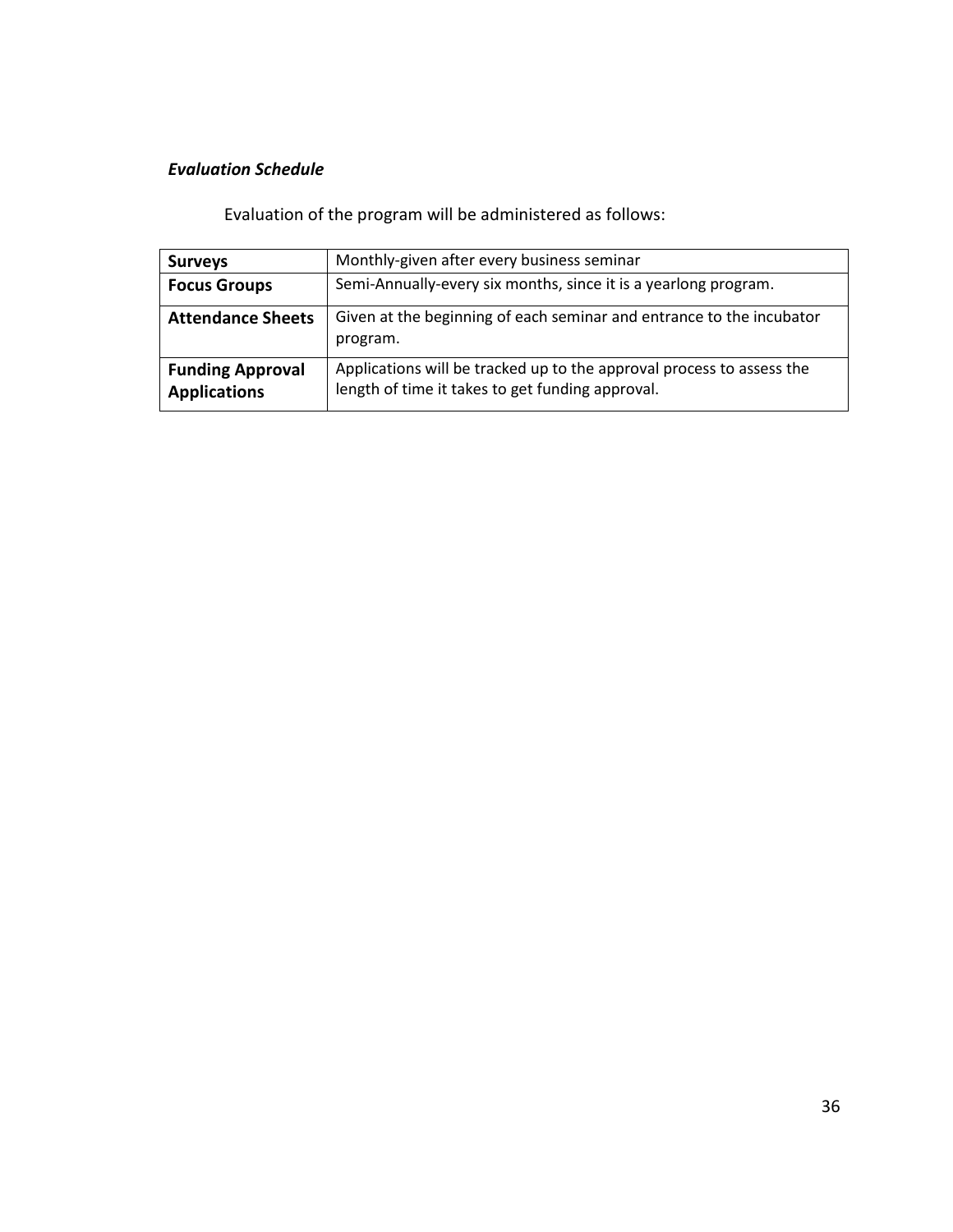***Evaluation Schedule***

Evaluation of the program will be administered as follows:

| | |
|---|---|
| **Surveys** | Monthly-given after every business seminar |
| **Focus Groups** | Semi-Annually-every six months, since it is a yearlong program. |
| **Attendance Sheets** | Given at the beginning of each seminar and entrance to the incubator program. |
| **Funding Approval Applications** | Applications will be tracked up to the approval process to assess the length of time it takes to get funding approval. |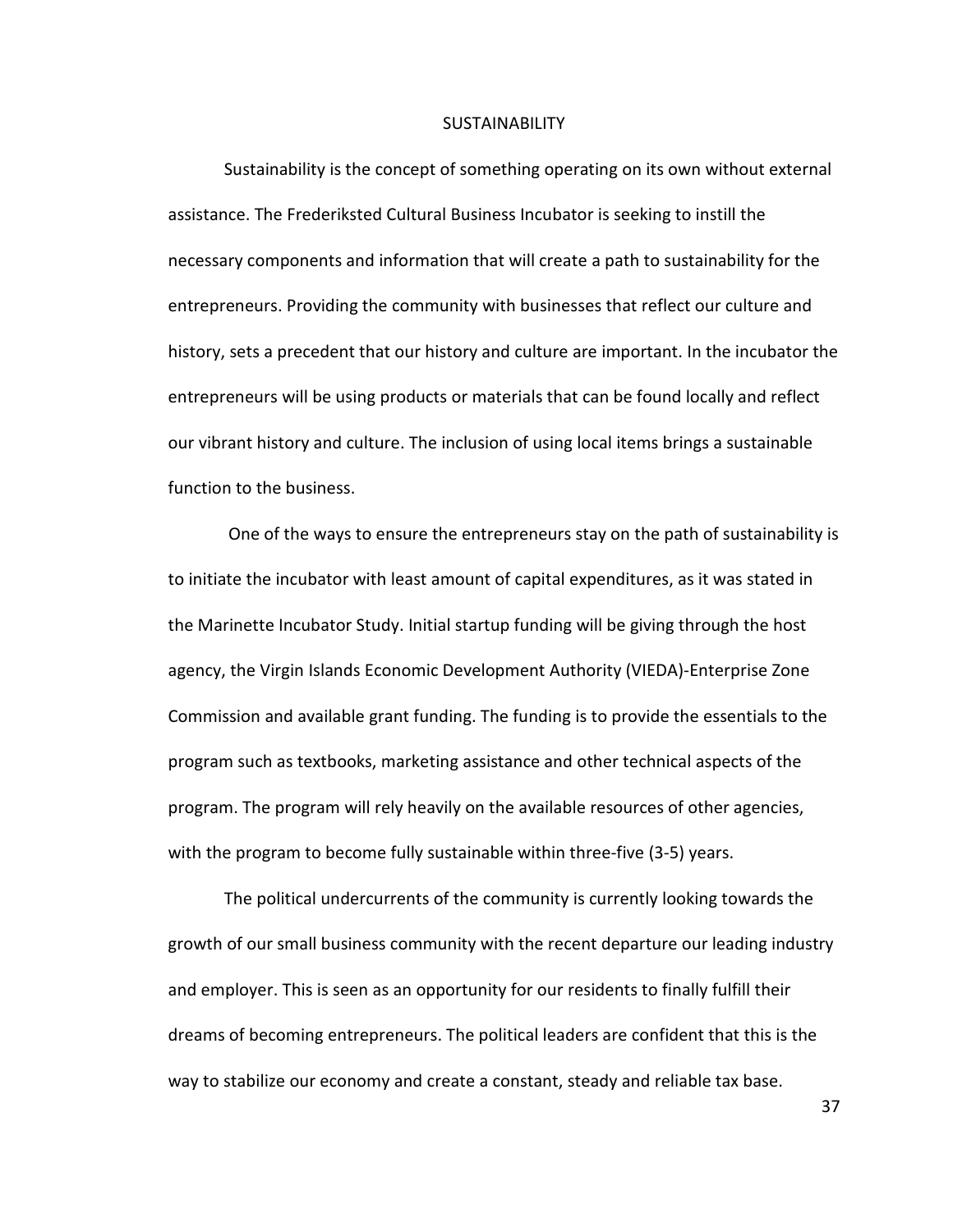# SUSTAINABILITY

Sustainability is the concept of something operating on its own without external assistance. The Frederiksted Cultural Business Incubator is seeking to instill the necessary components and information that will create a path to sustainability for the entrepreneurs. Providing the community with businesses that reflect our culture and history, sets a precedent that our history and culture are important. In the incubator the entrepreneurs will be using products or materials that can be found locally and reflect our vibrant history and culture. The inclusion of using local items brings a sustainable function to the business.

One of the ways to ensure the entrepreneurs stay on the path of sustainability is to initiate the incubator with least amount of capital expenditures, as it was stated in the Marinette Incubator Study. Initial startup funding will be giving through the host agency, the Virgin Islands Economic Development Authority (VIEDA)-Enterprise Zone Commission and available grant funding. The funding is to provide the essentials to the program such as textbooks, marketing assistance and other technical aspects of the program. The program will rely heavily on the available resources of other agencies, with the program to become fully sustainable within three-five (3-5) years.

The political undercurrents of the community is currently looking towards the growth of our small business community with the recent departure our leading industry and employer. This is seen as an opportunity for our residents to finally fulfill their dreams of becoming entrepreneurs. The political leaders are confident that this is the way to stabilize our economy and create a constant, steady and reliable tax base.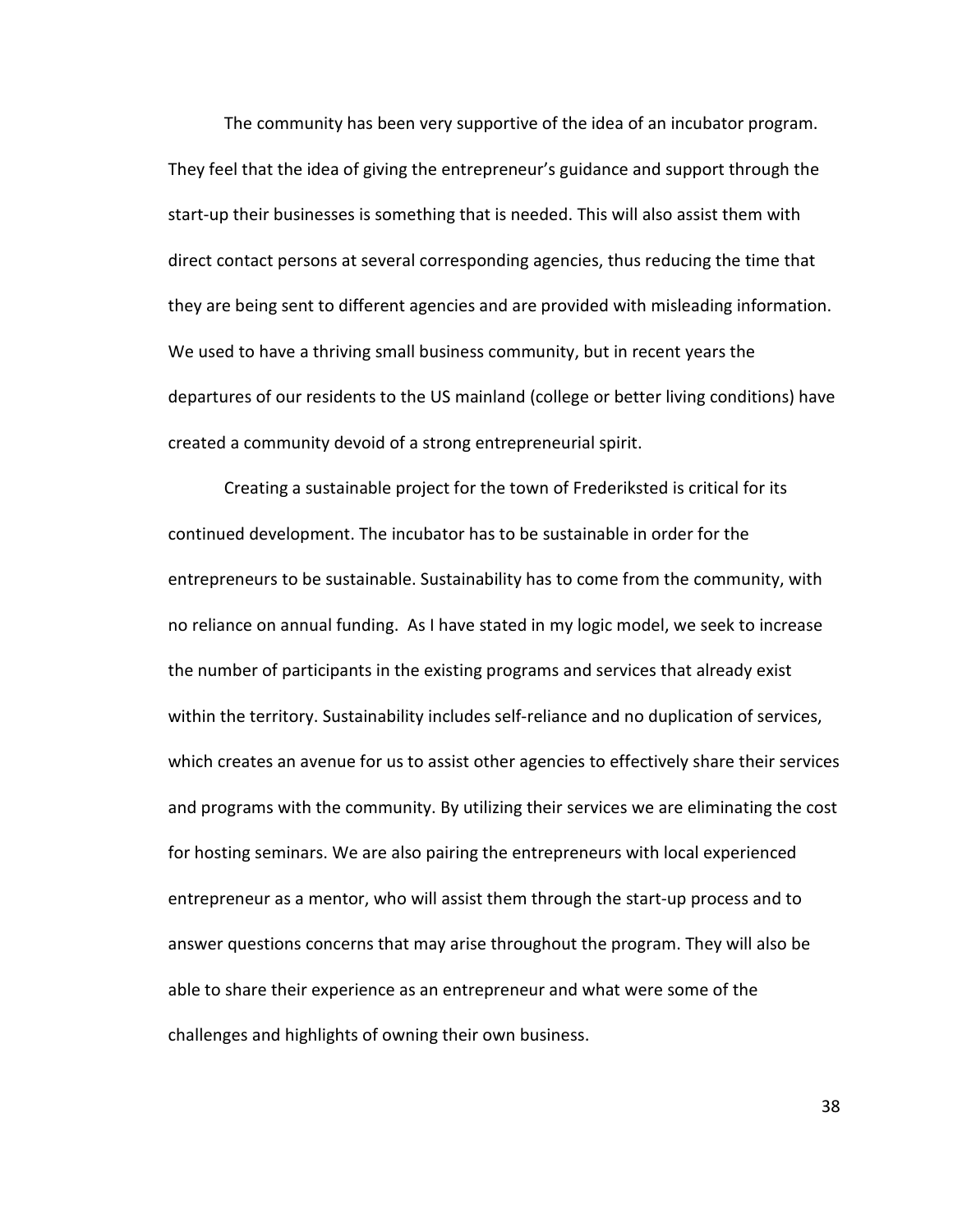The community has been very supportive of the idea of an incubator program. They feel that the idea of giving the entrepreneur's guidance and support through the start-up their businesses is something that is needed. This will also assist them with direct contact persons at several corresponding agencies, thus reducing the time that they are being sent to different agencies and are provided with misleading information. We used to have a thriving small business community, but in recent years the departures of our residents to the US mainland (college or better living conditions) have created a community devoid of a strong entrepreneurial spirit.

Creating a sustainable project for the town of Frederiksted is critical for its continued development. The incubator has to be sustainable in order for the entrepreneurs to be sustainable. Sustainability has to come from the community, with no reliance on annual funding. As I have stated in my logic model, we seek to increase the number of participants in the existing programs and services that already exist within the territory. Sustainability includes self-reliance and no duplication of services, which creates an avenue for us to assist other agencies to effectively share their services and programs with the community. By utilizing their services we are eliminating the cost for hosting seminars. We are also pairing the entrepreneurs with local experienced entrepreneur as a mentor, who will assist them through the start-up process and to answer questions concerns that may arise throughout the program. They will also be able to share their experience as an entrepreneur and what were some of the challenges and highlights of owning their own business.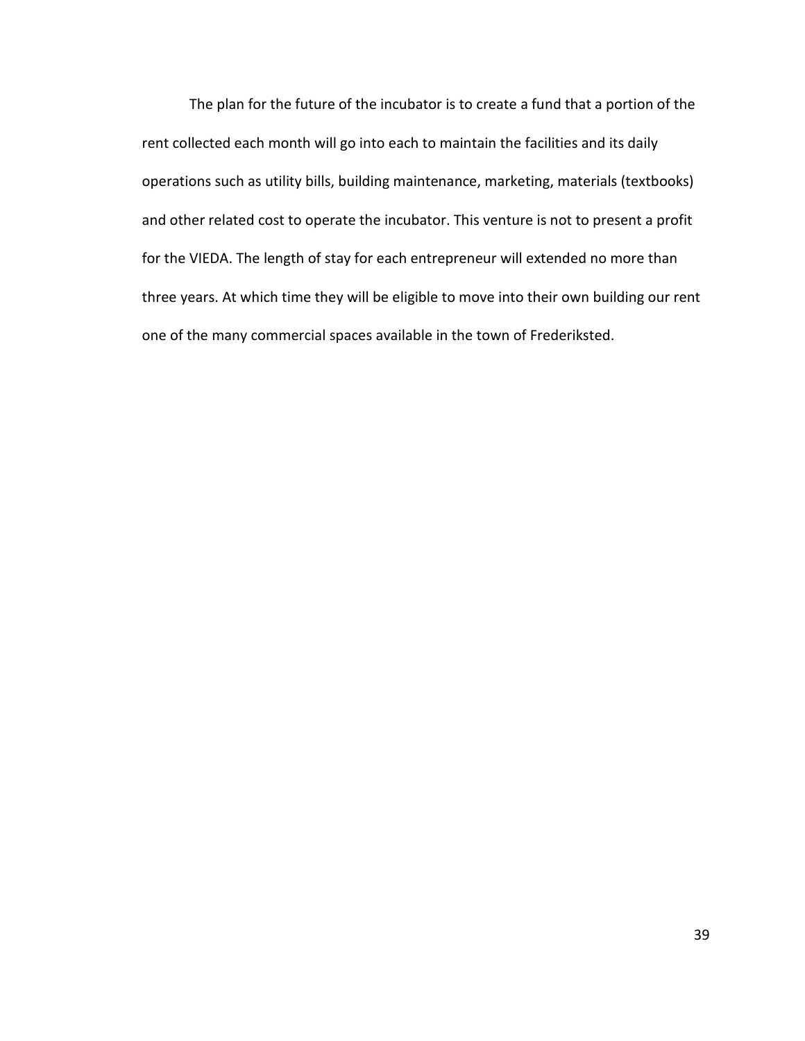The plan for the future of the incubator is to create a fund that a portion of the rent collected each month will go into each to maintain the facilities and its daily operations such as utility bills, building maintenance, marketing, materials (textbooks) and other related cost to operate the incubator. This venture is not to present a profit for the VIEDA. The length of stay for each entrepreneur will extended no more than three years. At which time they will be eligible to move into their own building our rent one of the many commercial spaces available in the town of Frederiksted.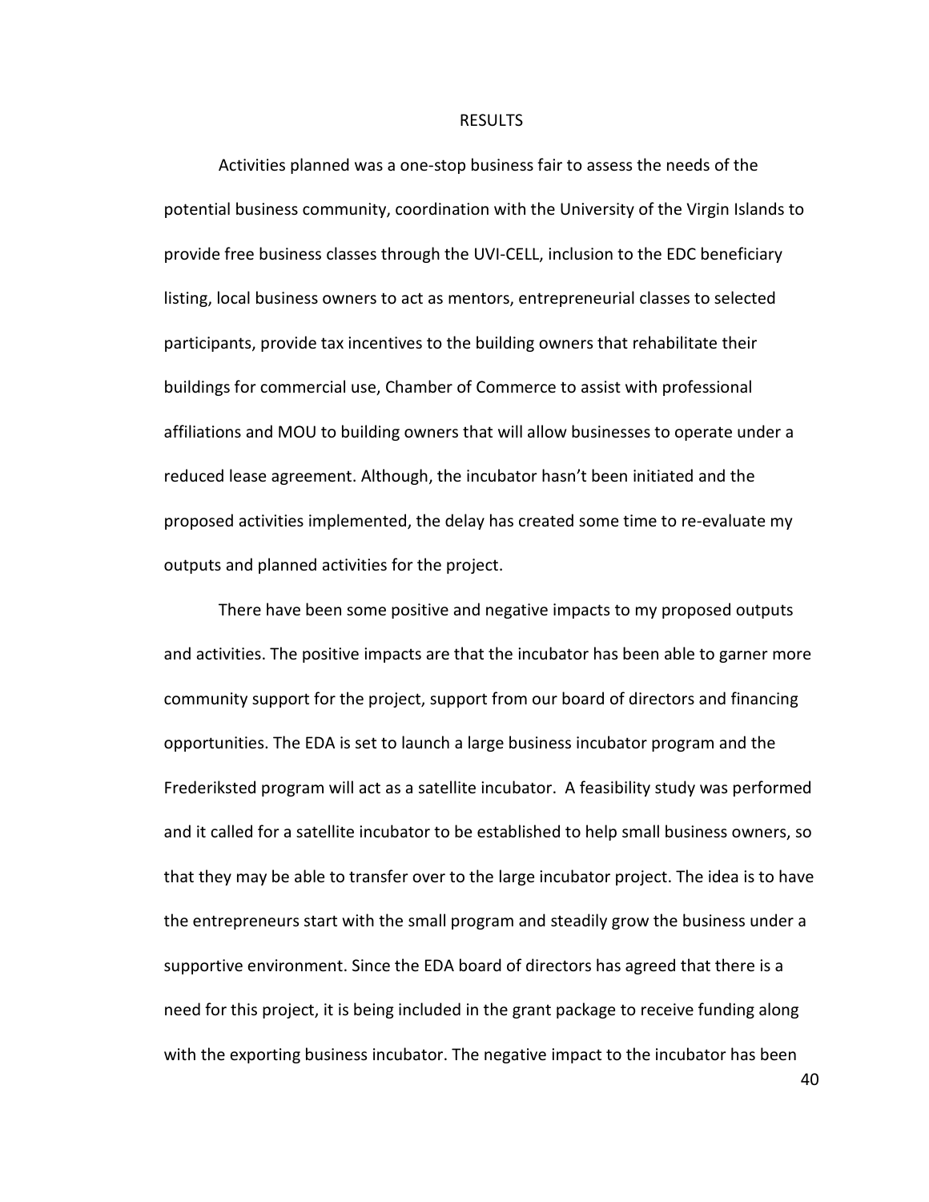# RESULTS

Activities planned was a one-stop business fair to assess the needs of the potential business community, coordination with the University of the Virgin Islands to provide free business classes through the UVI-CELL, inclusion to the EDC beneficiary listing, local business owners to act as mentors, entrepreneurial classes to selected participants, provide tax incentives to the building owners that rehabilitate their buildings for commercial use, Chamber of Commerce to assist with professional affiliations and MOU to building owners that will allow businesses to operate under a reduced lease agreement. Although, the incubator hasn't been initiated and the proposed activities implemented, the delay has created some time to re-evaluate my outputs and planned activities for the project.

There have been some positive and negative impacts to my proposed outputs and activities. The positive impacts are that the incubator has been able to garner more community support for the project, support from our board of directors and financing opportunities. The EDA is set to launch a large business incubator program and the Frederiksted program will act as a satellite incubator. A feasibility study was performed and it called for a satellite incubator to be established to help small business owners, so that they may be able to transfer over to the large incubator project. The idea is to have the entrepreneurs start with the small program and steadily grow the business under a supportive environment. Since the EDA board of directors has agreed that there is a need for this project, it is being included in the grant package to receive funding along with the exporting business incubator. The negative impact to the incubator has been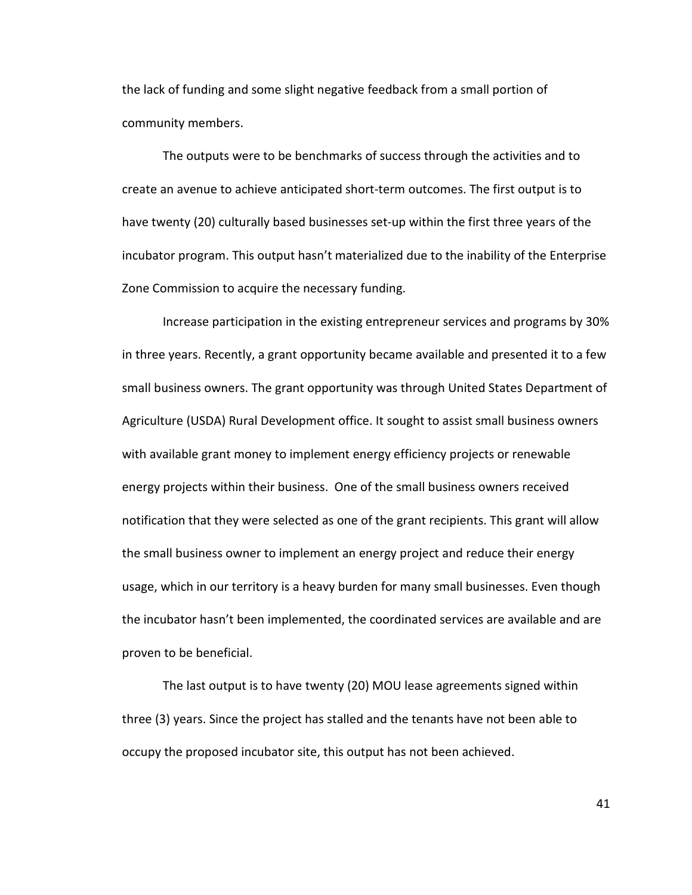the lack of funding and some slight negative feedback from a small portion of community members.

The outputs were to be benchmarks of success through the activities and to create an avenue to achieve anticipated short-term outcomes. The first output is to have twenty (20) culturally based businesses set-up within the first three years of the incubator program. This output hasn't materialized due to the inability of the Enterprise Zone Commission to acquire the necessary funding.

Increase participation in the existing entrepreneur services and programs by 30% in three years. Recently, a grant opportunity became available and presented it to a few small business owners. The grant opportunity was through United States Department of Agriculture (USDA) Rural Development office. It sought to assist small business owners with available grant money to implement energy efficiency projects or renewable energy projects within their business. One of the small business owners received notification that they were selected as one of the grant recipients. This grant will allow the small business owner to implement an energy project and reduce their energy usage, which in our territory is a heavy burden for many small businesses. Even though the incubator hasn't been implemented, the coordinated services are available and are proven to be beneficial.

The last output is to have twenty (20) MOU lease agreements signed within three (3) years. Since the project has stalled and the tenants have not been able to occupy the proposed incubator site, this output has not been achieved.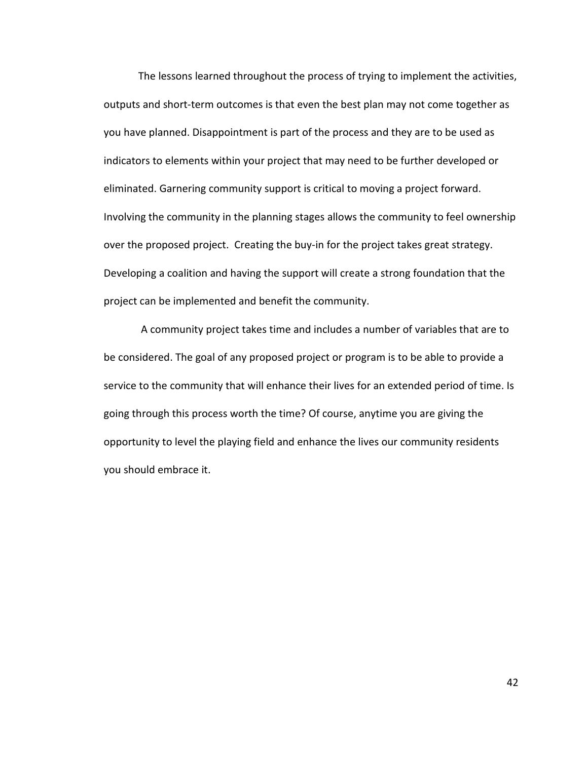The lessons learned throughout the process of trying to implement the activities, outputs and short-term outcomes is that even the best plan may not come together as you have planned. Disappointment is part of the process and they are to be used as indicators to elements within your project that may need to be further developed or eliminated. Garnering community support is critical to moving a project forward. Involving the community in the planning stages allows the community to feel ownership over the proposed project. Creating the buy-in for the project takes great strategy. Developing a coalition and having the support will create a strong foundation that the project can be implemented and benefit the community.

A community project takes time and includes a number of variables that are to be considered. The goal of any proposed project or program is to be able to provide a service to the community that will enhance their lives for an extended period of time. Is going through this process worth the time? Of course, anytime you are giving the opportunity to level the playing field and enhance the lives our community residents you should embrace it.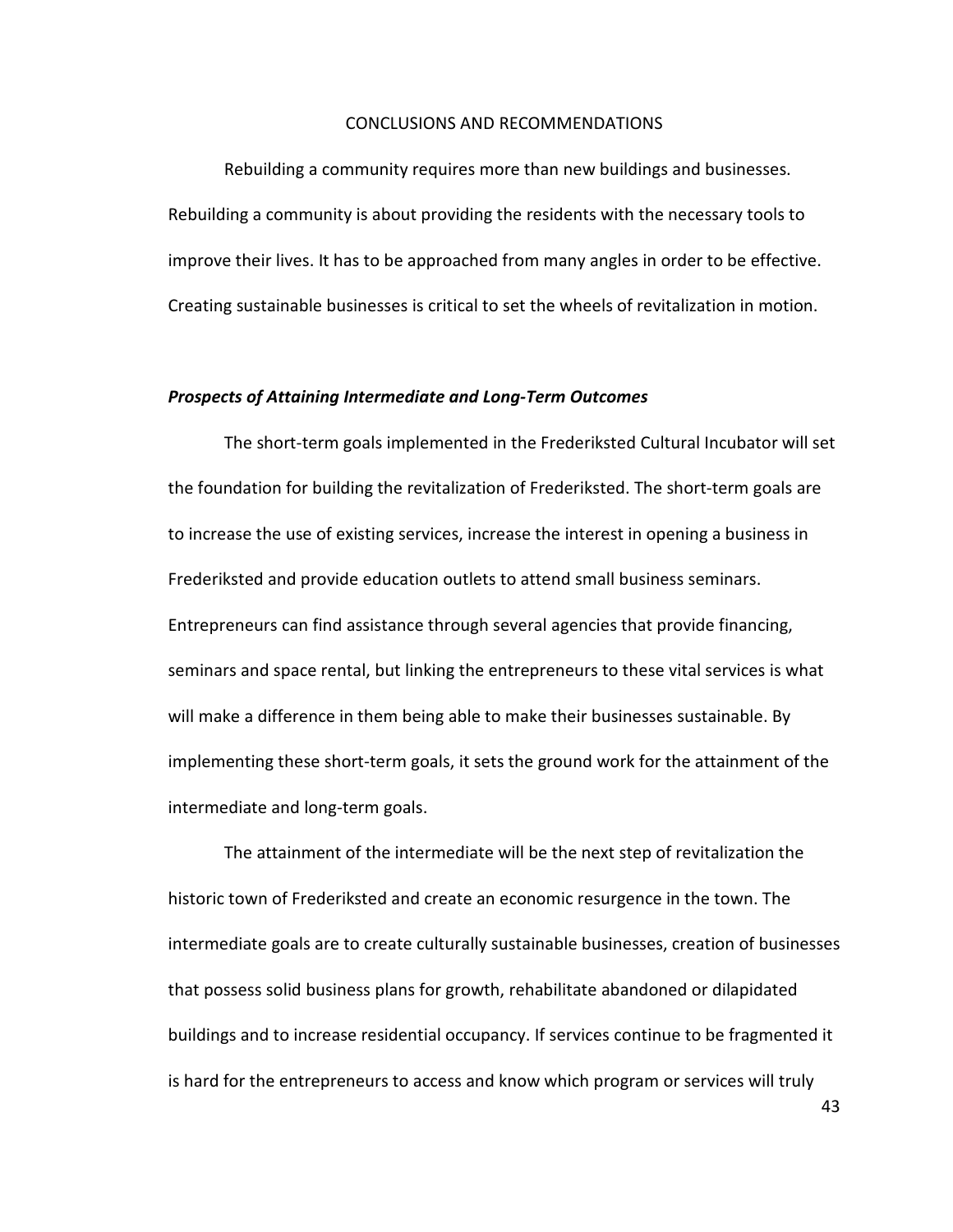# CONCLUSIONS AND RECOMMENDATIONS

Rebuilding a community requires more than new buildings and businesses. Rebuilding a community is about providing the residents with the necessary tools to improve their lives. It has to be approached from many angles in order to be effective. Creating sustainable businesses is critical to set the wheels of revitalization in motion.

### ***Prospects of Attaining Intermediate and Long-Term Outcomes***

The short-term goals implemented in the Frederiksted Cultural Incubator will set the foundation for building the revitalization of Frederiksted. The short-term goals are to increase the use of existing services, increase the interest in opening a business in Frederiksted and provide education outlets to attend small business seminars. Entrepreneurs can find assistance through several agencies that provide financing, seminars and space rental, but linking the entrepreneurs to these vital services is what will make a difference in them being able to make their businesses sustainable. By implementing these short-term goals, it sets the ground work for the attainment of the intermediate and long-term goals.

The attainment of the intermediate will be the next step of revitalization the historic town of Frederiksted and create an economic resurgence in the town. The intermediate goals are to create culturally sustainable businesses, creation of businesses that possess solid business plans for growth, rehabilitate abandoned or dilapidated buildings and to increase residential occupancy. If services continue to be fragmented it is hard for the entrepreneurs to access and know which program or services will truly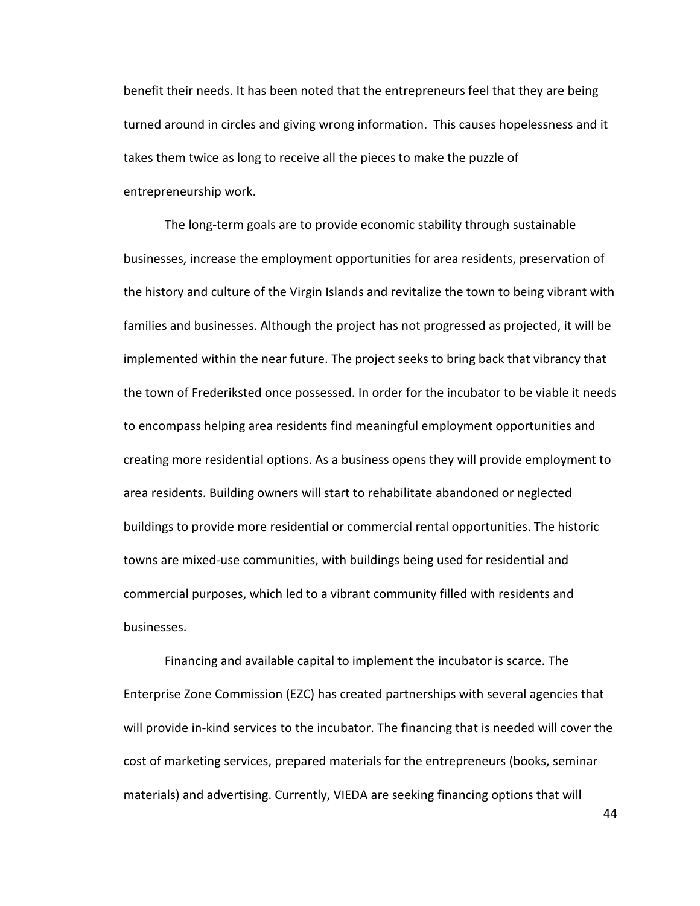benefit their needs. It has been noted that the entrepreneurs feel that they are being turned around in circles and giving wrong information. This causes hopelessness and it takes them twice as long to receive all the pieces to make the puzzle of entrepreneurship work.

The long-term goals are to provide economic stability through sustainable businesses, increase the employment opportunities for area residents, preservation of the history and culture of the Virgin Islands and revitalize the town to being vibrant with families and businesses. Although the project has not progressed as projected, it will be implemented within the near future. The project seeks to bring back that vibrancy that the town of Frederiksted once possessed. In order for the incubator to be viable it needs to encompass helping area residents find meaningful employment opportunities and creating more residential options. As a business opens they will provide employment to area residents. Building owners will start to rehabilitate abandoned or neglected buildings to provide more residential or commercial rental opportunities. The historic towns are mixed-use communities, with buildings being used for residential and commercial purposes, which led to a vibrant community filled with residents and businesses.

Financing and available capital to implement the incubator is scarce. The Enterprise Zone Commission (EZC) has created partnerships with several agencies that will provide in-kind services to the incubator. The financing that is needed will cover the cost of marketing services, prepared materials for the entrepreneurs (books, seminar materials) and advertising. Currently, VIEDA are seeking financing options that will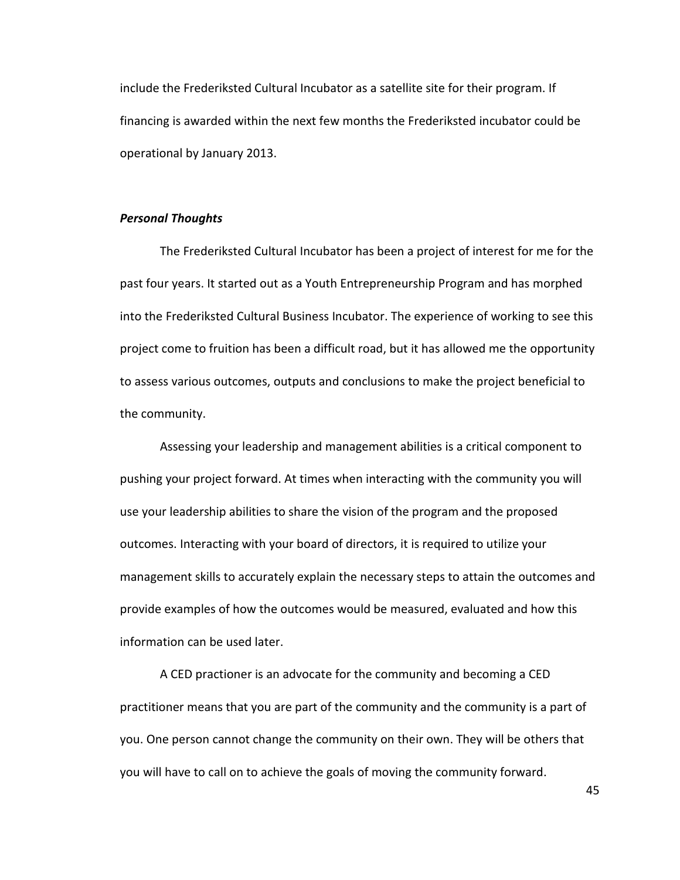include the Frederiksted Cultural Incubator as a satellite site for their program. If financing is awarded within the next few months the Frederiksted incubator could be operational by January 2013.

***Personal Thoughts***

The Frederiksted Cultural Incubator has been a project of interest for me for the past four years. It started out as a Youth Entrepreneurship Program and has morphed into the Frederiksted Cultural Business Incubator. The experience of working to see this project come to fruition has been a difficult road, but it has allowed me the opportunity to assess various outcomes, outputs and conclusions to make the project beneficial to the community.

Assessing your leadership and management abilities is a critical component to pushing your project forward. At times when interacting with the community you will use your leadership abilities to share the vision of the program and the proposed outcomes. Interacting with your board of directors, it is required to utilize your management skills to accurately explain the necessary steps to attain the outcomes and provide examples of how the outcomes would be measured, evaluated and how this information can be used later.

A CED practioner is an advocate for the community and becoming a CED practitioner means that you are part of the community and the community is a part of you. One person cannot change the community on their own. They will be others that you will have to call on to achieve the goals of moving the community forward.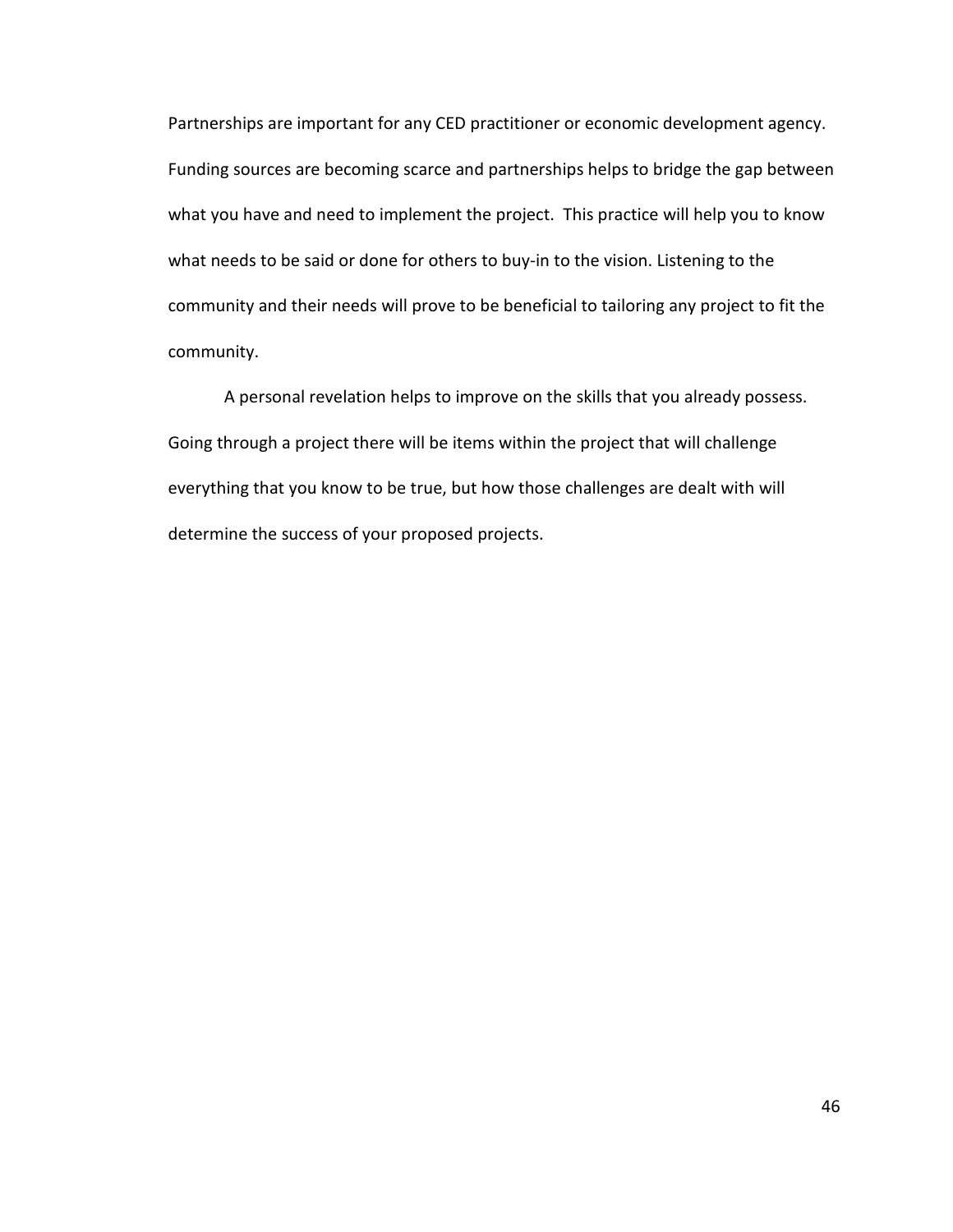Partnerships are important for any CED practitioner or economic development agency. Funding sources are becoming scarce and partnerships helps to bridge the gap between what you have and need to implement the project. This practice will help you to know what needs to be said or done for others to buy-in to the vision. Listening to the community and their needs will prove to be beneficial to tailoring any project to fit the community.

A personal revelation helps to improve on the skills that you already possess. Going through a project there will be items within the project that will challenge everything that you know to be true, but how those challenges are dealt with will determine the success of your proposed projects.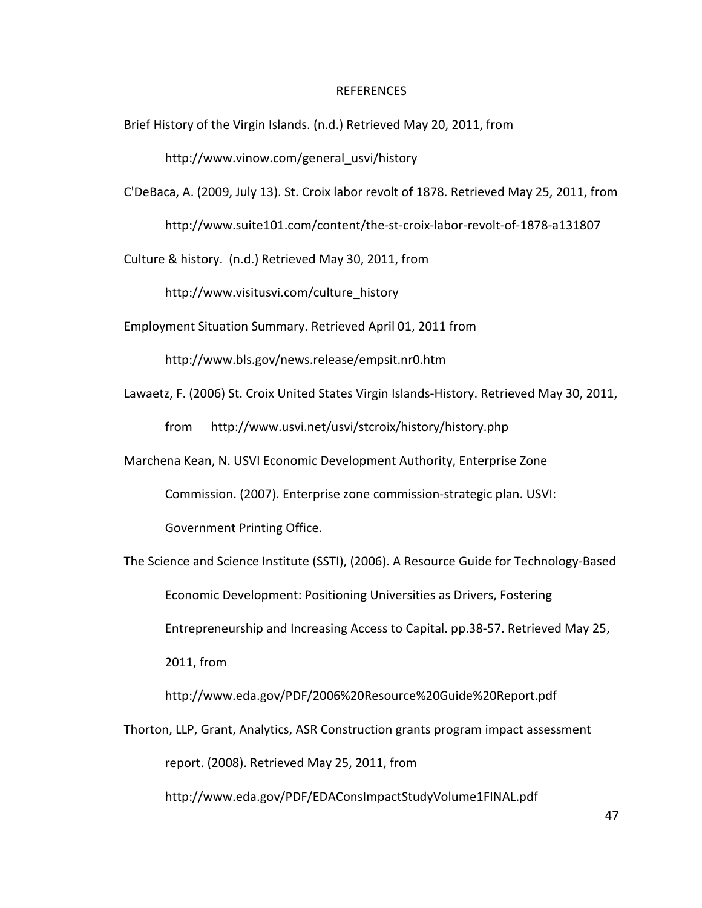# REFERENCES

Brief History of the Virgin Islands. (n.d.) Retrieved May 20, 2011, from http://www.vinow.com/general_usvi/history

C'DeBaca, A. (2009, July 13). St. Croix labor revolt of 1878. Retrieved May 25, 2011, from http://www.suite101.com/content/the-st-croix-labor-revolt-of-1878-a131807

Culture & history. (n.d.) Retrieved May 30, 2011, from http://www.visitusvi.com/culture_history

Employment Situation Summary. Retrieved April 01, 2011 from http://www.bls.gov/news.release/empsit.nr0.htm

Lawaetz, F. (2006) St. Croix United States Virgin Islands-History. Retrieved May 30, 2011, from http://www.usvi.net/usvi/stcroix/history/history.php

Marchena Kean, N. USVI Economic Development Authority, Enterprise Zone Commission. (2007). Enterprise zone commission-strategic plan. USVI: Government Printing Office.

The Science and Science Institute (SSTI), (2006). A Resource Guide for Technology-Based Economic Development: Positioning Universities as Drivers, Fostering Entrepreneurship and Increasing Access to Capital. pp.38-57. Retrieved May 25, 2011, from http://www.eda.gov/PDF/2006%20Resource%20Guide%20Report.pdf

Thorton, LLP, Grant, Analytics, ASR Construction grants program impact assessment report. (2008). Retrieved May 25, 2011, from http://www.eda.gov/PDF/EDAConsImpactStudyVolume1FINAL.pdf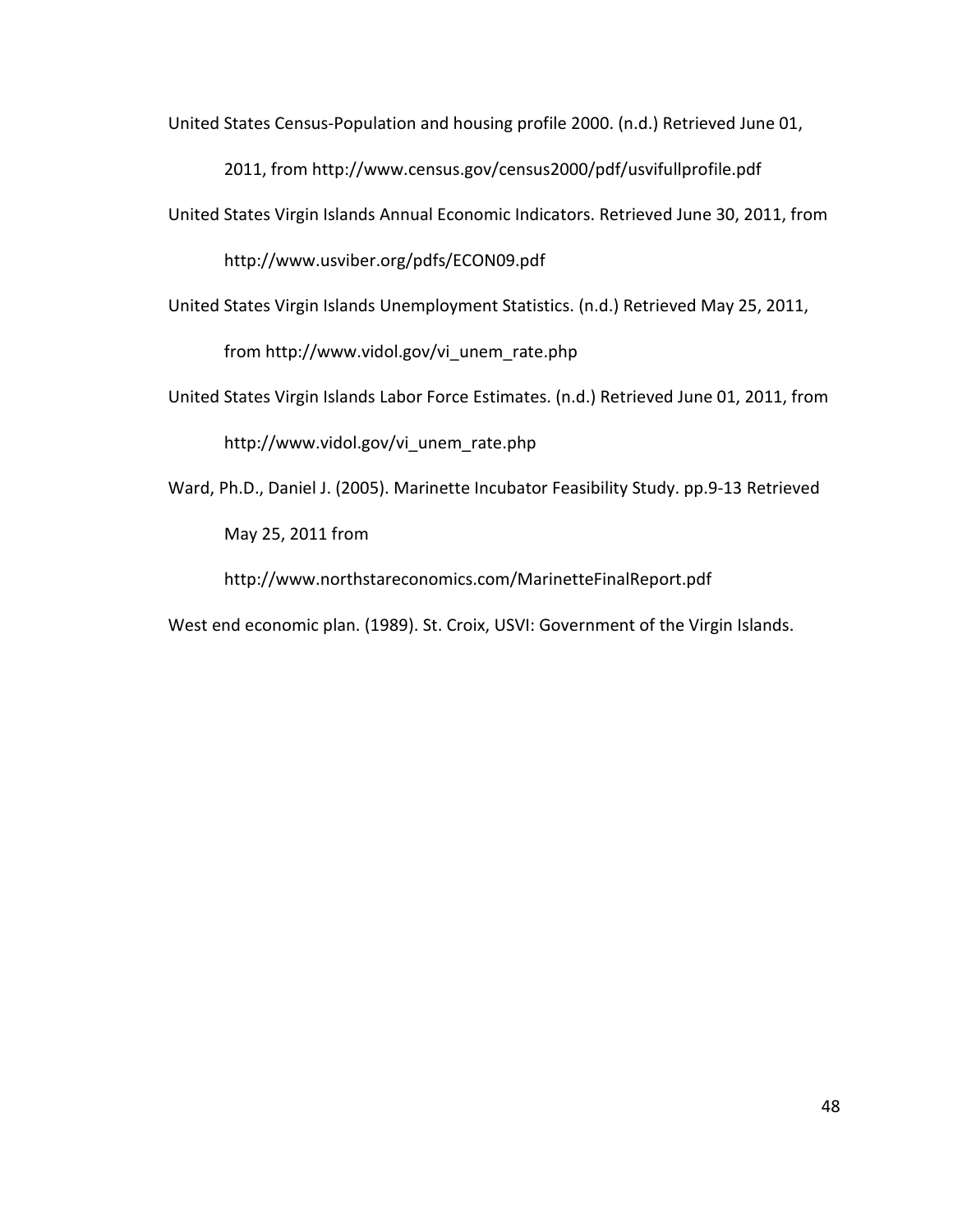United States Census-Population and housing profile 2000. (n.d.) Retrieved June 01, 2011, from http://www.census.gov/census2000/pdf/usvifullprofile.pdf

United States Virgin Islands Annual Economic Indicators. Retrieved June 30, 2011, from http://www.usviber.org/pdfs/ECON09.pdf

United States Virgin Islands Unemployment Statistics. (n.d.) Retrieved May 25, 2011, from http://www.vidol.gov/vi_unem_rate.php

United States Virgin Islands Labor Force Estimates. (n.d.) Retrieved June 01, 2011, from http://www.vidol.gov/vi_unem_rate.php

Ward, Ph.D., Daniel J. (2005). Marinette Incubator Feasibility Study. pp.9-13 Retrieved May 25, 2011 from http://www.northstareconomics.com/MarinetteFinalReport.pdf

West end economic plan. (1989). St. Croix, USVI: Government of the Virgin Islands.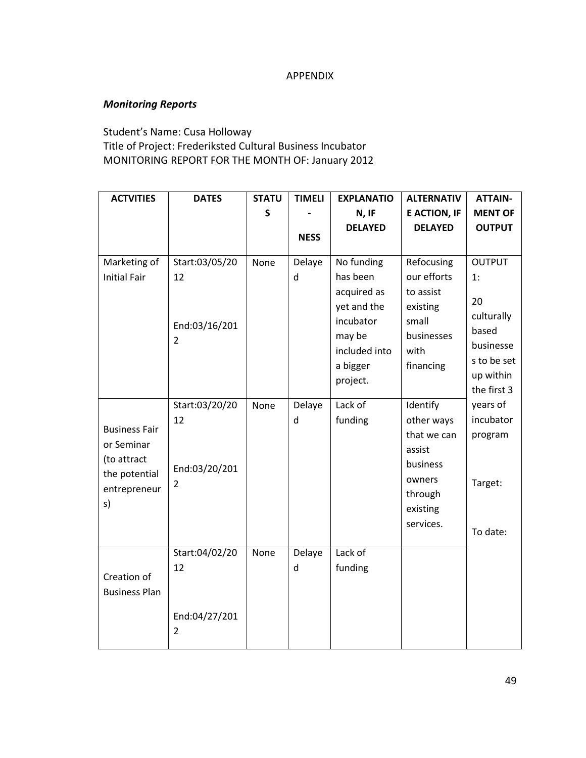APPENDIX

***Monitoring Reports***

Student's Name: Cusa Holloway
Title of Project: Frederiksted Cultural Business Incubator
MONITORING REPORT FOR THE MONTH OF: January 2012

| ACTVITIES | DATES | STATUS | TIMELI-NESS | EXPLANATION, IF DELAYED | ALTERNATIVE ACTION, IF DELAYED | ATTAIN-MENT OF OUTPUT |
|---|---|---|---|---|---|---|
| Marketing of Initial Fair | Start:03/05/2012<br><br>End:03/16/2012 | None | Delayed | No funding has been acquired as yet and the incubator may be included into a bigger project. | Refocusing our efforts to assist existing small businesses with financing | OUTPUT 1:<br><br>20 culturally based businesses to be set up within the first 3 years of incubator program<br><br>Target:<br><br>To date: |
| Business Fair or Seminar (to attract the potential entrepreneurs) | Start:03/20/2012<br><br>End:03/20/2012 | None | Delayed | Lack of funding | Identify other ways that we can assist business owners through existing services. | |
| Creation of Business Plan | Start:04/02/2012<br><br>End:04/27/2012 | None | Delayed | Lack of funding | | |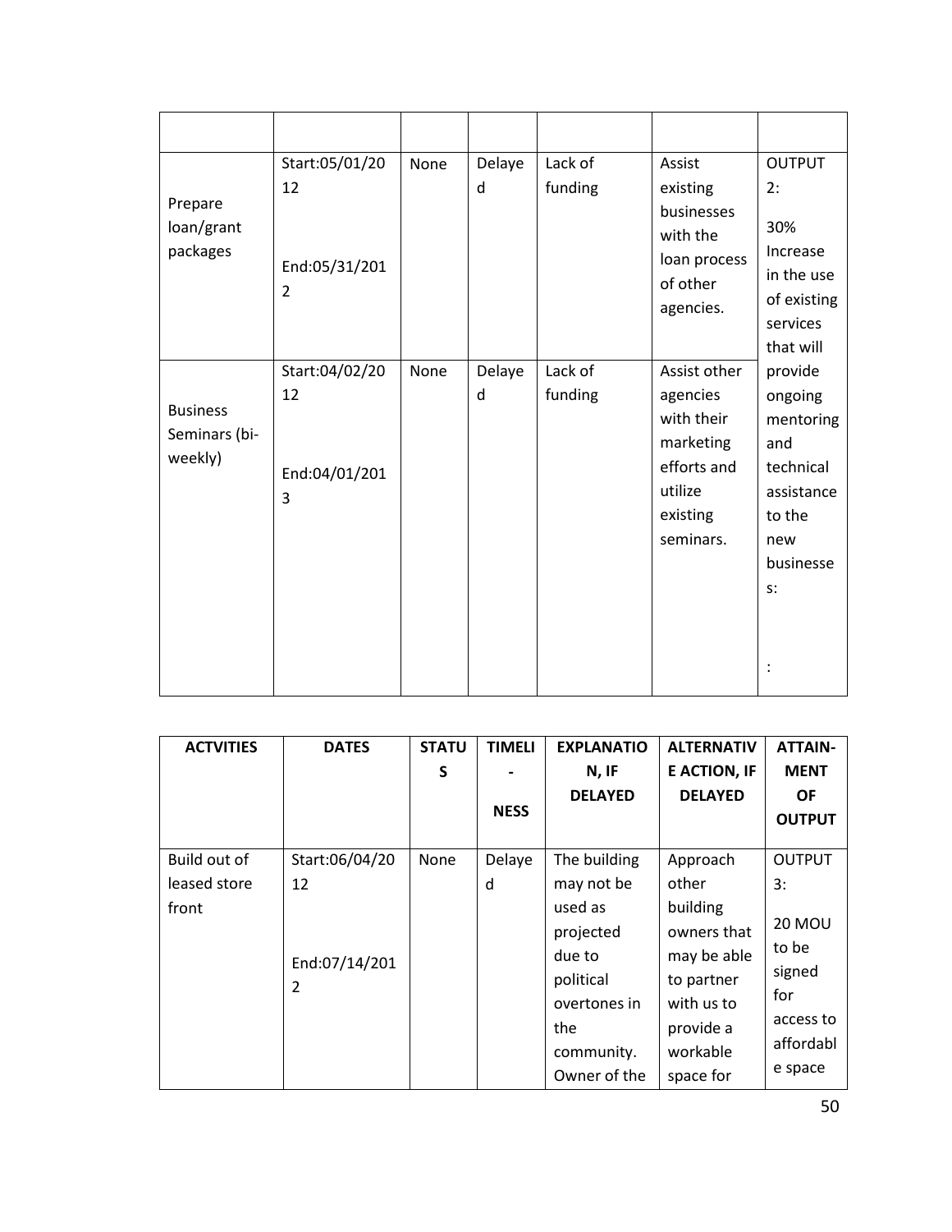| | | | | | | |
|---|---|---|---|---|---|---|
| Prepare loan/grant packages | Start:05/01/2012<br><br>End:05/31/2012 | None | Delayed | Lack of funding | Assist existing businesses with the loan process of other agencies. | OUTPUT 2:<br><br>30% Increase in the use of existing services that will provide ongoing mentoring and technical assistance to the new businesses:<br><br>: |
| Business Seminars (bi-weekly) | Start:04/02/2012<br><br>End:04/01/2013 | None | Delayed | Lack of funding | Assist other agencies with their marketing efforts and utilize existing seminars. | |

| ACTVITIES | DATES | STATUS | TIMELI-NESS | EXPLANATION, IF DELAYED | ALTERNATIVE ACTION, IF DELAYED | ATTAIN-MENT OF OUTPUT |
|---|---|---|---|---|---|---|
| Build out of leased store front | Start:06/04/2012<br><br>End:07/14/2012 | None | Delayed | The building may not be used as projected due to political overtones in the community. Owner of the | Approach other building owners that may be able to partner with us to provide a workable space for | OUTPUT 3:<br><br>20 MOU to be signed for access to affordable space |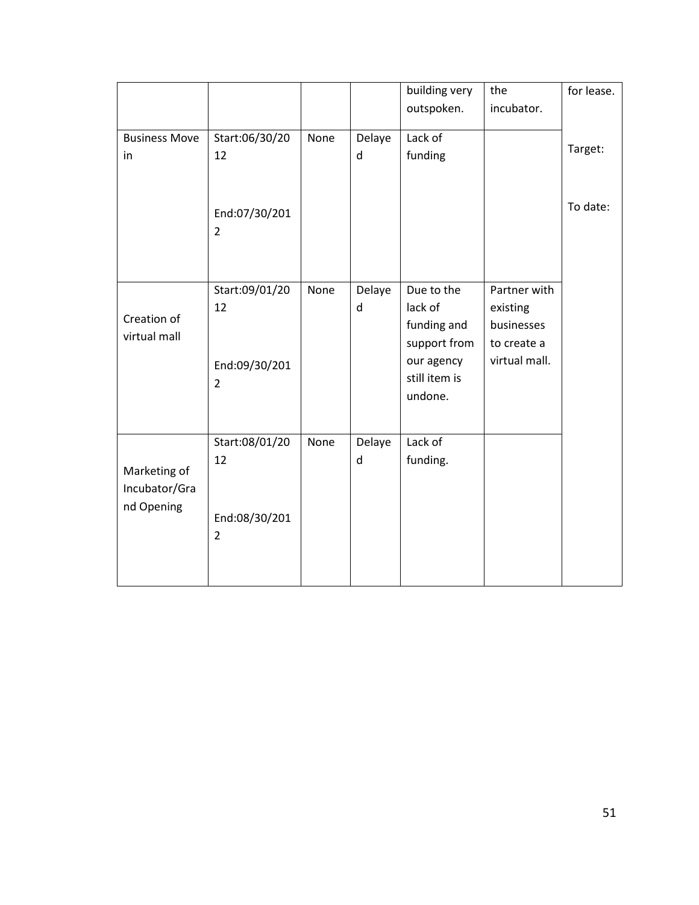| | | | | building very outspoken. | the incubator. | for lease. |
|---|---|---|---|---|---|---|
| Business Move in | Start:06/30/2012<br><br>End:07/30/2012 | None | Delayed | Lack of funding | | Target:<br><br>To date: |
| Creation of virtual mall | Start:09/01/2012<br><br>End:09/30/2012 | None | Delayed | Due to the lack of funding and support from our agency still item is undone. | Partner with existing businesses to create a virtual mall. | |
| Marketing of Incubator/Grand Opening | Start:08/01/2012<br><br>End:08/30/2012 | None | Delayed | Lack of funding. | | |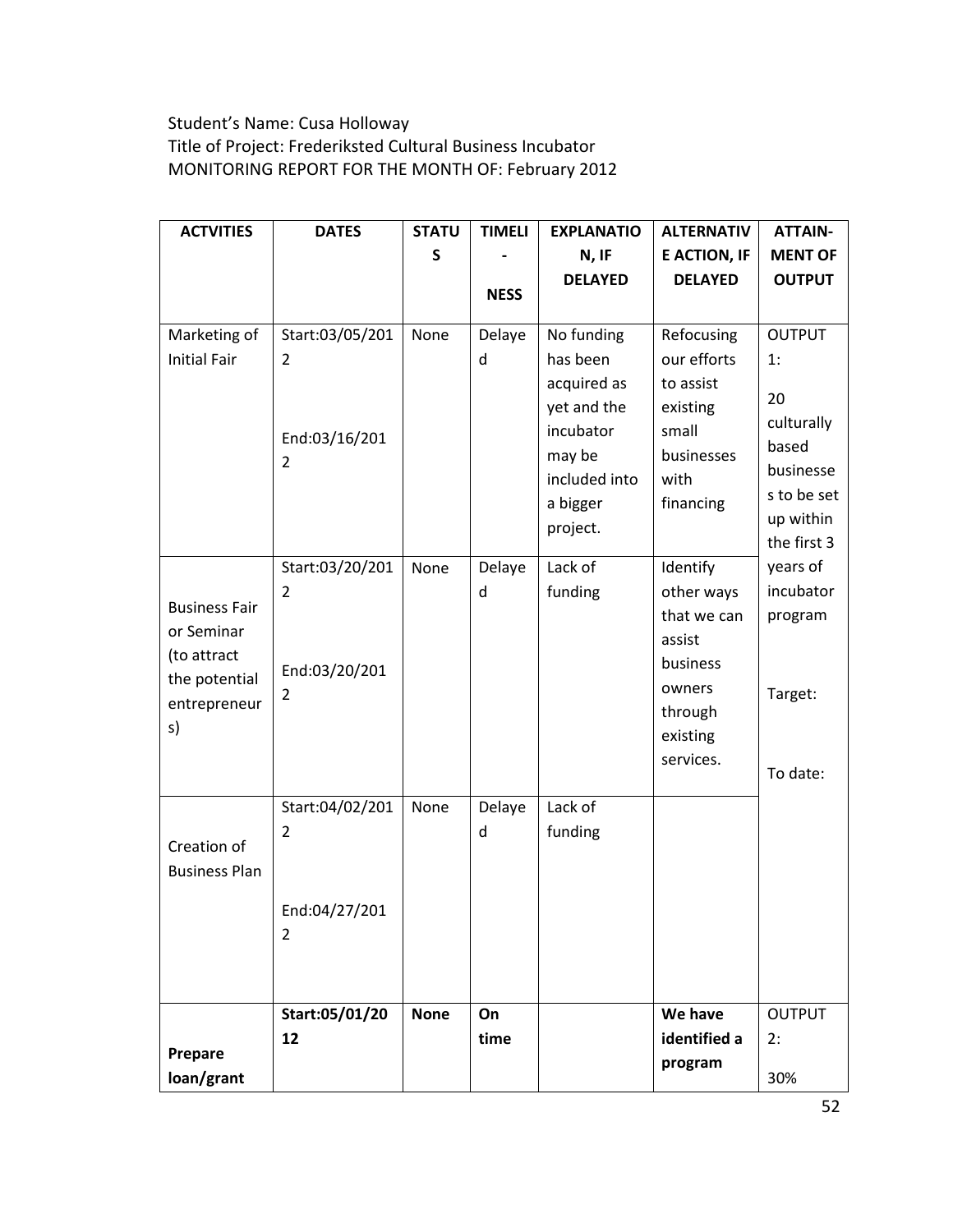Student's Name: Cusa Holloway
Title of Project: Frederiksted Cultural Business Incubator
MONITORING REPORT FOR THE MONTH OF: February 2012

| ACTVITIES | DATES | STATUS | TIMELI-NESS | EXPLANATION, IF DELAYED | ALTERNATIVE ACTION, IF DELAYED | ATTAIN-MENT OF OUTPUT |
|---|---|---|---|---|---|---|
| Marketing of Initial Fair | Start:03/05/2012 End:03/16/2012 | None | Delayed | No funding has been acquired as yet and the incubator may be included into a bigger project. | Refocusing our efforts to assist existing small businesses with financing | OUTPUT 1: 20 culturally based businesses to be set up within the first 3 years of incubator program Target: To date: |
| Business Fair or Seminar (to attract the potential entrepreneurs) | Start:03/20/2012 End:03/20/2012 | None | Delayed | Lack of funding | Identify other ways that we can assist business owners through existing services. | |
| Creation of Business Plan | Start:04/02/2012 End:04/27/2012 | None | Delayed | Lack of funding | | |
| **Prepare loan/grant** | **Start:05/01/2012** | **None** | **On time** | | **We have identified a program** | OUTPUT 2: 30% |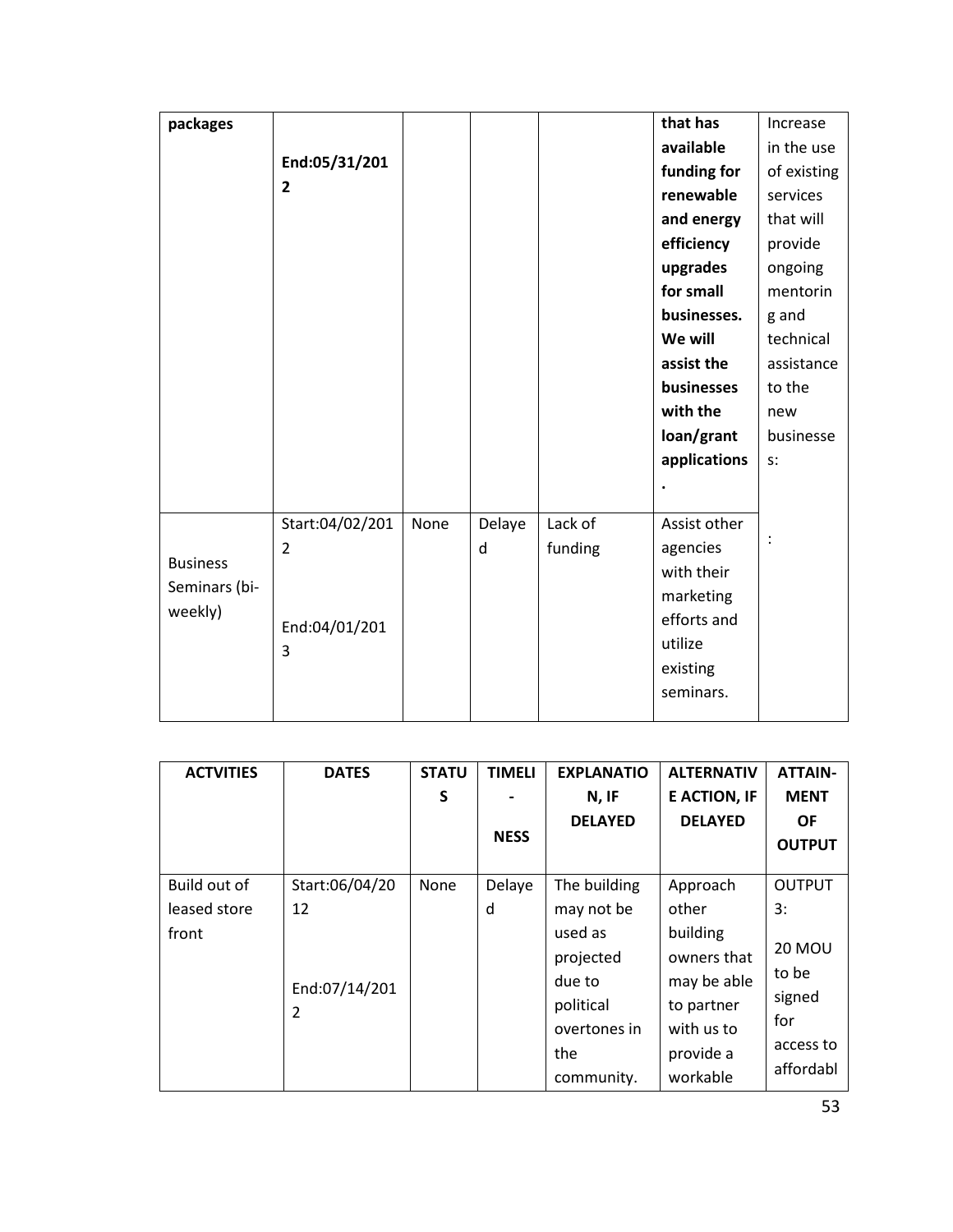| **packages** | **End:05/31/2012** | | | | **that has available funding for renewable and energy efficiency upgrades for small businesses. We will assist the businesses with the loan/grant applications.** | Increase in the use of existing services that will provide ongoing mentoring and technical assistance to the new businesses: |
|---|---|---|---|---|---|---|
| Business Seminars (bi-weekly) | Start:04/02/2012<br><br>End:04/01/2013 | None | Delayed | Lack of funding | Assist other agencies with their marketing efforts and utilize existing seminars. | : |

| **ACTVITIES** | **DATES** | **STATUS** | **TIMELI-NESS** | **EXPLANATION, IF DELAYED** | **ALTERNATIVE ACTION, IF DELAYED** | **ATTAIN-MENT OF OUTPUT** |
|---|---|---|---|---|---|---|
| Build out of leased store front | Start:06/04/2012<br><br>End:07/14/2012 | None | Delayed | The building may not be used as projected due to political overtones in the community. | Approach other building owners that may be able to partner with us to provide a workable | OUTPUT 3:<br><br>20 MOU to be signed for access to affordabl |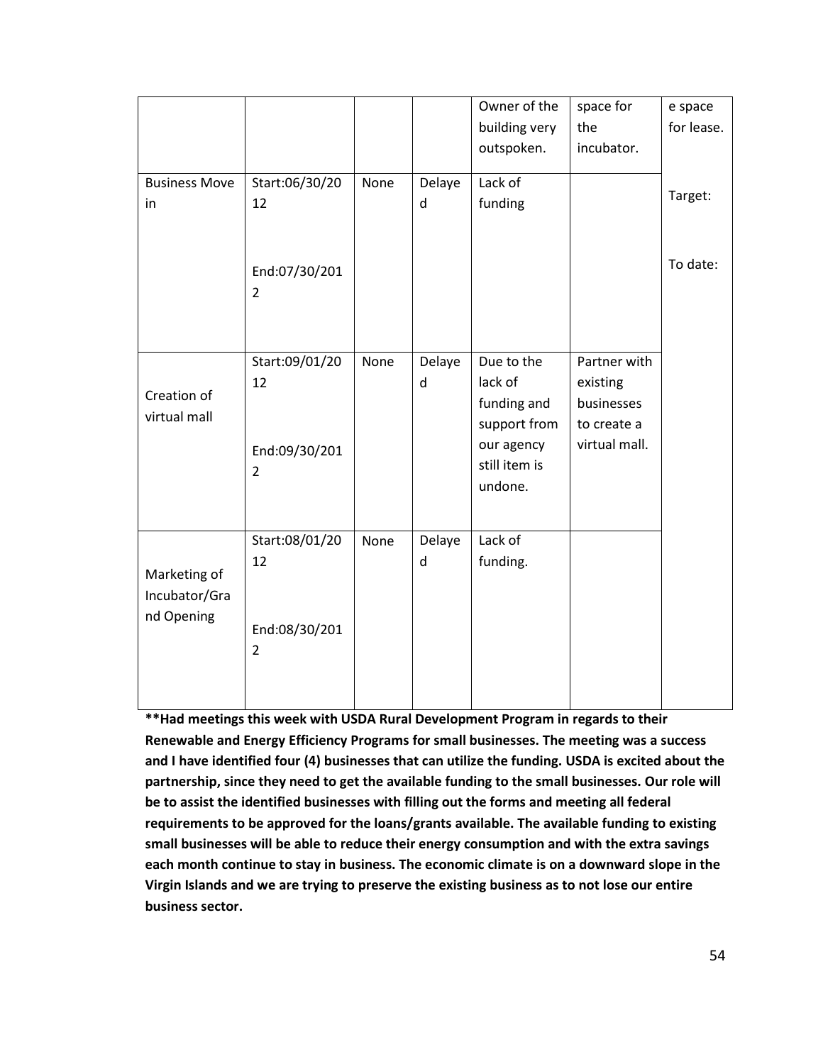| | | | | Owner of the building very outspoken. | space for the incubator. | e space for lease. |
|---|---|---|---|---|---|---|
| Business Move in | Start:06/30/2012<br><br>End:07/30/2012 | None | Delayed | Lack of funding | | Target:<br><br>To date: |
| Creation of virtual mall | Start:09/01/2012<br><br>End:09/30/2012 | None | Delayed | Due to the lack of funding and support from our agency still item is undone. | Partner with existing businesses to create a virtual mall. | |
| Marketing of Incubator/Grand Opening | Start:08/01/2012<br><br>End:08/30/2012 | None | Delayed | Lack of funding. | | |

**\*\*Had meetings this week with USDA Rural Development Program in regards to their Renewable and Energy Efficiency Programs for small businesses. The meeting was a success and I have identified four (4) businesses that can utilize the funding. USDA is excited about the partnership, since they need to get the available funding to the small businesses. Our role will be to assist the identified businesses with filling out the forms and meeting all federal requirements to be approved for the loans/grants available. The available funding to existing small businesses will be able to reduce their energy consumption and with the extra savings each month continue to stay in business. The economic climate is on a downward slope in the Virgin Islands and we are trying to preserve the existing business as to not lose our entire business sector.**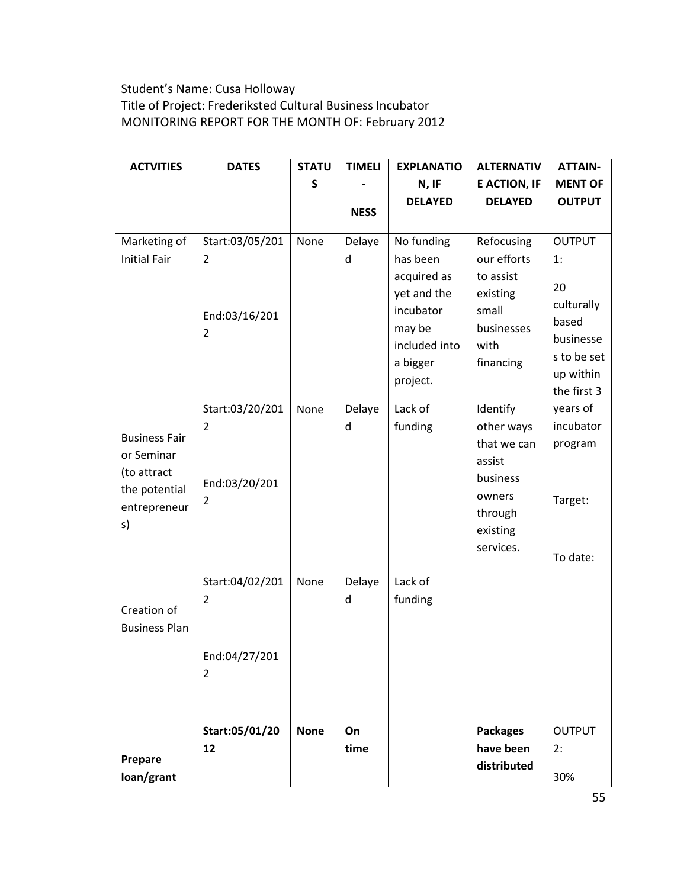Student's Name: Cusa Holloway
Title of Project: Frederiksted Cultural Business Incubator
MONITORING REPORT FOR THE MONTH OF: February 2012

| ACTVITIES | DATES | STATUS | TIMELI-NESS | EXPLANATION, IF DELAYED | ALTERNATIVE ACTION, IF DELAYED | ATTAIN-MENT OF OUTPUT |
|---|---|---|---|---|---|---|
| Marketing of Initial Fair | Start:03/05/2012<br>End:03/16/2012 | None | Delayed | No funding has been acquired as yet and the incubator may be included into a bigger project. | Refocusing our efforts to assist existing small businesses with financing | OUTPUT 1:<br>20 culturally based businesses to be set up within the first 3 years of incubator program<br>Target:<br>To date: |
| Business Fair or Seminar (to attract the potential entrepreneurs) | Start:03/20/2012<br>End:03/20/2012 | None | Delayed | Lack of funding | Identify other ways that we can assist business owners through existing services. | |
| Creation of Business Plan | Start:04/02/2012<br>End:04/27/2012 | None | Delayed | Lack of funding | | |
| **Prepare loan/grant** | **Start:05/01/2012** | **None** | **On time** | | **Packages have been distributed** | OUTPUT 2:<br>30% |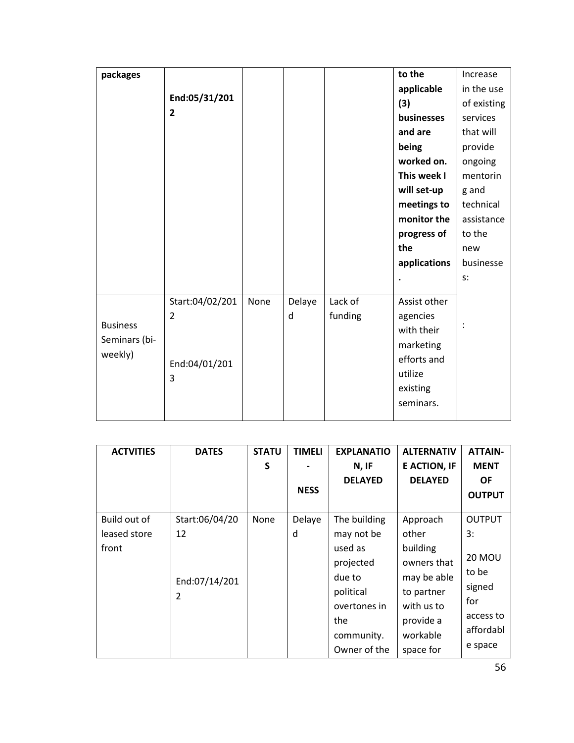| | | | | | | |
|---|---|---|---|---|---|---|
| **packages** | **End:05/31/2012** | | | | **to the applicable (3) businesses and are being worked on. This week I will set-up meetings to monitor the progress of the applications.** | Increase in the use of existing services that will provide ongoing mentoring and technical assistance to the new businesses: |
| Business Seminars (bi-weekly) | Start:04/02/2012<br><br>End:04/01/2013 | None | Delayed | Lack of funding | Assist other agencies with their marketing efforts and utilize existing seminars. | : |

| ACTVITIES | DATES | STATUS | TIMELI-NESS | EXPLANATION, IF DELAYED | ALTERNATIVE ACTION, IF DELAYED | ATTAIN-MENT OF OUTPUT |
|---|---|---|---|---|---|---|
| Build out of leased store front | Start:06/04/2012<br><br>End:07/14/2012 | None | Delayed | The building may not be used as projected due to political overtones in the community. Owner of the | Approach other building owners that may be able to partner with us to provide a workable space for | OUTPUT 3:<br><br>20 MOU to be signed for access to affordable space |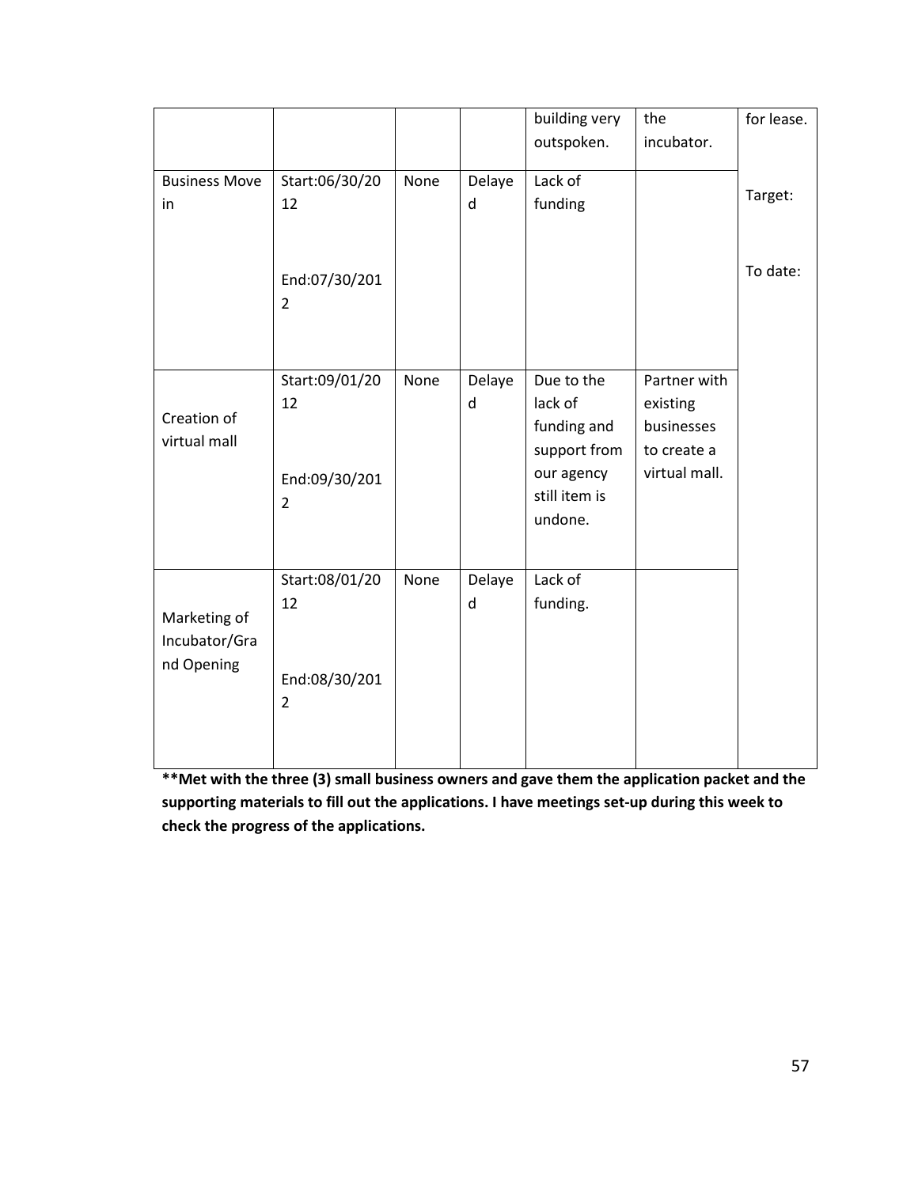| | | | | building very outspoken. | the incubator. | for lease. |
|---|---|---|---|---|---|---|
| Business Move in | Start:06/30/2012<br><br>End:07/30/2012 | None | Delayed | Lack of funding | | Target:<br><br>To date: |
| Creation of virtual mall | Start:09/01/2012<br><br>End:09/30/2012 | None | Delayed | Due to the lack of funding and support from our agency still item is undone. | Partner with existing businesses to create a virtual mall. | |
| Marketing of Incubator/Grand Opening | Start:08/01/2012<br><br>End:08/30/2012 | None | Delayed | Lack of funding. | | |

**\*\*Met with the three (3) small business owners and gave them the application packet and the supporting materials to fill out the applications. I have meetings set-up during this week to check the progress of the applications.**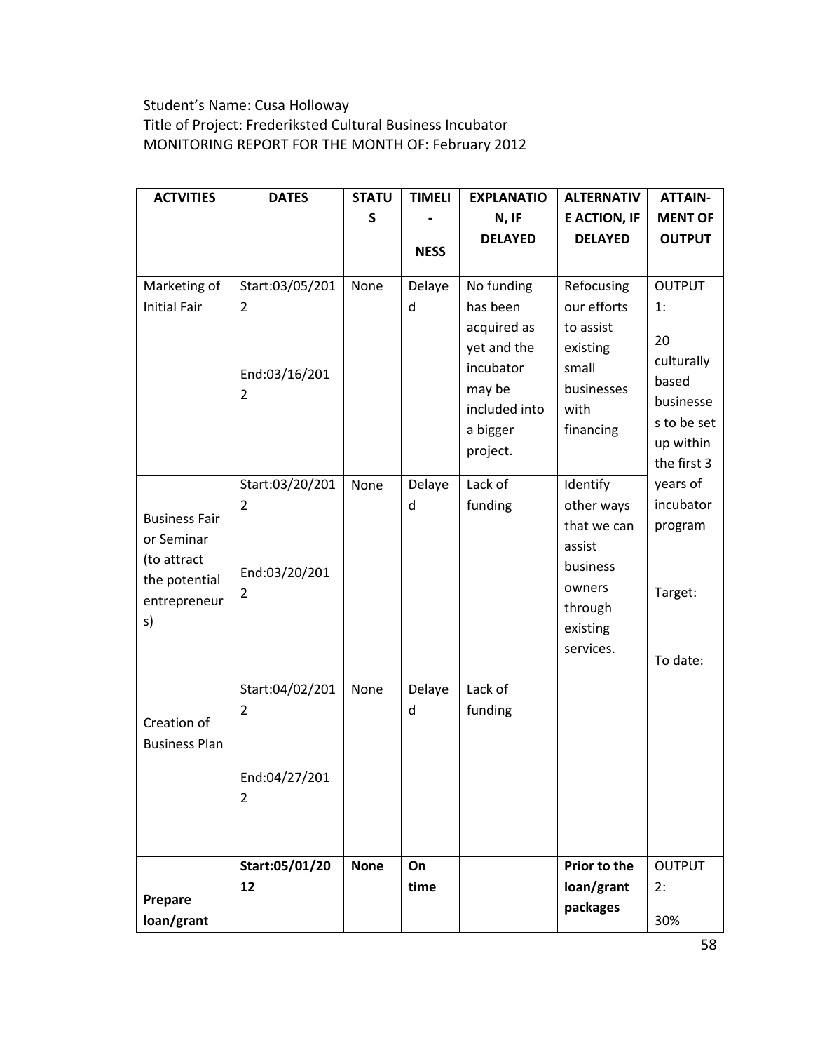Student's Name: Cusa Holloway
Title of Project: Frederiksted Cultural Business Incubator
MONITORING REPORT FOR THE MONTH OF: February 2012

| ACTVITIES | DATES | STATUS | TIMELI-NESS | EXPLANATION, IF DELAYED | ALTERNATIVE ACTION, IF DELAYED | ATTAIN-MENT OF OUTPUT |
|---|---|---|---|---|---|---|
| Marketing of Initial Fair | Start:03/05/2012<br><br>End:03/16/2012 | None | Delayed | No funding has been acquired as yet and the incubator may be included into a bigger project. | Refocusing our efforts to assist existing small businesses with financing | OUTPUT 1:<br><br>20 culturally based businesses to be set up within the first 3 years of incubator program<br><br>Target:<br><br>To date: |
| Business Fair or Seminar (to attract the potential entrepreneurs) | Start:03/20/2012<br><br>End:03/20/2012 | None | Delayed | Lack of funding | Identify other ways that we can assist business owners through existing services. | |
| Creation of Business Plan | Start:04/02/2012<br><br>End:04/27/2012 | None | Delayed | Lack of funding | | |
| **Prepare loan/grant** | **Start:05/01/2012** | **None** | **On time** | | **Prior to the loan/grant packages** | OUTPUT 2:<br><br>30% |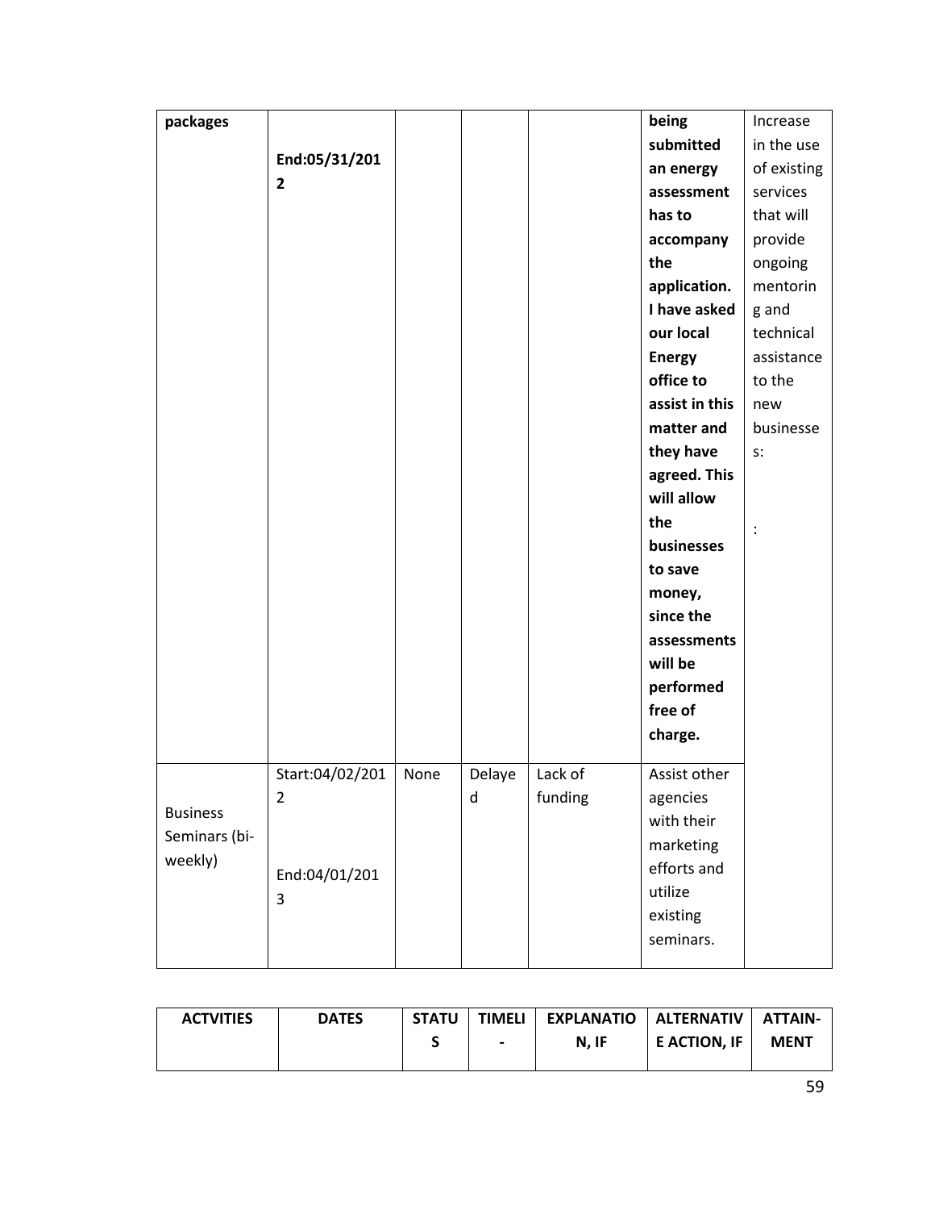| | | | | | | |
|---|---|---|---|---|---|---|
| **packages** | **End:05/31/2012** | | | | **being submitted an energy assessment has to accompany the application. I have asked our local Energy office to assist in this matter and they have agreed. This will allow the businesses to save money, since the assessments will be performed free of charge.** | Increase in the use of existing services that will provide ongoing mentoring and technical assistance to the new businesses:<br><br>: |
| Business Seminars (bi-weekly) | Start:04/02/2012<br><br>End:04/01/2013 | None | Delayed | Lack of funding | Assist other agencies with their marketing efforts and utilize existing seminars. | |

| ACTVITIES | DATES | STATUS | TIMELI- | EXPLANATION, IF | ALTERNATIVE ACTION, IF | ATTAIN-MENT |
|---|---|---|---|---|---|---|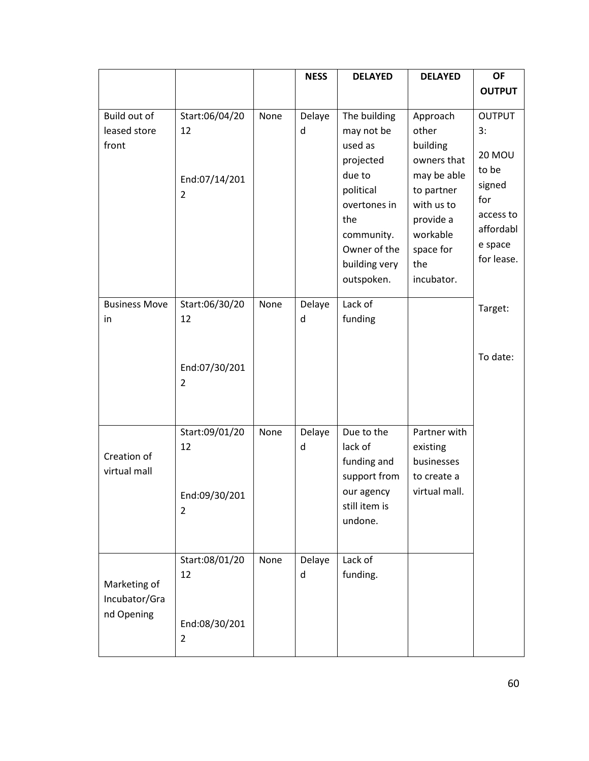| | | | NESS | DELAYED | DELAYED | OF OUTPUT |
|---|---|---|---|---|---|---|
| Build out of leased store front | Start:06/04/2012<br><br>End:07/14/2012 | None | Delayed | The building may not be used as projected due to political overtones in the community. Owner of the building very outspoken. | Approach other building owners that may be able to partner with us to provide a workable space for the incubator. | OUTPUT 3:<br><br>20 MOU to be signed for access to affordable space for lease.<br><br>Target:<br><br>To date: |
| Business Move in | Start:06/30/2012<br><br>End:07/30/2012 | None | Delayed | Lack of funding | | |
| Creation of virtual mall | Start:09/01/2012<br><br>End:09/30/2012 | None | Delayed | Due to the lack of funding and support from our agency still item is undone. | Partner with existing businesses to create a virtual mall. | |
| Marketing of Incubator/Grand Opening | Start:08/01/2012<br><br>End:08/30/2012 | None | Delayed | Lack of funding. | | |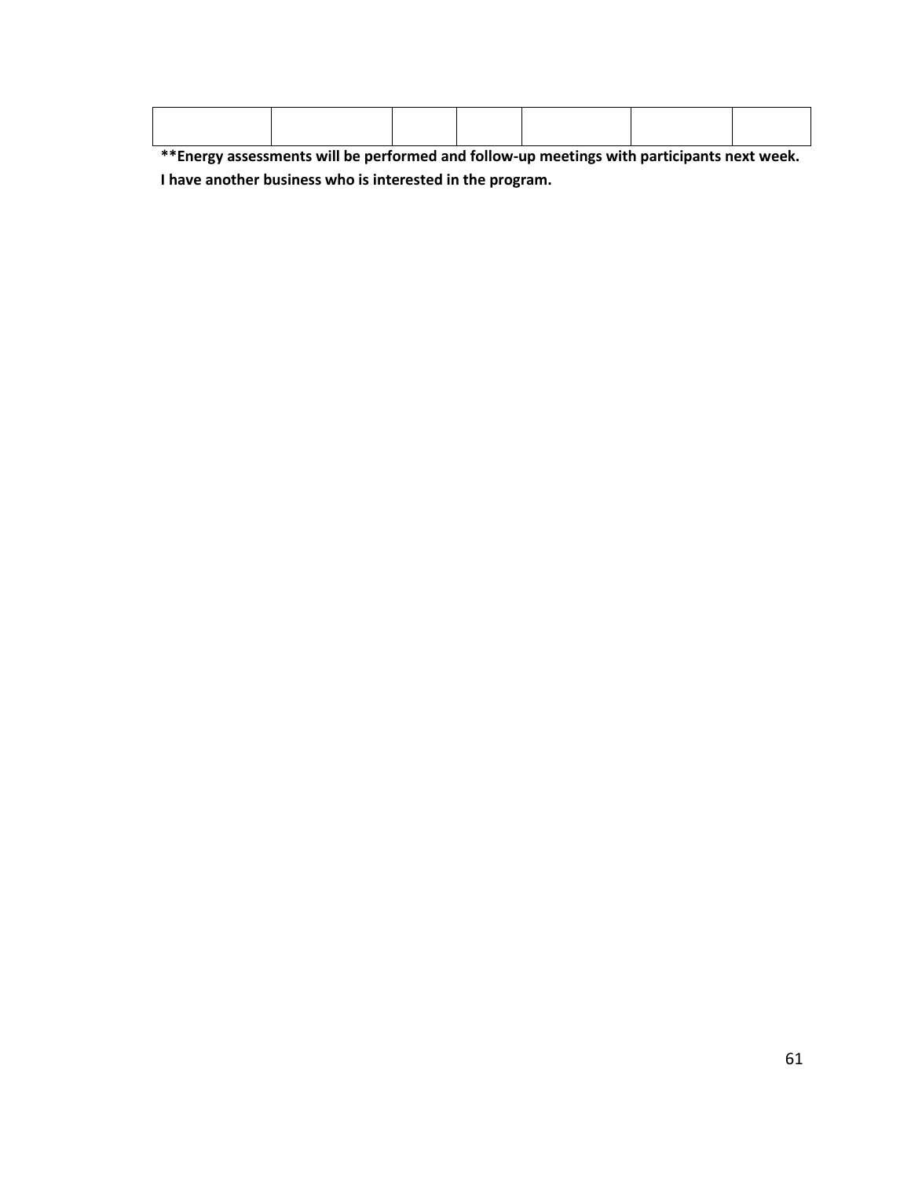| | | | | | | |
|---|---|---|---|---|---|---|
| | | | | | | |

**\*\*Energy assessments will be performed and follow-up meetings with participants next week. I have another business who is interested in the program.**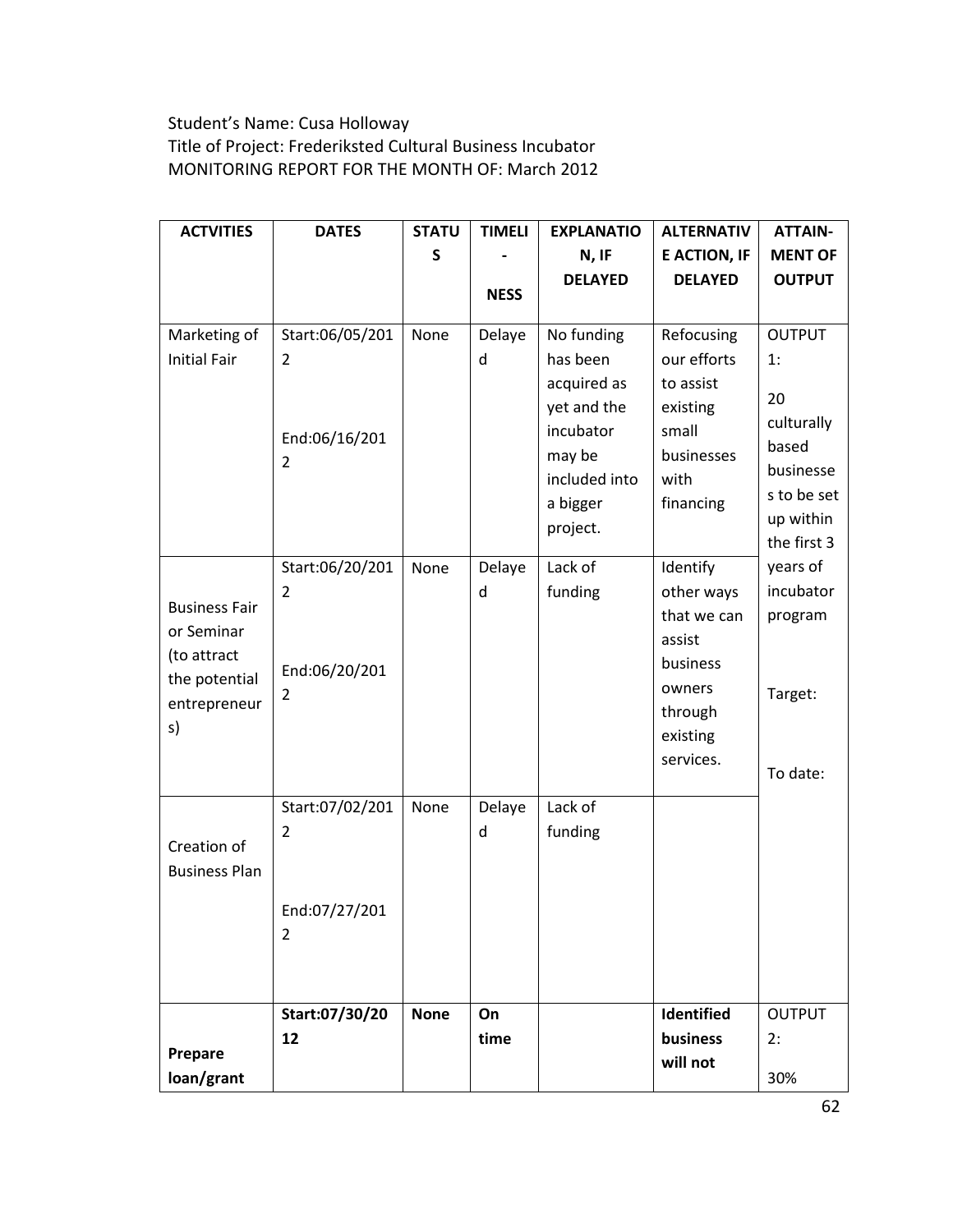Student's Name: Cusa Holloway
Title of Project: Frederiksted Cultural Business Incubator
MONITORING REPORT FOR THE MONTH OF: March 2012

| ACTVITIES | DATES | STATUS | TIMELI-NESS | EXPLANATION, IF DELAYED | ALTERNATIVE ACTION, IF DELAYED | ATTAIN-MENT OF OUTPUT |
|---|---|---|---|---|---|---|
| Marketing of Initial Fair | Start:06/05/2012<br>End:06/16/2012 | None | Delayed | No funding has been acquired as yet and the incubator may be included into a bigger project. | Refocusing our efforts to assist existing small businesses with financing | OUTPUT 1:<br>20 culturally based businesses to be set up within the first 3 years of incubator program<br>Target:<br>To date: |
| Business Fair or Seminar (to attract the potential entrepreneurs) | Start:06/20/2012<br>End:06/20/2012 | None | Delayed | Lack of funding | Identify other ways that we can assist business owners through existing services. | |
| Creation of Business Plan | Start:07/02/2012<br>End:07/27/2012 | None | Delayed | Lack of funding | | |
| **Prepare loan/grant** | **Start:07/30/2012** | **None** | **On time** | | **Identified business will not** | OUTPUT 2:<br>30% |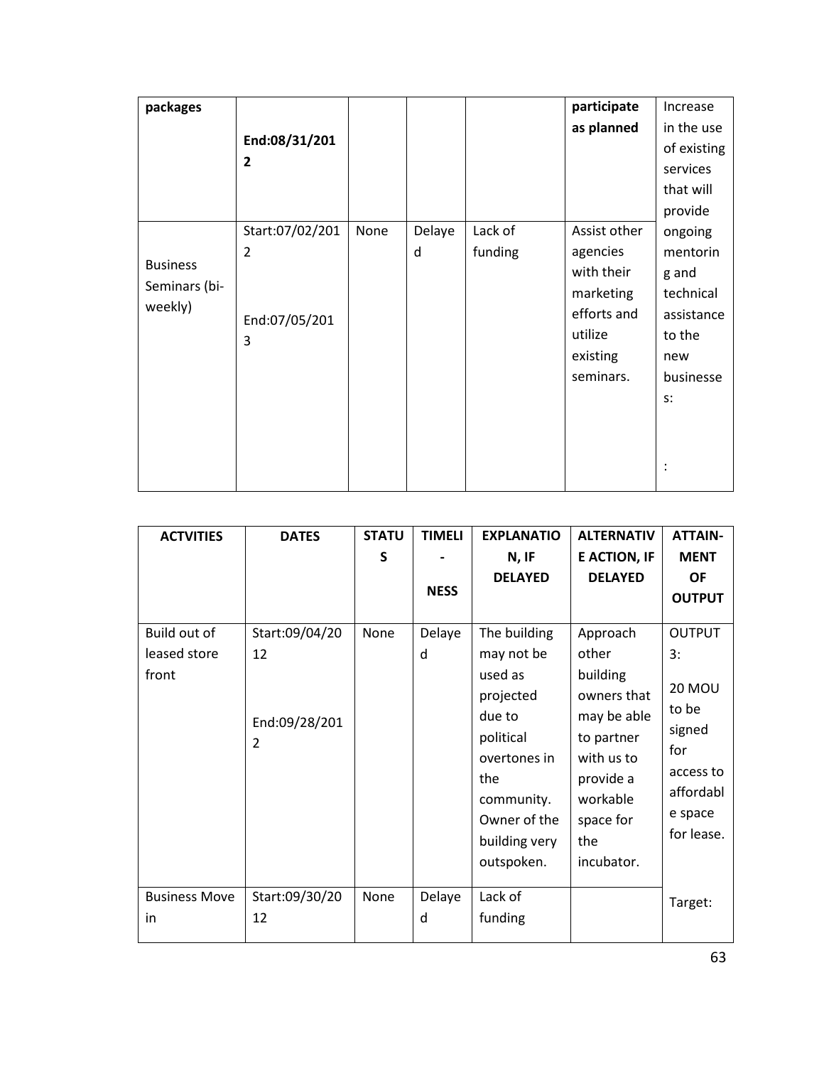| **packages** | **End:08/31/2012** | | | | **participate as planned** | Increase in the use of existing services that will provide ongoing mentoring and technical assistance to the new businesses: |
|---|---|---|---|---|---|---|
| Business Seminars (bi-weekly) | Start:07/02/2012<br><br>End:07/05/2013 | None | Delayed | Lack of funding | Assist other agencies with their marketing efforts and utilize existing seminars. | : |

| ACTVITIES | DATES | STATUS | TIMELI-NESS | EXPLANATION, IF DELAYED | ALTERNATIVE ACTION, IF DELAYED | ATTAIN-MENT OF OUTPUT |
|---|---|---|---|---|---|---|
| Build out of leased store front | Start:09/04/2012<br><br>End:09/28/2012 | None | Delayed | The building may not be used as projected due to political overtones in the community. Owner of the building very outspoken. | Approach other building owners that may be able to partner with us to provide a workable space for the incubator. | OUTPUT 3:<br><br>20 MOU to be signed for access to affordable space for lease. |
| Business Move in | Start:09/30/2012 | None | Delayed | Lack of funding | | Target: |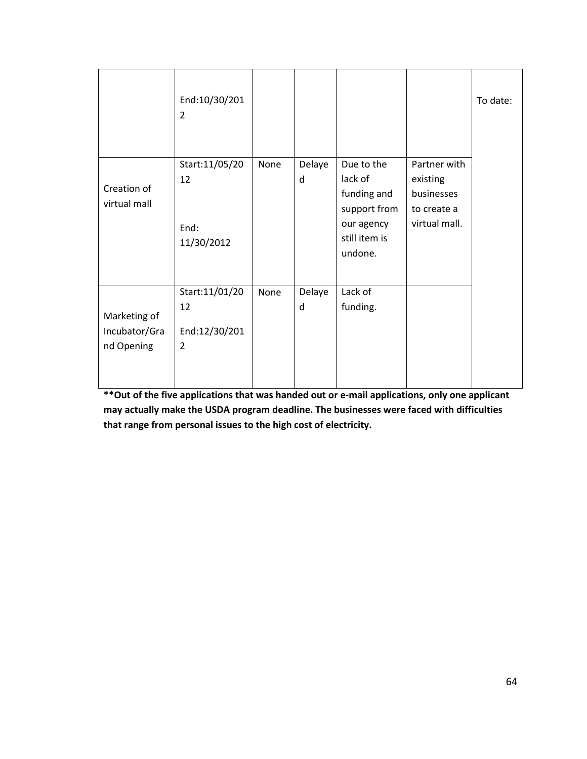| | | | | | | |
|---|---|---|---|---|---|---|
| | End:10/30/2012 | | | | | To date: |
| Creation of virtual mall | Start:11/05/2012<br><br>End: 11/30/2012 | None | Delayed | Due to the lack of funding and support from our agency still item is undone. | Partner with existing businesses to create a virtual mall. | |
| Marketing of Incubator/Grand Opening | Start:11/01/2012<br><br>End:12/30/2012 | None | Delayed | Lack of funding. | | |

**\*\*Out of the five applications that was handed out or e-mail applications, only one applicant may actually make the USDA program deadline. The businesses were faced with difficulties that range from personal issues to the high cost of electricity.**